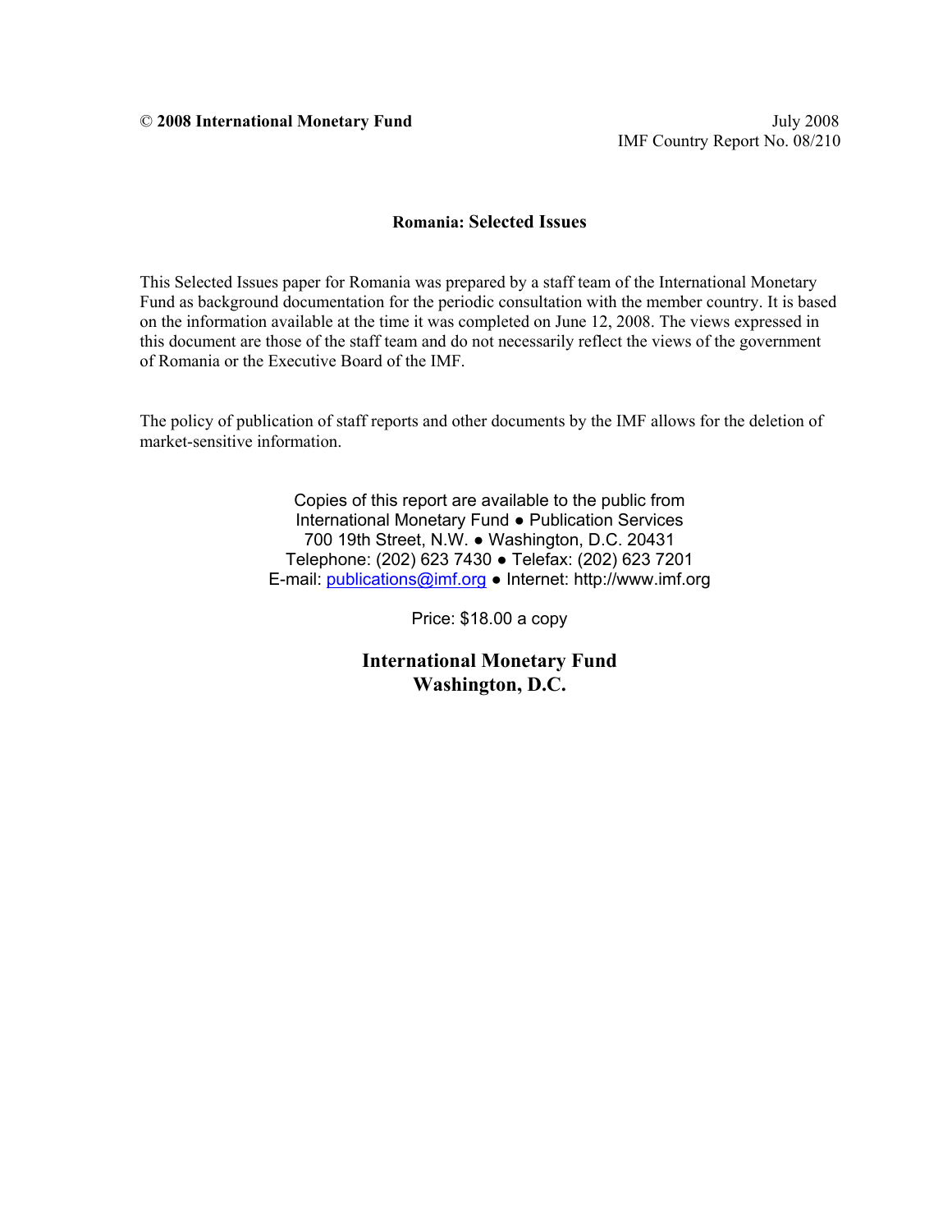© **2008 International Monetary Fund** July 2008

IMF Country Report No. 08/210

**Romania: Selected Issues**

This Selected Issues paper for Romania was prepared by a staff team of the International Monetary Fund as background documentation for the periodic consultation with the member country. It is based on the information available at the time it was completed on June 12, 2008. The views expressed in this document are those of the staff team and do not necessarily reflect the views of the government of Romania or the Executive Board of the IMF.

The policy of publication of staff reports and other documents by the IMF allows for the deletion of market-sensitive information.

Copies of this report are available to the public from
International Monetary Fund ● Publication Services
700 19th Street, N.W. ● Washington, D.C. 20431
Telephone: (202) 623 7430 ● Telefax: (202) 623 7201
E-mail: publications@imf.org ● Internet: http://www.imf.org

Price: $18.00 a copy

**International Monetary Fund**
**Washington, D.C.**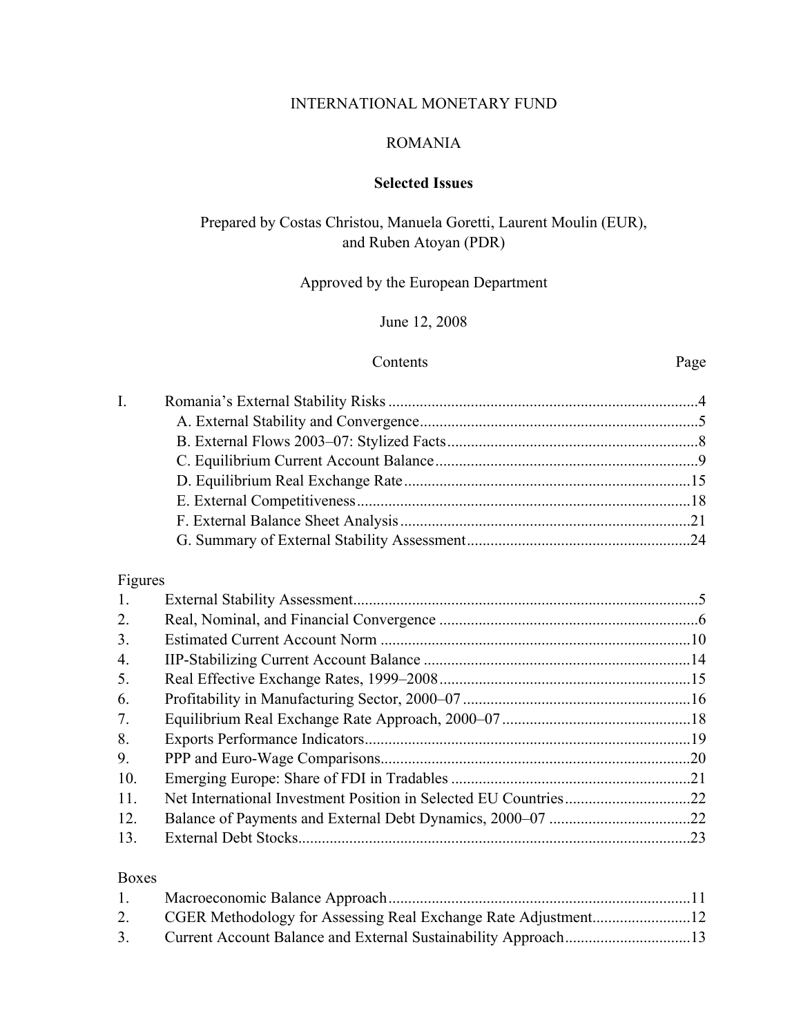INTERNATIONAL MONETARY FUND

ROMANIA

**Selected Issues**

Prepared by Costas Christou, Manuela Goretti, Laurent Moulin (EUR), and Ruben Atoyan (PDR)

Approved by the European Department

June 12, 2008

| Contents | | Page |
|---|---|---|
| I. | Romania's External Stability Risks | 4 |
| | A. External Stability and Convergence | 5 |
| | B. External Flows 2003–07: Stylized Facts | 8 |
| | C. Equilibrium Current Account Balance | 9 |
| | D. Equilibrium Real Exchange Rate | 15 |
| | E. External Competitiveness | 18 |
| | F. External Balance Sheet Analysis | 21 |
| | G. Summary of External Stability Assessment | 24 |

Figures

| | | |
|---|---|---|
| 1. | External Stability Assessment | 5 |
| 2. | Real, Nominal, and Financial Convergence | 6 |
| 3. | Estimated Current Account Norm | 10 |
| 4. | IIP-Stabilizing Current Account Balance | 14 |
| 5. | Real Effective Exchange Rates, 1999–2008 | 15 |
| 6. | Profitability in Manufacturing Sector, 2000–07 | 16 |
| 7. | Equilibrium Real Exchange Rate Approach, 2000–07 | 18 |
| 8. | Exports Performance Indicators | 19 |
| 9. | PPP and Euro-Wage Comparisons | 20 |
| 10. | Emerging Europe: Share of FDI in Tradables | 21 |
| 11. | Net International Investment Position in Selected EU Countries | 22 |
| 12. | Balance of Payments and External Debt Dynamics, 2000–07 | 22 |
| 13. | External Debt Stocks | 23 |

Boxes

| | | |
|---|---|---|
| 1. | Macroeconomic Balance Approach | 11 |
| 2. | CGER Methodology for Assessing Real Exchange Rate Adjustment | 12 |
| 3. | Current Account Balance and External Sustainability Approach | 13 |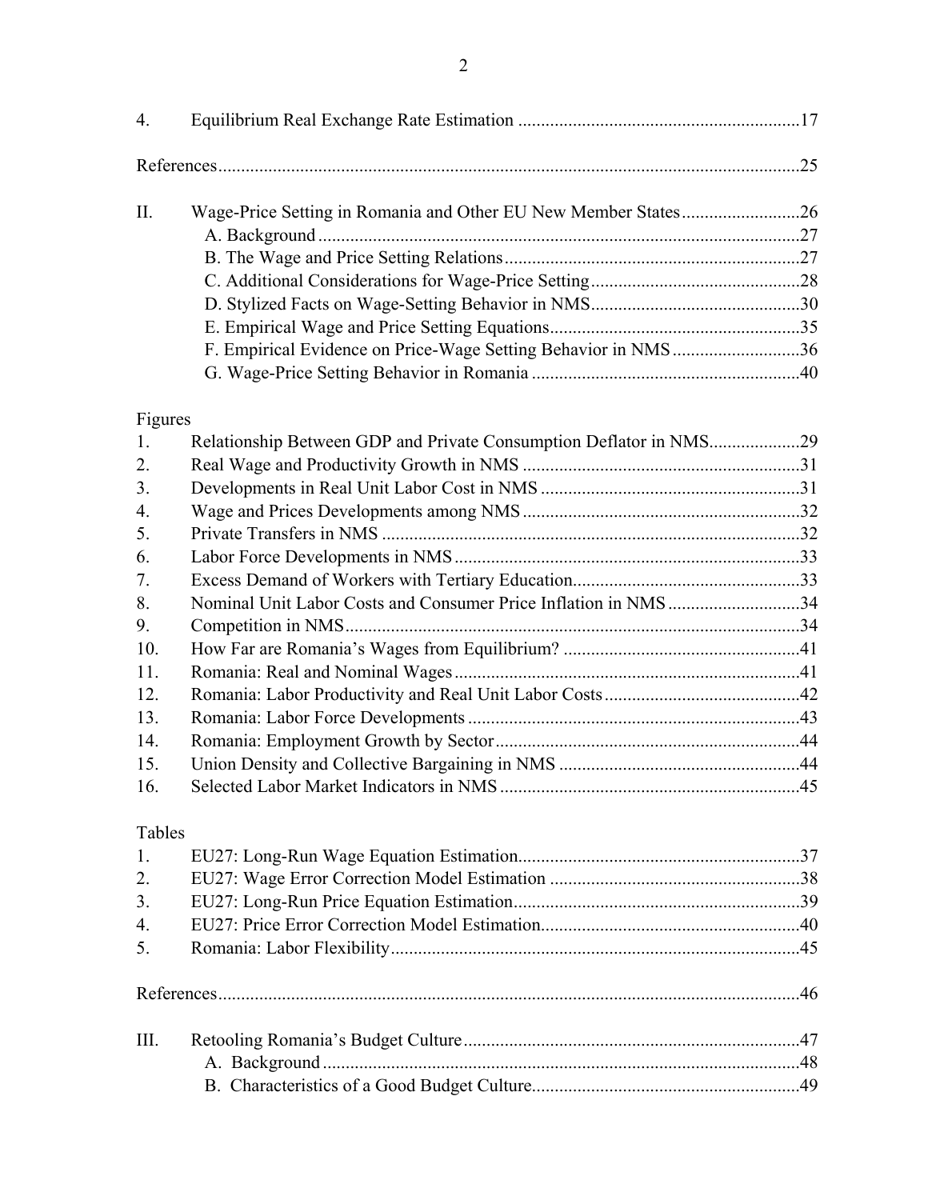| | | |
|---|---|---|
| 4. | Equilibrium Real Exchange Rate Estimation | 17 |
| | References | 25 |
| II. | Wage-Price Setting in Romania and Other EU New Member States | 26 |
| | A. Background | 27 |
| | B. The Wage and Price Setting Relations | 27 |
| | C. Additional Considerations for Wage-Price Setting | 28 |
| | D. Stylized Facts on Wage-Setting Behavior in NMS | 30 |
| | E. Empirical Wage and Price Setting Equations | 35 |
| | F. Empirical Evidence on Price-Wage Setting Behavior in NMS | 36 |
| | G. Wage-Price Setting Behavior in Romania | 40 |

Figures

| | | |
|---|---|---|
| 1. | Relationship Between GDP and Private Consumption Deflator in NMS | 29 |
| 2. | Real Wage and Productivity Growth in NMS | 31 |
| 3. | Developments in Real Unit Labor Cost in NMS | 31 |
| 4. | Wage and Prices Developments among NMS | 32 |
| 5. | Private Transfers in NMS | 32 |
| 6. | Labor Force Developments in NMS | 33 |
| 7. | Excess Demand of Workers with Tertiary Education | 33 |
| 8. | Nominal Unit Labor Costs and Consumer Price Inflation in NMS | 34 |
| 9. | Competition in NMS | 34 |
| 10. | How Far are Romania's Wages from Equilibrium? | 41 |
| 11. | Romania: Real and Nominal Wages | 41 |
| 12. | Romania: Labor Productivity and Real Unit Labor Costs | 42 |
| 13. | Romania: Labor Force Developments | 43 |
| 14. | Romania: Employment Growth by Sector | 44 |
| 15. | Union Density and Collective Bargaining in NMS | 44 |
| 16. | Selected Labor Market Indicators in NMS | 45 |

Tables

| | | |
|---|---|---|
| 1. | EU27: Long-Run Wage Equation Estimation | 37 |
| 2. | EU27: Wage Error Correction Model Estimation | 38 |
| 3. | EU27: Long-Run Price Equation Estimation | 39 |
| 4. | EU27: Price Error Correction Model Estimation | 40 |
| 5. | Romania: Labor Flexibility | 45 |

| | | |
|---|---|---|
| | References | 46 |
| III. | Retooling Romania's Budget Culture | 47 |
| | A. Background | 48 |
| | B. Characteristics of a Good Budget Culture | 49 |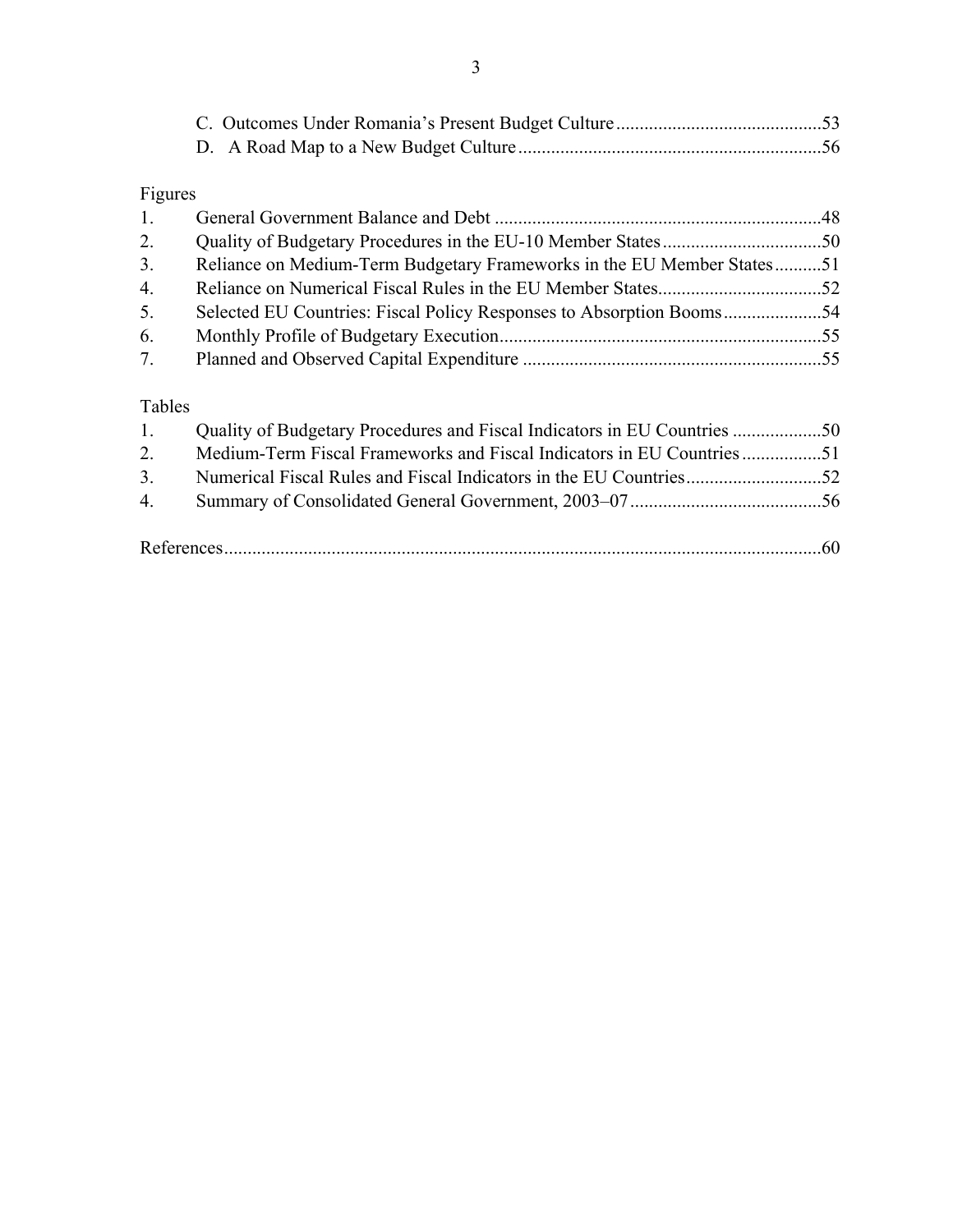C. Outcomes Under Romania's Present Budget Culture ............................................53
D. A Road Map to a New Budget Culture ..................................................................56

Figures

1. General Government Balance and Debt .......................................................................48
2. Quality of Budgetary Procedures in the EU-10 Member States ..................................50
3. Reliance on Medium-Term Budgetary Frameworks in the EU Member States ..........51
4. Reliance on Numerical Fiscal Rules in the EU Member States...................................52
5. Selected EU Countries: Fiscal Policy Responses to Absorption Booms .....................54
6. Monthly Profile of Budgetary Execution.....................................................................55
7. Planned and Observed Capital Expenditure ................................................................55

Tables

1. Quality of Budgetary Procedures and Fiscal Indicators in EU Countries ...................50
2. Medium-Term Fiscal Frameworks and Fiscal Indicators in EU Countries .................51
3. Numerical Fiscal Rules and Fiscal Indicators in the EU Countries.............................52
4. Summary of Consolidated General Government, 2003–07 .........................................56

References.................................................................................................................60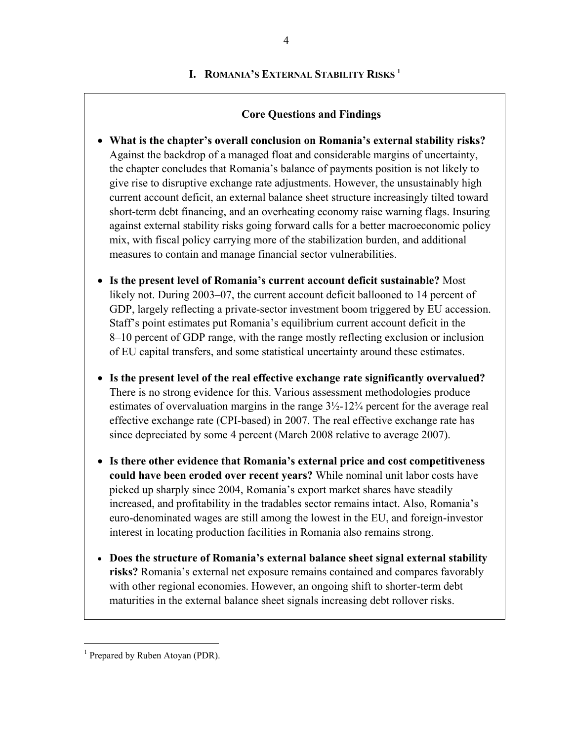# I. ROMANIA'S EXTERNAL STABILITY RISKS[1]

## Core Questions and Findings

- **What is the chapter's overall conclusion on Romania's external stability risks?** Against the backdrop of a managed float and considerable margins of uncertainty, the chapter concludes that Romania's balance of payments position is not likely to give rise to disruptive exchange rate adjustments. However, the unsustainably high current account deficit, an external balance sheet structure increasingly tilted toward short-term debt financing, and an overheating economy raise warning flags. Insuring against external stability risks going forward calls for a better macroeconomic policy mix, with fiscal policy carrying more of the stabilization burden, and additional measures to contain and manage financial sector vulnerabilities.

- **Is the present level of Romania's current account deficit sustainable?** Most likely not. During 2003–07, the current account deficit ballooned to 14 percent of GDP, largely reflecting a private-sector investment boom triggered by EU accession. Staff's point estimates put Romania's equilibrium current account deficit in the 8–10 percent of GDP range, with the range mostly reflecting exclusion or inclusion of EU capital transfers, and some statistical uncertainty around these estimates.

- **Is the present level of the real effective exchange rate significantly overvalued?** There is no strong evidence for this. Various assessment methodologies produce estimates of overvaluation margins in the range 3½-12¾ percent for the average real effective exchange rate (CPI-based) in 2007. The real effective exchange rate has since depreciated by some 4 percent (March 2008 relative to average 2007).

- **Is there other evidence that Romania's external price and cost competitiveness could have been eroded over recent years?** While nominal unit labor costs have picked up sharply since 2004, Romania's export market shares have steadily increased, and profitability in the tradables sector remains intact. Also, Romania's euro-denominated wages are still among the lowest in the EU, and foreign-investor interest in locating production facilities in Romania also remains strong.

- **Does the structure of Romania's external balance sheet signal external stability risks?** Romania's external net exposure remains contained and compares favorably with other regional economies. However, an ongoing shift to shorter-term debt maturities in the external balance sheet signals increasing debt rollover risks.

---

[1] Prepared by Ruben Atoyan (PDR).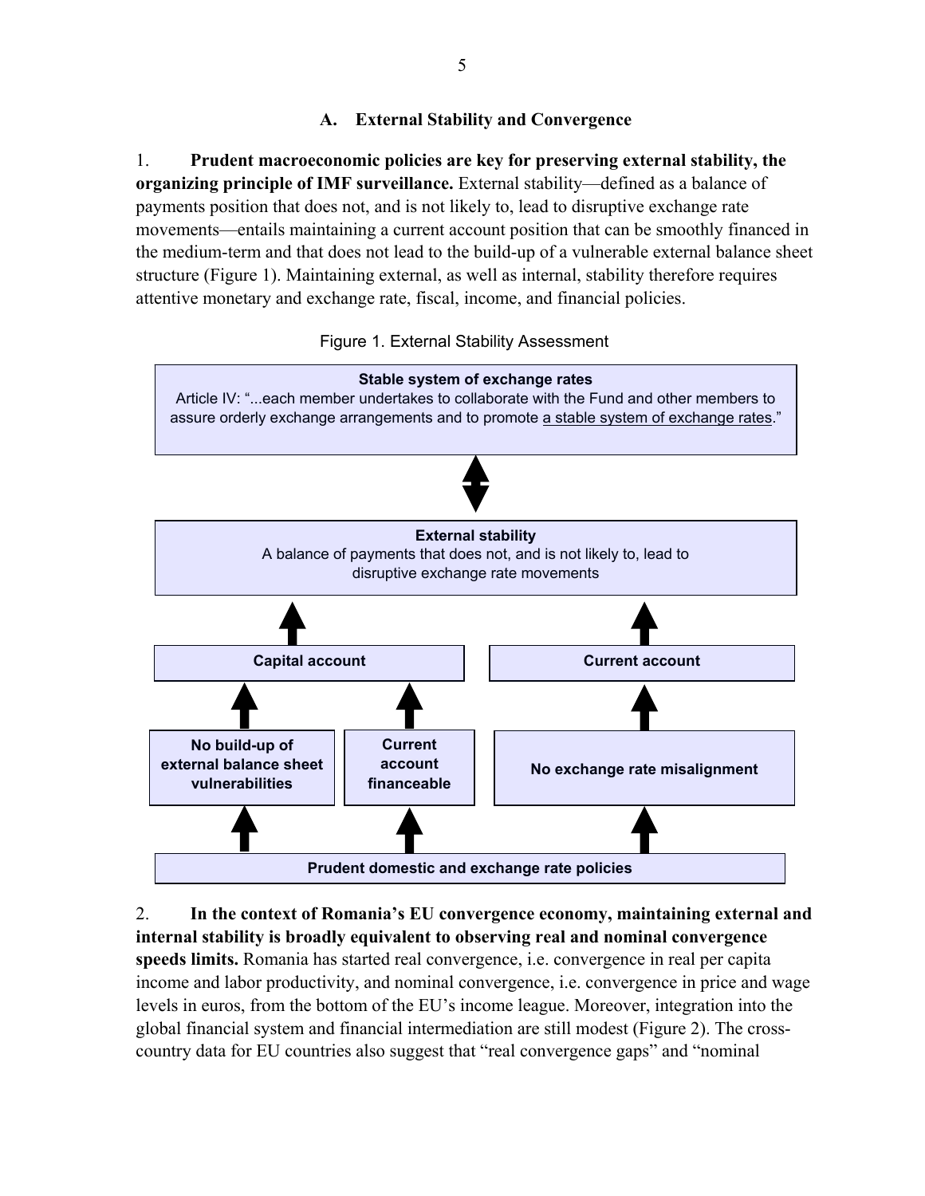### A. External Stability and Convergence

1. **Prudent macroeconomic policies are key for preserving external stability, the organizing principle of IMF surveillance.** External stability—defined as a balance of payments position that does not, and is not likely to, lead to disruptive exchange rate movements—entails maintaining a current account position that can be smoothly financed in the medium-term and that does not lead to the build-up of a vulnerable external balance sheet structure (Figure 1). Maintaining external, as well as internal, stability therefore requires attentive monetary and exchange rate, fiscal, income, and financial policies.

Figure 1. External Stability Assessment

**Stable system of exchange rates**
Article IV: "...each member undertakes to collaborate with the Fund and other members to assure orderly exchange arrangements and to promote a stable system of exchange rates."

↕

**External stability**
A balance of payments that does not, and is not likely to, lead to disruptive exchange rate movements

↑ ↑

**Capital account** | **Current account**

↑ ↑ ↑

**No build-up of external balance sheet vulnerabilities** | **Current account financeable** | **No exchange rate misalignment**

↑ ↑ ↑

**Prudent domestic and exchange rate policies**

2. **In the context of Romania's EU convergence economy, maintaining external and internal stability is broadly equivalent to observing real and nominal convergence speeds limits.** Romania has started real convergence, i.e. convergence in real per capita income and labor productivity, and nominal convergence, i.e. convergence in price and wage levels in euros, from the bottom of the EU's income league. Moreover, integration into the global financial system and financial intermediation are still modest (Figure 2). The cross-country data for EU countries also suggest that "real convergence gaps" and "nominal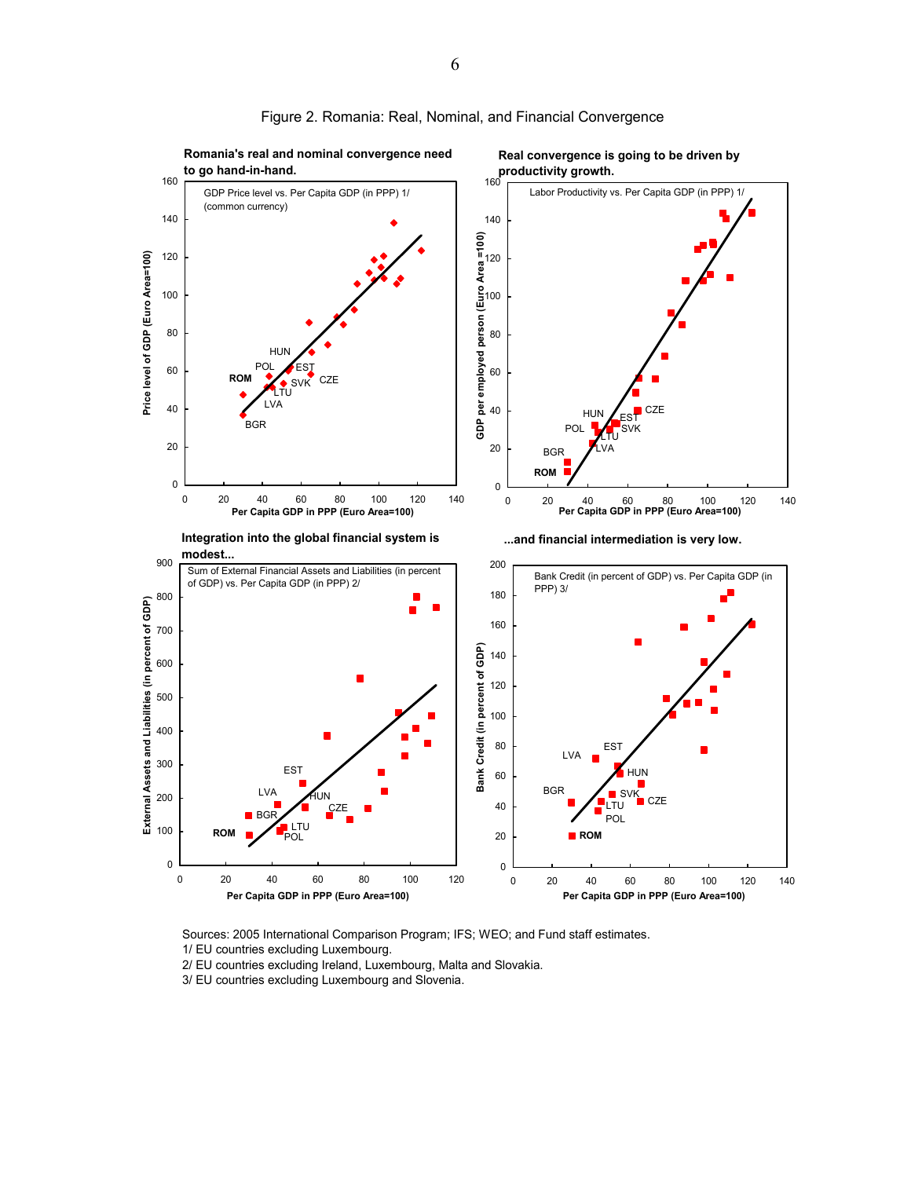Figure 2. Romania: Real, Nominal, and Financial Convergence

**Romania's real and nominal convergence need to go hand-in-hand.**

GDP Price level vs. Per Capita GDP (in PPP) 1/ (common currency)

**Real convergence is going to be driven by productivity growth.**

Labor Productivity vs. Per Capita GDP (in PPP) 1/

**Integration into the global financial system is modest...**

Sum of External Financial Assets and Liabilities (in percent of GDP) vs. Per Capita GDP (in PPP) 2/

**...and financial intermediation is very low.**

Bank Credit (in percent of GDP) vs. Per Capita GDP (in PPP) 3/

Sources: 2005 International Comparison Program; IFS; WEO; and Fund staff estimates.
1/ EU countries excluding Luxembourg.
2/ EU countries excluding Ireland, Luxembourg, Malta and Slovakia.
3/ EU countries excluding Luxembourg and Slovenia.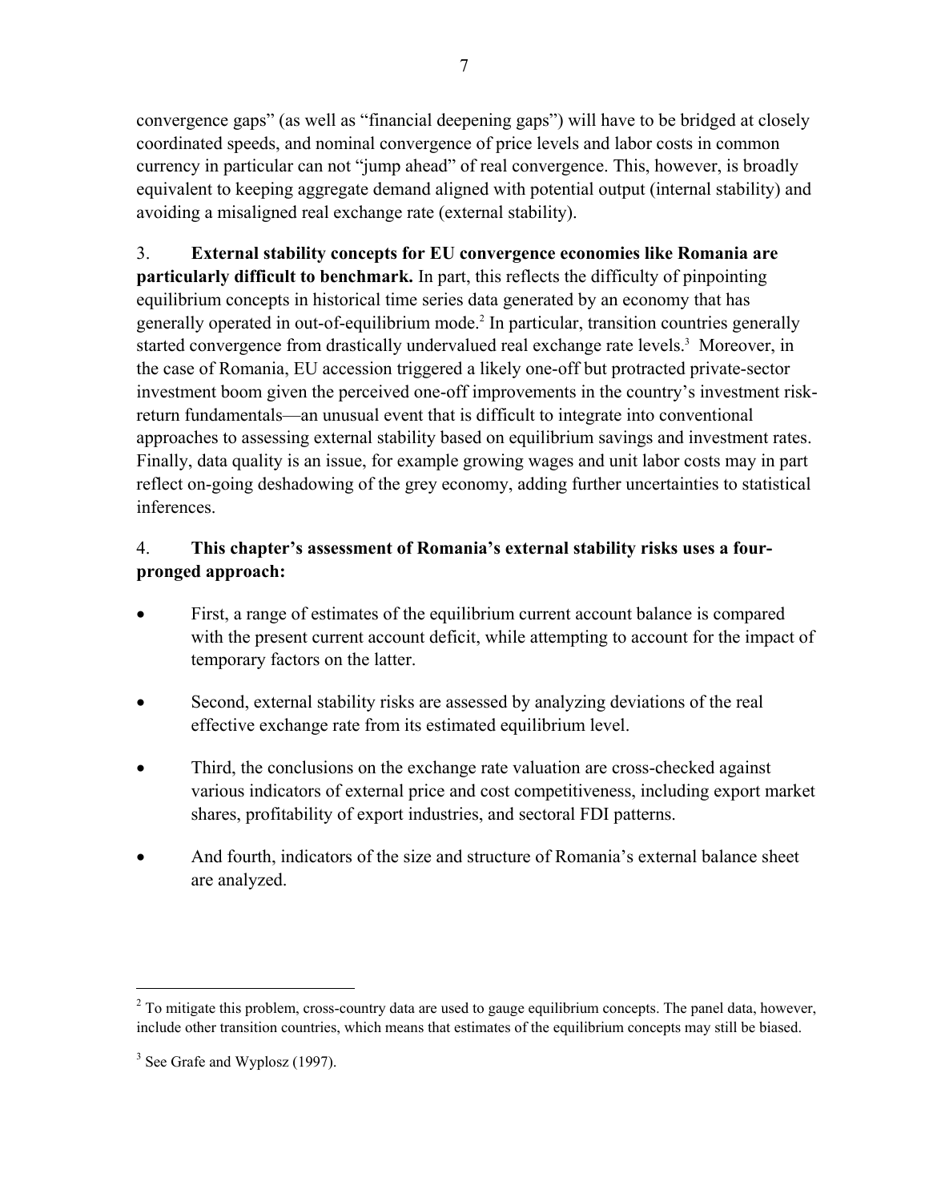convergence gaps" (as well as "financial deepening gaps") will have to be bridged at closely coordinated speeds, and nominal convergence of price levels and labor costs in common currency in particular can not "jump ahead" of real convergence. This, however, is broadly equivalent to keeping aggregate demand aligned with potential output (internal stability) and avoiding a misaligned real exchange rate (external stability).

3. **External stability concepts for EU convergence economies like Romania are particularly difficult to benchmark.** In part, this reflects the difficulty of pinpointing equilibrium concepts in historical time series data generated by an economy that has generally operated in out-of-equilibrium mode.[2] In particular, transition countries generally started convergence from drastically undervalued real exchange rate levels.[3] Moreover, in the case of Romania, EU accession triggered a likely one-off but protracted private-sector investment boom given the perceived one-off improvements in the country's investment risk-return fundamentals—an unusual event that is difficult to integrate into conventional approaches to assessing external stability based on equilibrium savings and investment rates. Finally, data quality is an issue, for example growing wages and unit labor costs may in part reflect on-going deshadowing of the grey economy, adding further uncertainties to statistical inferences.

4. **This chapter's assessment of Romania's external stability risks uses a four-pronged approach:**

- First, a range of estimates of the equilibrium current account balance is compared with the present current account deficit, while attempting to account for the impact of temporary factors on the latter.
- Second, external stability risks are assessed by analyzing deviations of the real effective exchange rate from its estimated equilibrium level.
- Third, the conclusions on the exchange rate valuation are cross-checked against various indicators of external price and cost competitiveness, including export market shares, profitability of export industries, and sectoral FDI patterns.
- And fourth, indicators of the size and structure of Romania's external balance sheet are analyzed.

---

[2] To mitigate this problem, cross-country data are used to gauge equilibrium concepts. The panel data, however, include other transition countries, which means that estimates of the equilibrium concepts may still be biased.

[3] See Grafe and Wyplosz (1997).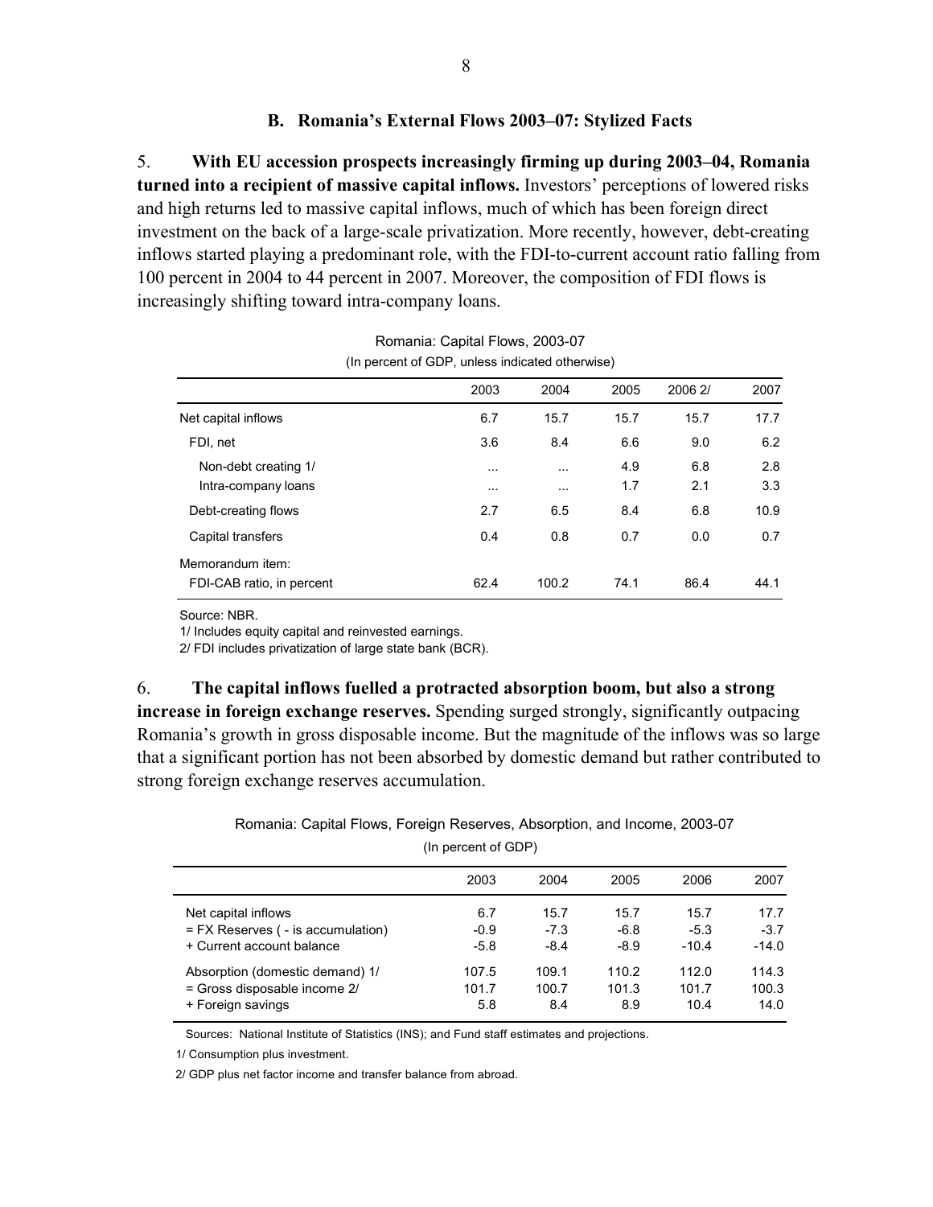### B. Romania's External Flows 2003–07: Stylized Facts

5. **With EU accession prospects increasingly firming up during 2003–04, Romania turned into a recipient of massive capital inflows.** Investors' perceptions of lowered risks and high returns led to massive capital inflows, much of which has been foreign direct investment on the back of a large-scale privatization. More recently, however, debt-creating inflows started playing a predominant role, with the FDI-to-current account ratio falling from 100 percent in 2004 to 44 percent in 2007. Moreover, the composition of FDI flows is increasingly shifting toward intra-company loans.

Romania: Capital Flows, 2003-07
(In percent of GDP, unless indicated otherwise)

| | 2003 | 2004 | 2005 | 2006 2/ | 2007 |
|---|---|---|---|---|---|
| Net capital inflows | 6.7 | 15.7 | 15.7 | 15.7 | 17.7 |
| FDI, net | 3.6 | 8.4 | 6.6 | 9.0 | 6.2 |
| Non-debt creating 1/ | ... | ... | 4.9 | 6.8 | 2.8 |
| Intra-company loans | ... | ... | 1.7 | 2.1 | 3.3 |
| Debt-creating flows | 2.7 | 6.5 | 8.4 | 6.8 | 10.9 |
| Capital transfers | 0.4 | 0.8 | 0.7 | 0.0 | 0.7 |
| Memorandum item: | | | | | |
| FDI-CAB ratio, in percent | 62.4 | 100.2 | 74.1 | 86.4 | 44.1 |

Source: NBR.

1/ Includes equity capital and reinvested earnings.

2/ FDI includes privatization of large state bank (BCR).

6. **The capital inflows fuelled a protracted absorption boom, but also a strong increase in foreign exchange reserves.** Spending surged strongly, significantly outpacing Romania's growth in gross disposable income. But the magnitude of the inflows was so large that a significant portion has not been absorbed by domestic demand but rather contributed to strong foreign exchange reserves accumulation.

Romania: Capital Flows, Foreign Reserves, Absorption, and Income, 2003-07
(In percent of GDP)

| | 2003 | 2004 | 2005 | 2006 | 2007 |
|---|---|---|---|---|---|
| Net capital inflows | 6.7 | 15.7 | 15.7 | 15.7 | 17.7 |
| = FX Reserves ( - is accumulation) | -0.9 | -7.3 | -6.8 | -5.3 | -3.7 |
| + Current account balance | -5.8 | -8.4 | -8.9 | -10.4 | -14.0 |
| Absorption (domestic demand) 1/ | 107.5 | 109.1 | 110.2 | 112.0 | 114.3 |
| = Gross disposable income 2/ | 101.7 | 100.7 | 101.3 | 101.7 | 100.3 |
| + Foreign savings | 5.8 | 8.4 | 8.9 | 10.4 | 14.0 |

Sources: National Institute of Statistics (INS); and Fund staff estimates and projections.

1/ Consumption plus investment.

2/ GDP plus net factor income and transfer balance from abroad.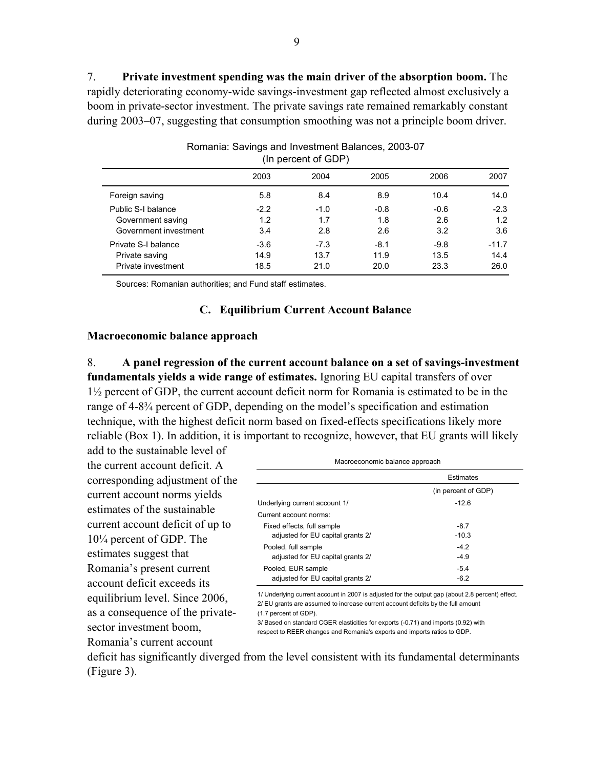7. **Private investment spending was the main driver of the absorption boom.** The rapidly deteriorating economy-wide savings-investment gap reflected almost exclusively a boom in private-sector investment. The private savings rate remained remarkably constant during 2003–07, suggesting that consumption smoothing was not a principle boom driver.

Romania: Savings and Investment Balances, 2003-07
(In percent of GDP)

| | 2003 | 2004 | 2005 | 2006 | 2007 |
|---|---|---|---|---|---|
| Foreign saving | 5.8 | 8.4 | 8.9 | 10.4 | 14.0 |
| Public S-I balance | -2.2 | -1.0 | -0.8 | -0.6 | -2.3 |
| Government saving | 1.2 | 1.7 | 1.8 | 2.6 | 1.2 |
| Government investment | 3.4 | 2.8 | 2.6 | 3.2 | 3.6 |
| Private S-I balance | -3.6 | -7.3 | -8.1 | -9.8 | -11.7 |
| Private saving | 14.9 | 13.7 | 11.9 | 13.5 | 14.4 |
| Private investment | 18.5 | 21.0 | 20.0 | 23.3 | 26.0 |

Sources: Romanian authorities; and Fund staff estimates.

## C. Equilibrium Current Account Balance

### Macroeconomic balance approach

8. **A panel regression of the current account balance on a set of savings-investment fundamentals yields a wide range of estimates.** Ignoring EU capital transfers of over 1½ percent of GDP, the current account deficit norm for Romania is estimated to be in the range of 4-8¾ percent of GDP, depending on the model's specification and estimation technique, with the highest deficit norm based on fixed-effects specifications likely more reliable (Box 1). In addition, it is important to recognize, however, that EU grants will likely add to the sustainable level of the current account deficit. A corresponding adjustment of the current account norms yields estimates of the sustainable current account deficit of up to 10¼ percent of GDP. The estimates suggest that Romania's present current account deficit exceeds its equilibrium level. Since 2006, as a consequence of the private-sector investment boom, Romania's current account deficit has significantly diverged from the level consistent with its fundamental determinants (Figure 3).

Macroeconomic balance approach

| | Estimates |
|---|---|
| | (in percent of GDP) |
| Underlying current account 1/ | -12.6 |
| Current account norms: | |
| Fixed effects, full sample | -8.7 |
| adjusted for EU capital grants 2/ | -10.3 |
| Pooled, full sample | -4.2 |
| adjusted for EU capital grants 2/ | -4.9 |
| Pooled, EUR sample | -5.4 |
| adjusted for EU capital grants 2/ | -6.2 |

1/ Underlying current account in 2007 is adjusted for the output gap (about 2.8 percent) effect.
2/ EU grants are assumed to increase current account deficits by the full amount (1.7 percent of GDP).
3/ Based on standard CGER elasticities for exports (-0.71) and imports (0.92) with respect to REER changes and Romania's exports and imports ratios to GDP.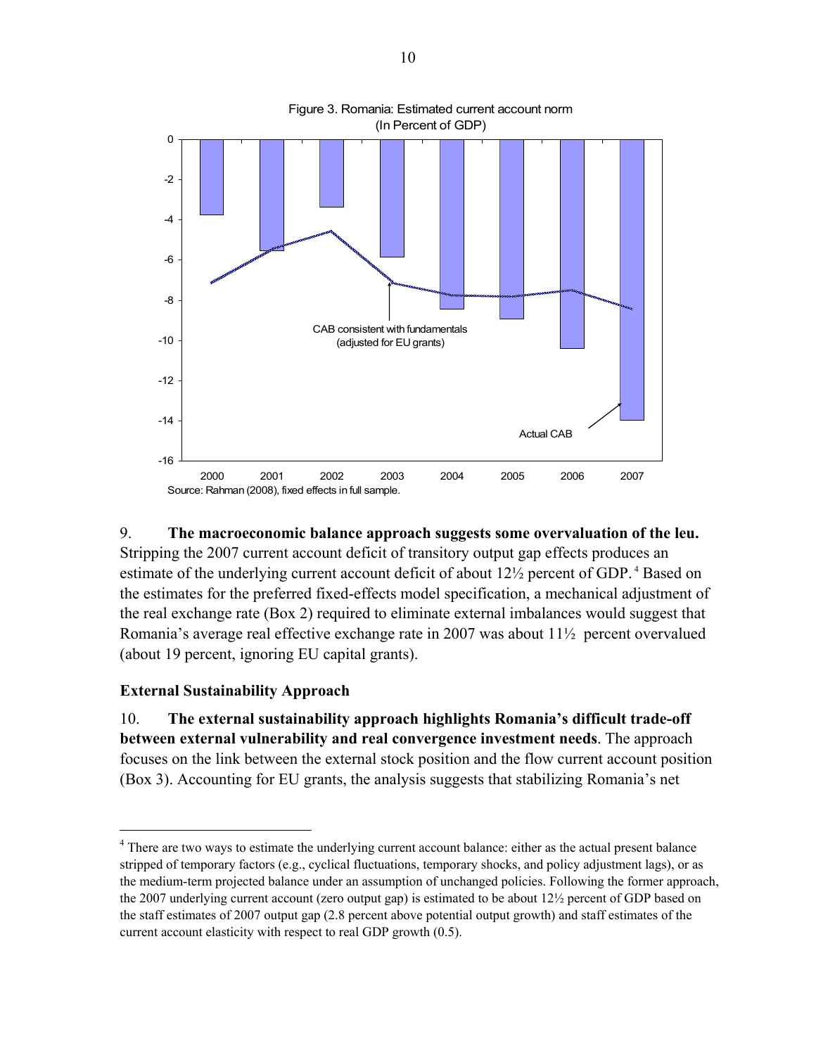Figure 3. Romania: Estimated current account norm
(In Percent of GDP)

Source: Rahman (2008), fixed effects in full sample.

9. **The macroeconomic balance approach suggests some overvaluation of the leu.** Stripping the 2007 current account deficit of transitory output gap effects produces an estimate of the underlying current account deficit of about 12½ percent of GDP.[4] Based on the estimates for the preferred fixed-effects model specification, a mechanical adjustment of the real exchange rate (Box 2) required to eliminate external imbalances would suggest that Romania's average real effective exchange rate in 2007 was about 11½ percent overvalued (about 19 percent, ignoring EU capital grants).

### External Sustainability Approach

10. **The external sustainability approach highlights Romania's difficult trade-off between external vulnerability and real convergence investment needs**. The approach focuses on the link between the external stock position and the flow current account position (Box 3). Accounting for EU grants, the analysis suggests that stabilizing Romania's net

[4] There are two ways to estimate the underlying current account balance: either as the actual present balance stripped of temporary factors (e.g., cyclical fluctuations, temporary shocks, and policy adjustment lags), or as the medium-term projected balance under an assumption of unchanged policies. Following the former approach, the 2007 underlying current account (zero output gap) is estimated to be about 12½ percent of GDP based on the staff estimates of 2007 output gap (2.8 percent above potential output growth) and staff estimates of the current account elasticity with respect to real GDP growth (0.5).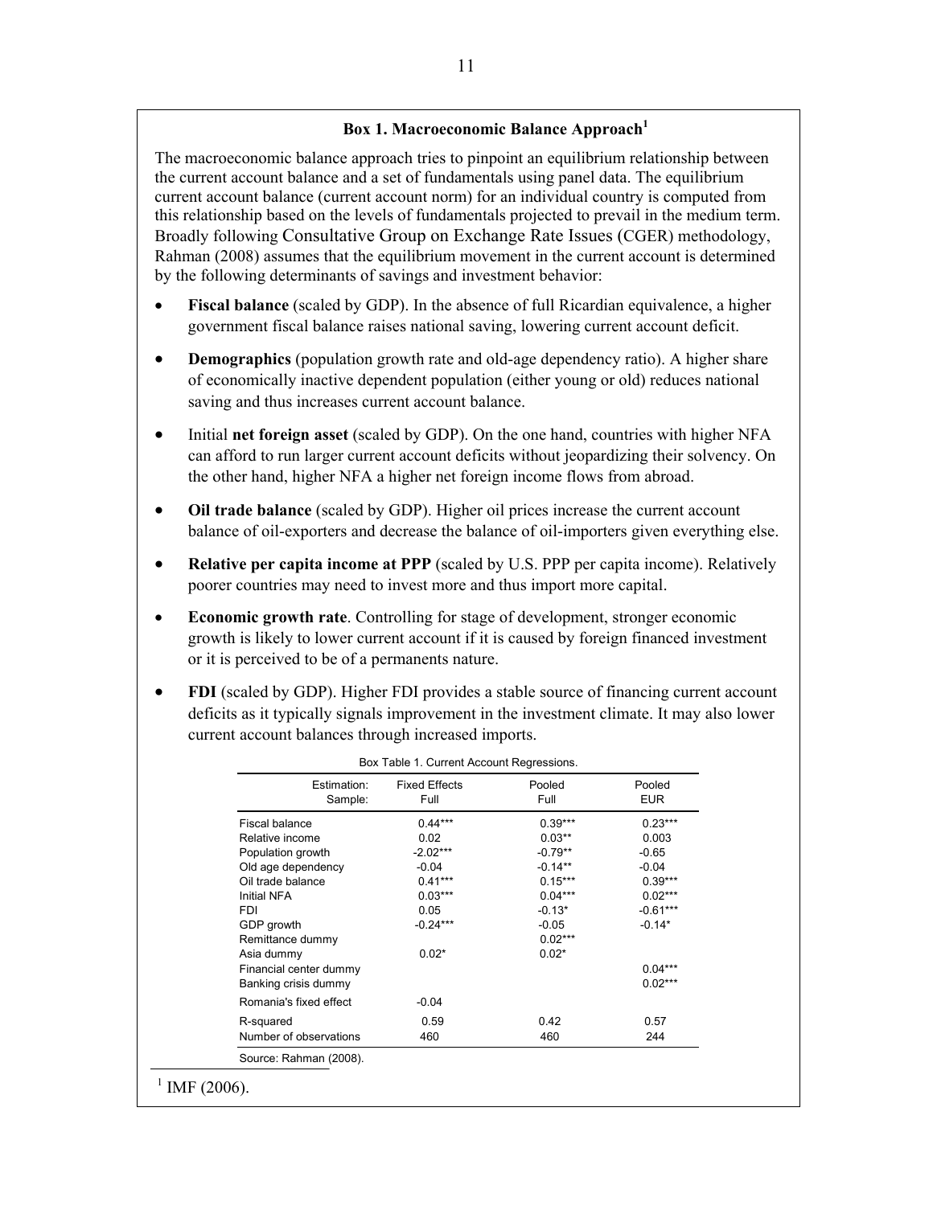### Box 1. Macroeconomic Balance Approach[1]

The macroeconomic balance approach tries to pinpoint an equilibrium relationship between the current account balance and a set of fundamentals using panel data. The equilibrium current account balance (current account norm) for an individual country is computed from this relationship based on the levels of fundamentals projected to prevail in the medium term. Broadly following Consultative Group on Exchange Rate Issues (CGER) methodology, Rahman (2008) assumes that the equilibrium movement in the current account is determined by the following determinants of savings and investment behavior:

- **Fiscal balance** (scaled by GDP). In the absence of full Ricardian equivalence, a higher government fiscal balance raises national saving, lowering current account deficit.
- **Demographics** (population growth rate and old-age dependency ratio). A higher share of economically inactive dependent population (either young or old) reduces national saving and thus increases current account balance.
- Initial **net foreign asset** (scaled by GDP). On the one hand, countries with higher NFA can afford to run larger current account deficits without jeopardizing their solvency. On the other hand, higher NFA a higher net foreign income flows from abroad.
- **Oil trade balance** (scaled by GDP). Higher oil prices increase the current account balance of oil-exporters and decrease the balance of oil-importers given everything else.
- **Relative per capita income at PPP** (scaled by U.S. PPP per capita income). Relatively poorer countries may need to invest more and thus import more capital.
- **Economic growth rate**. Controlling for stage of development, stronger economic growth is likely to lower current account if it is caused by foreign financed investment or it is perceived to be of a permanents nature.
- **FDI** (scaled by GDP). Higher FDI provides a stable source of financing current account deficits as it typically signals improvement in the investment climate. It may also lower current account balances through increased imports.

Box Table 1. Current Account Regressions.

| Estimation: Sample: | Fixed Effects Full | Pooled Full | Pooled EUR |
|---|---|---|---|
| Fiscal balance | 0.44*** | 0.39*** | 0.23*** |
| Relative income | 0.02 | 0.03** | 0.003 |
| Population growth | -2.02*** | -0.79** | -0.65 |
| Old age dependency | -0.04 | -0.14** | -0.04 |
| Oil trade balance | 0.41*** | 0.15*** | 0.39*** |
| Initial NFA | 0.03*** | 0.04*** | 0.02*** |
| FDI | 0.05 | -0.13* | -0.61*** |
| GDP growth | -0.24*** | -0.05 | -0.14* |
| Remittance dummy | | 0.02*** | |
| Asia dummy | 0.02* | 0.02* | |
| Financial center dummy | | | 0.04*** |
| Banking crisis dummy | | | 0.02*** |
| Romania's fixed effect | -0.04 | | |
| R-squared | 0.59 | 0.42 | 0.57 |
| Number of observations | 460 | 460 | 244 |

Source: Rahman (2008).

[1] IMF (2006).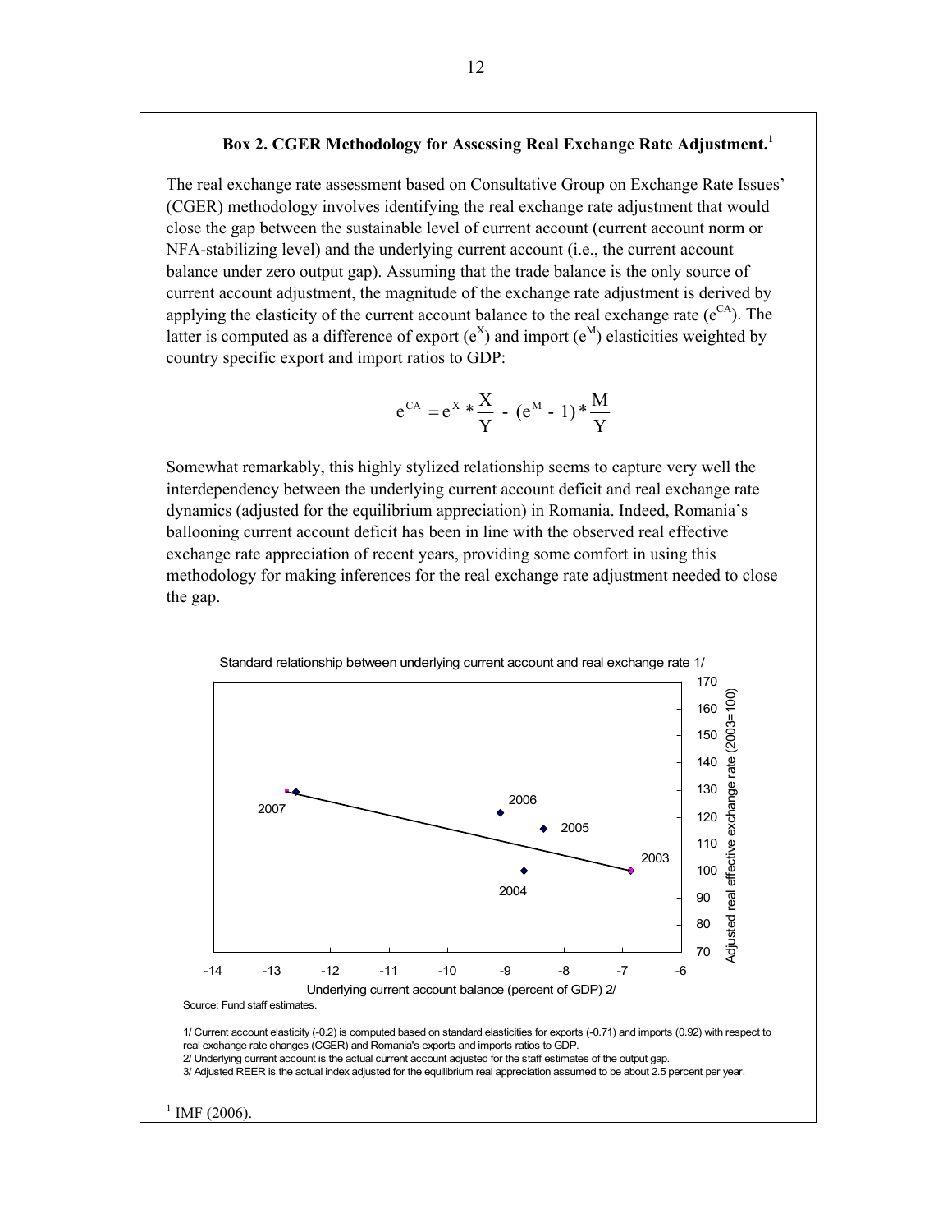### Box 2. CGER Methodology for Assessing Real Exchange Rate Adjustment.[1]

The real exchange rate assessment based on Consultative Group on Exchange Rate Issues' (CGER) methodology involves identifying the real exchange rate adjustment that would close the gap between the sustainable level of current account (current account norm or NFA-stabilizing level) and the underlying current account (i.e., the current account balance under zero output gap). Assuming that the trade balance is the only source of current account adjustment, the magnitude of the exchange rate adjustment is derived by applying the elasticity of the current account balance to the real exchange rate ($e^{CA}$). The latter is computed as a difference of export ($e^{X}$) and import ($e^{M}$) elasticities weighted by country specific export and import ratios to GDP:

$$e^{CA} = e^{X} * \frac{X}{Y} - (e^{M} - 1) * \frac{M}{Y}$$

Somewhat remarkably, this highly stylized relationship seems to capture very well the interdependency between the underlying current account deficit and real exchange rate dynamics (adjusted for the equilibrium appreciation) in Romania. Indeed, Romania's ballooning current account deficit has been in line with the observed real effective exchange rate appreciation of recent years, providing some comfort in using this methodology for making inferences for the real exchange rate adjustment needed to close the gap.

Standard relationship between underlying current account and real exchange rate 1/

| Year | Underlying current account balance (percent of GDP) 2/ | Adjusted real effective exchange rate (2003=100) |
|---|---|---|
| 2003 | -6.9 | 100 |
| 2004 | -8.7 | 100 |
| 2005 | -8.4 | 116 |
| 2006 | -9.1 | 122 |
| 2007 | -12.6 | 130 |

Source: Fund staff estimates.

1/ Current account elasticity (-0.2) is computed based on standard elasticities for exports (-0.71) and imports (0.92) with respect to real exchange rate changes (CGER) and Romania's exports and imports ratios to GDP.
2/ Underlying current account is the actual current account adjusted for the staff estimates of the output gap.
3/ Adjusted REER is the actual index adjusted for the equilibrium real appreciation assumed to be about 2.5 percent per year.

[1] IMF (2006).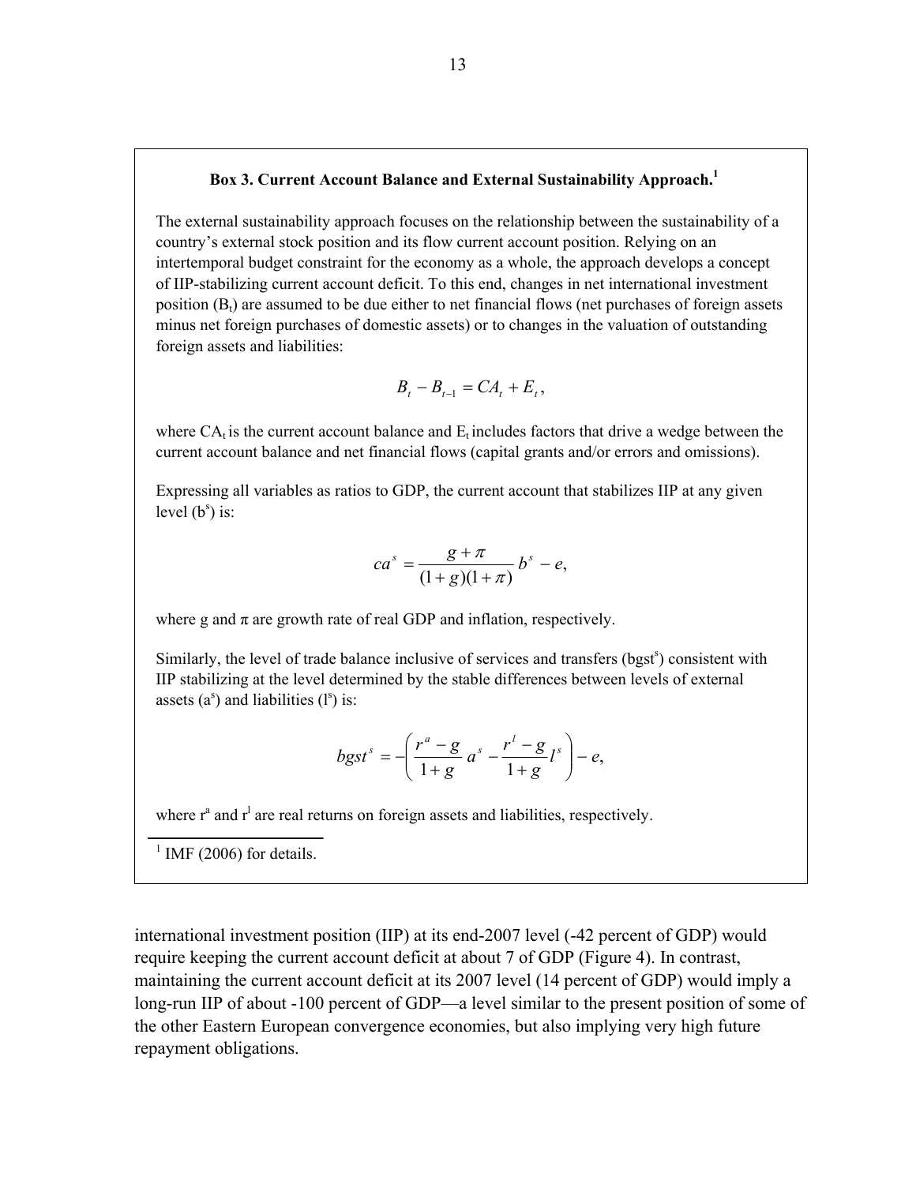### Box 3. Current Account Balance and External Sustainability Approach.[1]

The external sustainability approach focuses on the relationship between the sustainability of a country's external stock position and its flow current account position. Relying on an intertemporal budget constraint for the economy as a whole, the approach develops a concept of IIP-stabilizing current account deficit. To this end, changes in net international investment position ($B_t$) are assumed to be due either to net financial flows (net purchases of foreign assets minus net foreign purchases of domestic assets) or to changes in the valuation of outstanding foreign assets and liabilities:

$$B_t - B_{t-1} = CA_t + E_t,$$

where $CA_t$ is the current account balance and $E_t$ includes factors that drive a wedge between the current account balance and net financial flows (capital grants and/or errors and omissions).

Expressing all variables as ratios to GDP, the current account that stabilizes IIP at any given level ($b^s$) is:

$$ca^s = \frac{g + \pi}{(1+g)(1+\pi)} b^s - e,$$

where g and π are growth rate of real GDP and inflation, respectively.

Similarly, the level of trade balance inclusive of services and transfers ($bgst^s$) consistent with IIP stabilizing at the level determined by the stable differences between levels of external assets ($a^s$) and liabilities ($l^s$) is:

$$bgst^s = -\left( \frac{r^a - g}{1+g} a^s - \frac{r^l - g}{1+g} l^s \right) - e,$$

where $r^a$ and $r^l$ are real returns on foreign assets and liabilities, respectively.

[1] IMF (2006) for details.

international investment position (IIP) at its end-2007 level (-42 percent of GDP) would require keeping the current account deficit at about 7 of GDP (Figure 4). In contrast, maintaining the current account deficit at its 2007 level (14 percent of GDP) would imply a long-run IIP of about -100 percent of GDP—a level similar to the present position of some of the other Eastern European convergence economies, but also implying very high future repayment obligations.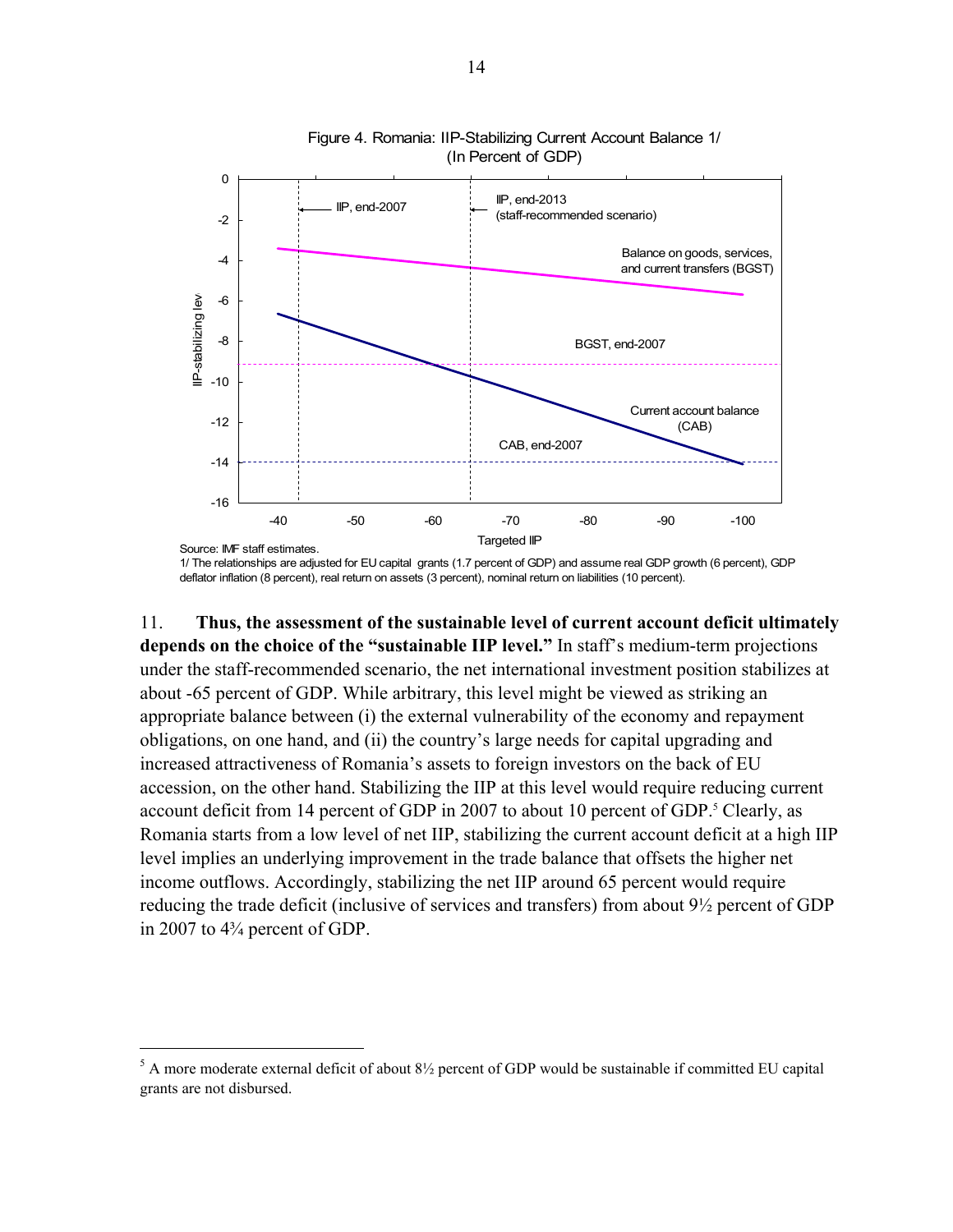Figure 4. Romania: IIP-Stabilizing Current Account Balance 1/
(In Percent of GDP)

Source: IMF staff estimates.

1/ The relationships are adjusted for EU capital grants (1.7 percent of GDP) and assume real GDP growth (6 percent), GDP deflator inflation (8 percent), real return on assets (3 percent), nominal return on liabilities (10 percent).

11. **Thus, the assessment of the sustainable level of current account deficit ultimately depends on the choice of the "sustainable IIP level."** In staff's medium-term projections under the staff-recommended scenario, the net international investment position stabilizes at about -65 percent of GDP. While arbitrary, this level might be viewed as striking an appropriate balance between (i) the external vulnerability of the economy and repayment obligations, on one hand, and (ii) the country's large needs for capital upgrading and increased attractiveness of Romania's assets to foreign investors on the back of EU accession, on the other hand. Stabilizing the IIP at this level would require reducing current account deficit from 14 percent of GDP in 2007 to about 10 percent of GDP.[5] Clearly, as Romania starts from a low level of net IIP, stabilizing the current account deficit at a high IIP level implies an underlying improvement in the trade balance that offsets the higher net income outflows. Accordingly, stabilizing the net IIP around 65 percent would require reducing the trade deficit (inclusive of services and transfers) from about 9½ percent of GDP in 2007 to 4¾ percent of GDP.

---

[5] A more moderate external deficit of about 8½ percent of GDP would be sustainable if committed EU capital grants are not disbursed.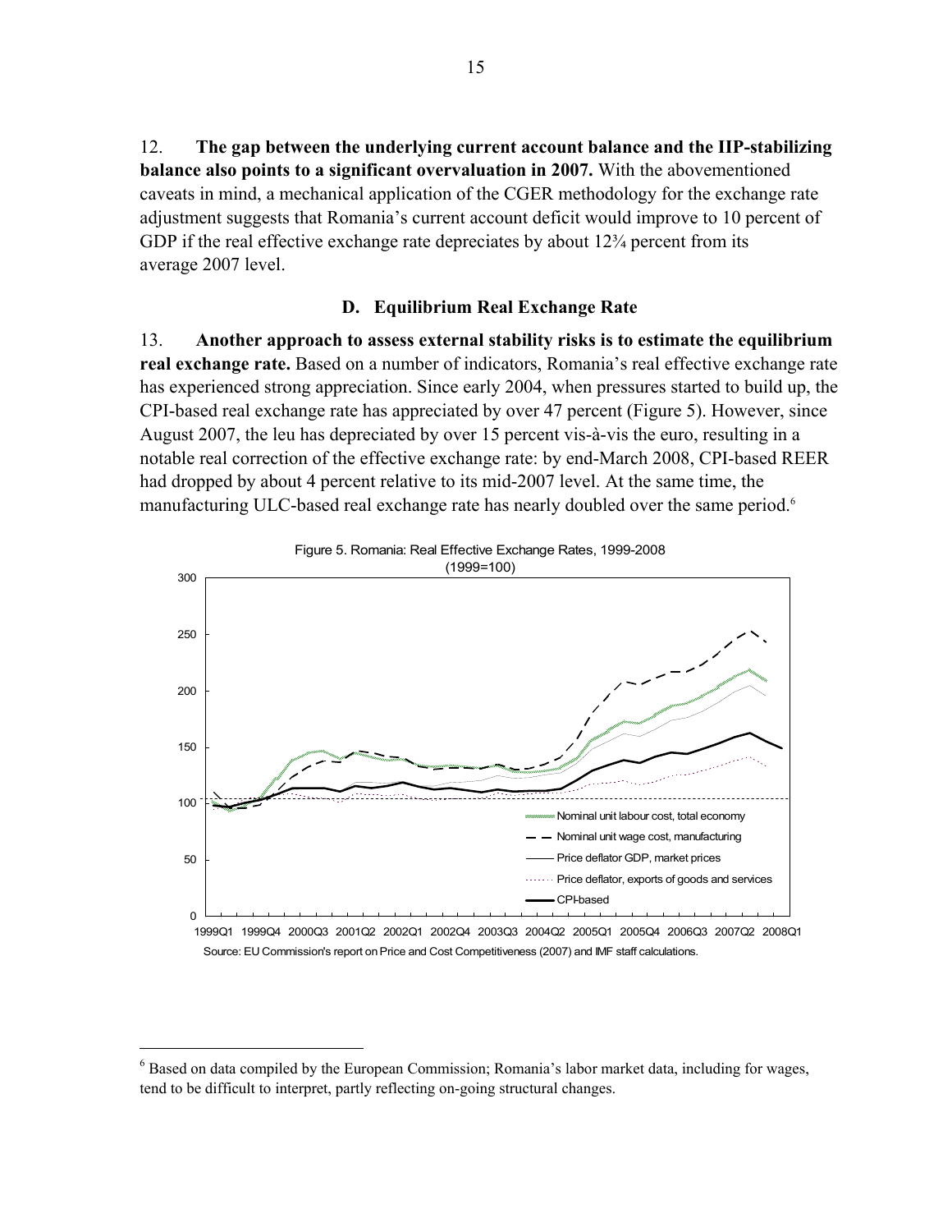12. **The gap between the underlying current account balance and the IIP-stabilizing balance also points to a significant overvaluation in 2007.** With the abovementioned caveats in mind, a mechanical application of the CGER methodology for the exchange rate adjustment suggests that Romania's current account deficit would improve to 10 percent of GDP if the real effective exchange rate depreciates by about 12¾ percent from its average 2007 level.

### D. Equilibrium Real Exchange Rate

13. **Another approach to assess external stability risks is to estimate the equilibrium real exchange rate.** Based on a number of indicators, Romania's real effective exchange rate has experienced strong appreciation. Since early 2004, when pressures started to build up, the CPI-based real exchange rate has appreciated by over 47 percent (Figure 5). However, since August 2007, the leu has depreciated by over 15 percent vis-à-vis the euro, resulting in a notable real correction of the effective exchange rate: by end-March 2008, CPI-based REER had dropped by about 4 percent relative to its mid-2007 level. At the same time, the manufacturing ULC-based real exchange rate has nearly doubled over the same period.[6]

Figure 5. Romania: Real Effective Exchange Rates, 1999-2008 (1999=100)

Source: EU Commission's report on Price and Cost Competitiveness (2007) and IMF staff calculations.

[6] Based on data compiled by the European Commission; Romania's labor market data, including for wages, tend to be difficult to interpret, partly reflecting on-going structural changes.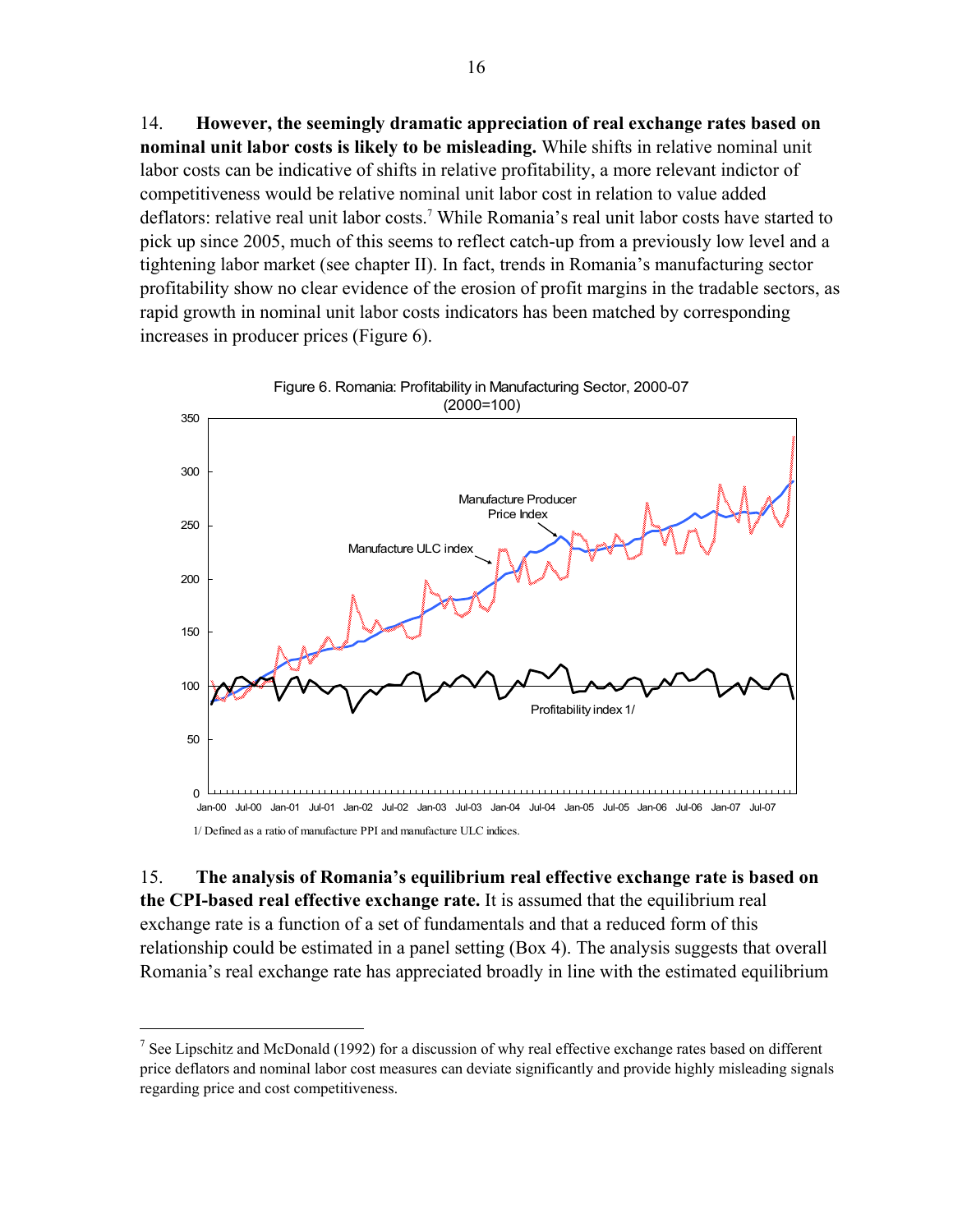14. **However, the seemingly dramatic appreciation of real exchange rates based on nominal unit labor costs is likely to be misleading.** While shifts in relative nominal unit labor costs can be indicative of shifts in relative profitability, a more relevant indictor of competitiveness would be relative nominal unit labor cost in relation to value added deflators: relative real unit labor costs.[7] While Romania's real unit labor costs have started to pick up since 2005, much of this seems to reflect catch-up from a previously low level and a tightening labor market (see chapter II). In fact, trends in Romania's manufacturing sector profitability show no clear evidence of the erosion of profit margins in the tradable sectors, as rapid growth in nominal unit labor costs indicators has been matched by corresponding increases in producer prices (Figure 6).

Figure 6. Romania: Profitability in Manufacturing Sector, 2000-07 (2000=100)

1/ Defined as a ratio of manufacture PPI and manufacture ULC indices.

15. **The analysis of Romania's equilibrium real effective exchange rate is based on the CPI-based real effective exchange rate.** It is assumed that the equilibrium real exchange rate is a function of a set of fundamentals and that a reduced form of this relationship could be estimated in a panel setting (Box 4). The analysis suggests that overall Romania's real exchange rate has appreciated broadly in line with the estimated equilibrium

[7] See Lipschitz and McDonald (1992) for a discussion of why real effective exchange rates based on different price deflators and nominal labor cost measures can deviate significantly and provide highly misleading signals regarding price and cost competitiveness.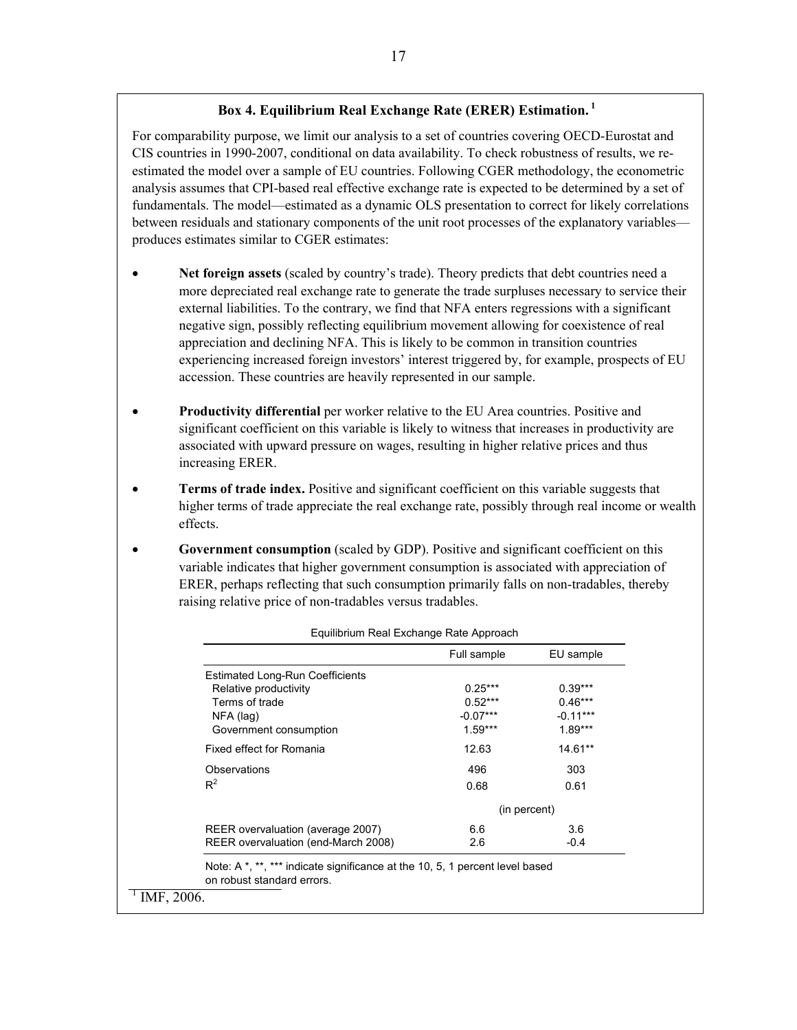## Box 4. Equilibrium Real Exchange Rate (ERER) Estimation.[1]

For comparability purpose, we limit our analysis to a set of countries covering OECD-Eurostat and CIS countries in 1990-2007, conditional on data availability. To check robustness of results, we re-estimated the model over a sample of EU countries. Following CGER methodology, the econometric analysis assumes that CPI-based real effective exchange rate is expected to be determined by a set of fundamentals. The model—estimated as a dynamic OLS presentation to correct for likely correlations between residuals and stationary components of the unit root processes of the explanatory variables—produces estimates similar to CGER estimates:

- **Net foreign assets** (scaled by country's trade). Theory predicts that debt countries need a more depreciated real exchange rate to generate the trade surpluses necessary to service their external liabilities. To the contrary, we find that NFA enters regressions with a significant negative sign, possibly reflecting equilibrium movement allowing for coexistence of real appreciation and declining NFA. This is likely to be common in transition countries experiencing increased foreign investors' interest triggered by, for example, prospects of EU accession. These countries are heavily represented in our sample.

- **Productivity differential** per worker relative to the EU Area countries. Positive and significant coefficient on this variable is likely to witness that increases in productivity are associated with upward pressure on wages, resulting in higher relative prices and thus increasing ERER.

- **Terms of trade index.** Positive and significant coefficient on this variable suggests that higher terms of trade appreciate the real exchange rate, possibly through real income or wealth effects.

- **Government consumption** (scaled by GDP). Positive and significant coefficient on this variable indicates that higher government consumption is associated with appreciation of ERER, perhaps reflecting that such consumption primarily falls on non-tradables, thereby raising relative price of non-tradables versus tradables.

Equilibrium Real Exchange Rate Approach

| | Full sample | EU sample |
|---|---|---|
| Estimated Long-Run Coefficients | | |
| Relative productivity | 0.25*** | 0.39*** |
| Terms of trade | 0.52*** | 0.46*** |
| NFA (lag) | -0.07*** | -0.11*** |
| Government consumption | 1.59*** | 1.89*** |
| Fixed effect for Romania | 12.63 | 14.61** |
| Observations | 496 | 303 |
| $R^2$ | 0.68 | 0.61 |
| | (in percent) | |
| REER overvaluation (average 2007) | 6.6 | 3.6 |
| REER overvaluation (end-March 2008) | 2.6 | -0.4 |

Note: A *, **, *** indicate significance at the 10, 5, 1 percent level based on robust standard errors.

[1] IMF, 2006.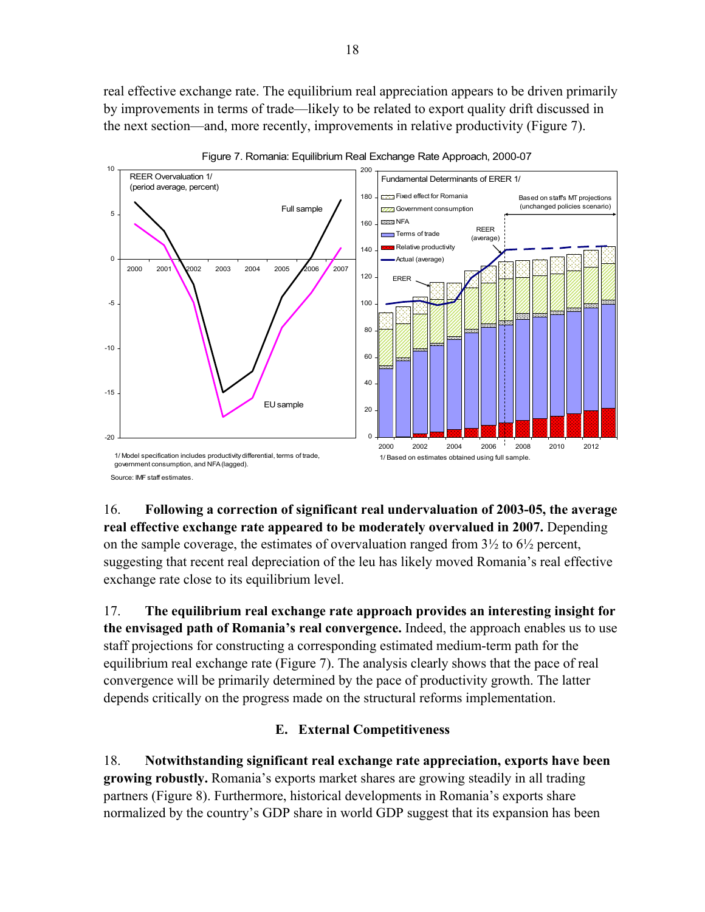real effective exchange rate. The equilibrium real appreciation appears to be driven primarily by improvements in terms of trade—likely to be related to export quality drift discussed in the next section—and, more recently, improvements in relative productivity (Figure 7).

Figure 7. Romania: Equilibrium Real Exchange Rate Approach, 2000-07

REER Overvaluation 1/ (period average, percent)

1/ Model specification includes productivity differential, terms of trade, government consumption, and NFA (lagged).

Fundamental Determinants of ERER 1/

1/ Based on estimates obtained using full sample.

Source: IMF staff estimates.

16. **Following a correction of significant real undervaluation of 2003-05, the average real effective exchange rate appeared to be moderately overvalued in 2007.** Depending on the sample coverage, the estimates of overvaluation ranged from 3½ to 6½ percent, suggesting that recent real depreciation of the leu has likely moved Romania's real effective exchange rate close to its equilibrium level.

17. **The equilibrium real exchange rate approach provides an interesting insight for the envisaged path of Romania's real convergence.** Indeed, the approach enables us to use staff projections for constructing a corresponding estimated medium-term path for the equilibrium real exchange rate (Figure 7). The analysis clearly shows that the pace of real convergence will be primarily determined by the pace of productivity growth. The latter depends critically on the progress made on the structural reforms implementation.

## E. External Competitiveness

18. **Notwithstanding significant real exchange rate appreciation, exports have been growing robustly.** Romania's exports market shares are growing steadily in all trading partners (Figure 8). Furthermore, historical developments in Romania's exports share normalized by the country's GDP share in world GDP suggest that its expansion has been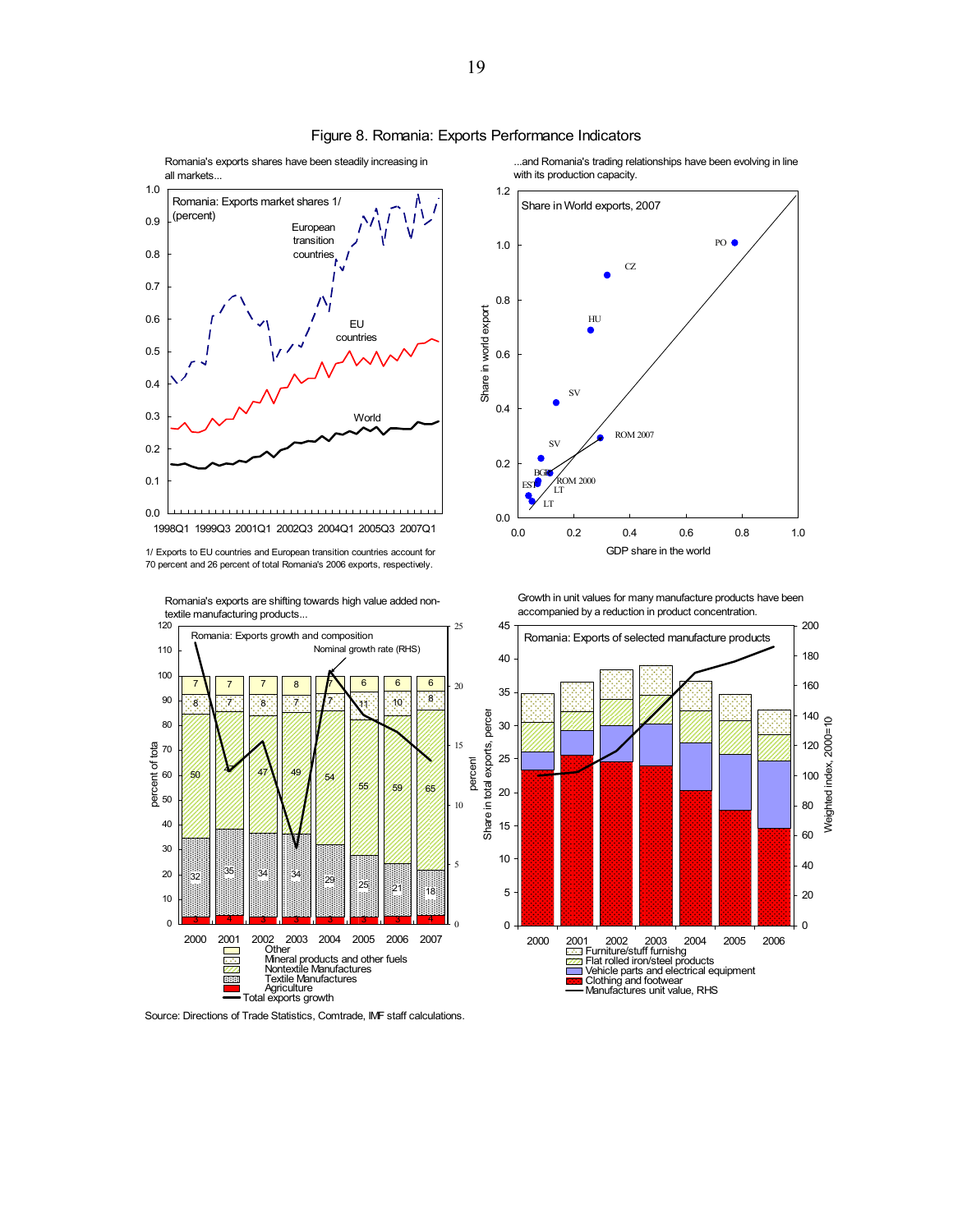# Figure 8. Romania: Exports Performance Indicators

Romania's exports shares have been steadily increasing in all markets...

Romania: Exports market shares 1/ (percent)

1/ Exports to EU countries and European transition countries account for 70 percent and 26 percent of total Romania's 2006 exports, respectively.

...and Romania's trading relationships have been evolving in line with its production capacity.

Share in World exports, 2007

Romania's exports are shifting towards high value added non-textile manufacturing products...

Romania: Exports growth and composition

Growth in unit values for many manufacture products have been accompanied by a reduction in product concentration.

Romania: Exports of selected manufacture products

Source: Directions of Trade Statistics, Comtrade, IMF staff calculations.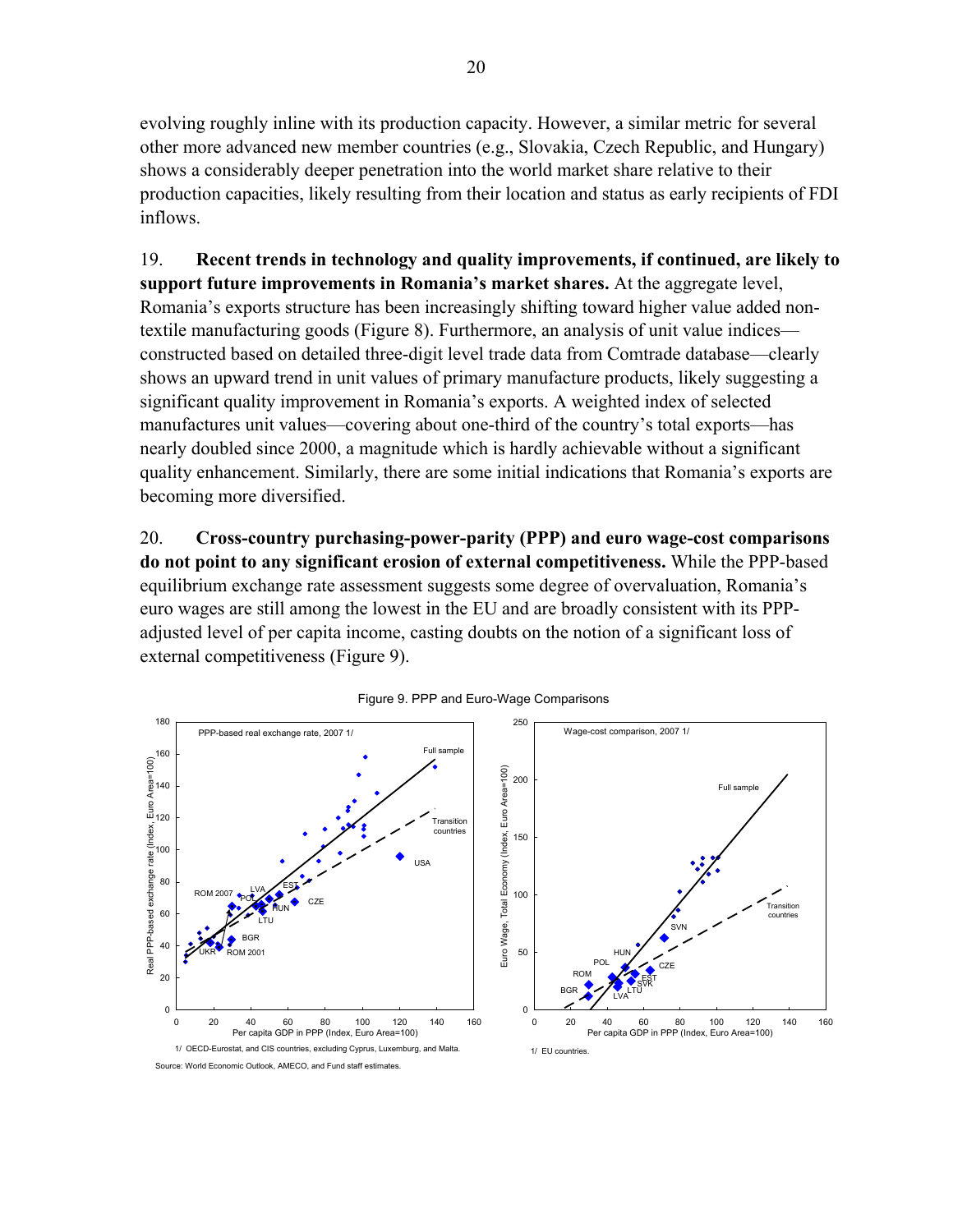evolving roughly inline with its production capacity. However, a similar metric for several other more advanced new member countries (e.g., Slovakia, Czech Republic, and Hungary) shows a considerably deeper penetration into the world market share relative to their production capacities, likely resulting from their location and status as early recipients of FDI inflows.

19. **Recent trends in technology and quality improvements, if continued, are likely to support future improvements in Romania's market shares.** At the aggregate level, Romania's exports structure has been increasingly shifting toward higher value added non-textile manufacturing goods (Figure 8). Furthermore, an analysis of unit value indices—constructed based on detailed three-digit level trade data from Comtrade database—clearly shows an upward trend in unit values of primary manufacture products, likely suggesting a significant quality improvement in Romania's exports. A weighted index of selected manufactures unit values—covering about one-third of the country's total exports—has nearly doubled since 2000, a magnitude which is hardly achievable without a significant quality enhancement. Similarly, there are some initial indications that Romania's exports are becoming more diversified.

20. **Cross-country purchasing-power-parity (PPP) and euro wage-cost comparisons do not point to any significant erosion of external competitiveness.** While the PPP-based equilibrium exchange rate assessment suggests some degree of overvaluation, Romania's euro wages are still among the lowest in the EU and are broadly consistent with its PPP-adjusted level of per capita income, casting doubts on the notion of a significant loss of external competitiveness (Figure 9).

Figure 9. PPP and Euro-Wage Comparisons

PPP-based real exchange rate, 2007 1/

1/ OECD-Eurostat, and CIS countries, excluding Cyprus, Luxemburg, and Malta.

Wage-cost comparison, 2007 1/

1/ EU countries.

Source: World Economic Outlook, AMECO, and Fund staff estimates.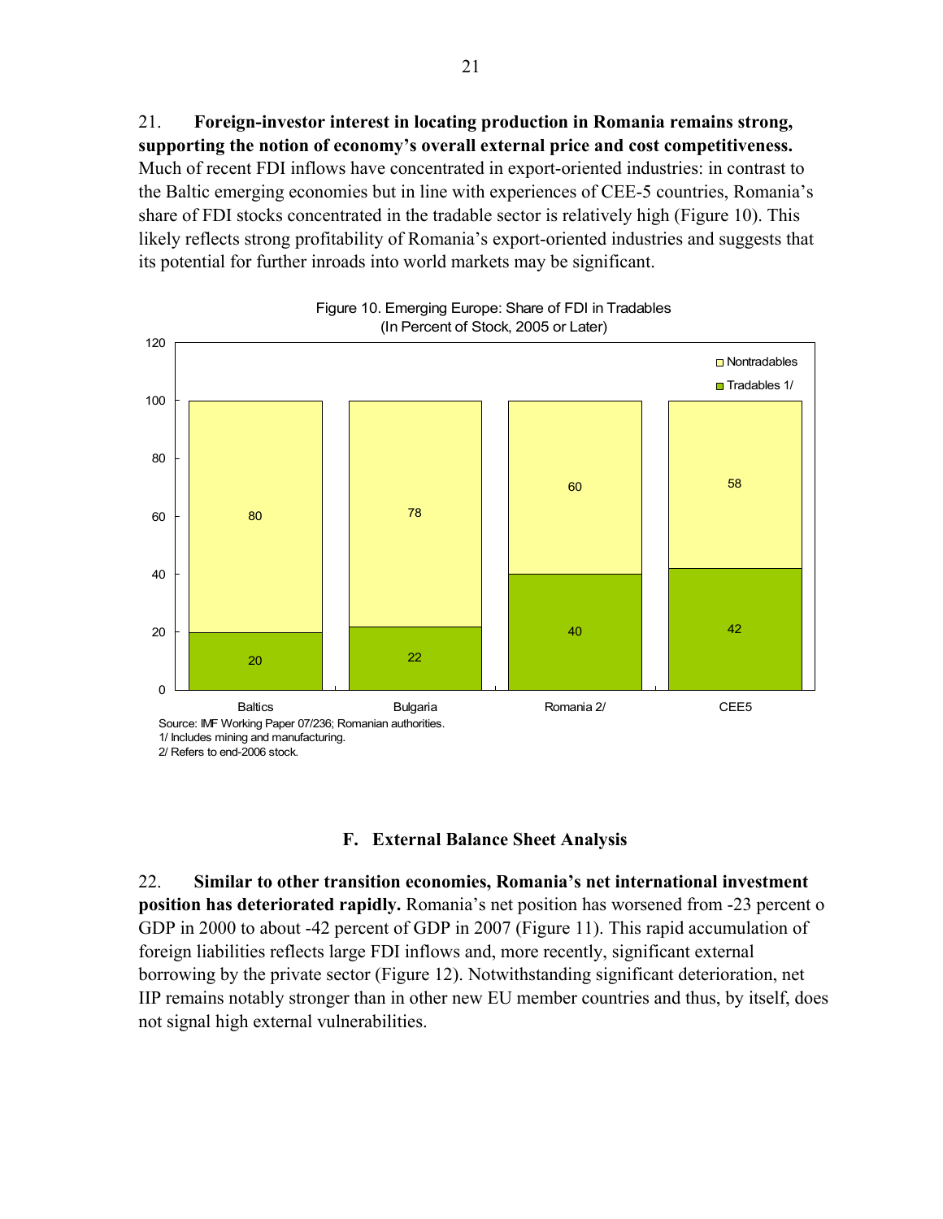21. **Foreign-investor interest in locating production in Romania remains strong, supporting the notion of economy's overall external price and cost competitiveness.** Much of recent FDI inflows have concentrated in export-oriented industries: in contrast to the Baltic emerging economies but in line with experiences of CEE-5 countries, Romania's share of FDI stocks concentrated in the tradable sector is relatively high (Figure 10). This likely reflects strong profitability of Romania's export-oriented industries and suggests that its potential for further inroads into world markets may be significant.

Figure 10. Emerging Europe: Share of FDI in Tradables
(In Percent of Stock, 2005 or Later)

| | Baltics | Bulgaria | Romania 2/ | CEE5 |
|---|---|---|---|---|
| Nontradables | 80 | 78 | 60 | 58 |
| Tradables 1/ | 20 | 22 | 40 | 42 |

Source: IMF Working Paper 07/236; Romanian authorities.
1/ Includes mining and manufacturing.
2/ Refers to end-2006 stock.

## F. External Balance Sheet Analysis

22. **Similar to other transition economies, Romania's net international investment position has deteriorated rapidly.** Romania's net position has worsened from -23 percent o GDP in 2000 to about -42 percent of GDP in 2007 (Figure 11). This rapid accumulation of foreign liabilities reflects large FDI inflows and, more recently, significant external borrowing by the private sector (Figure 12). Notwithstanding significant deterioration, net IIP remains notably stronger than in other new EU member countries and thus, by itself, does not signal high external vulnerabilities.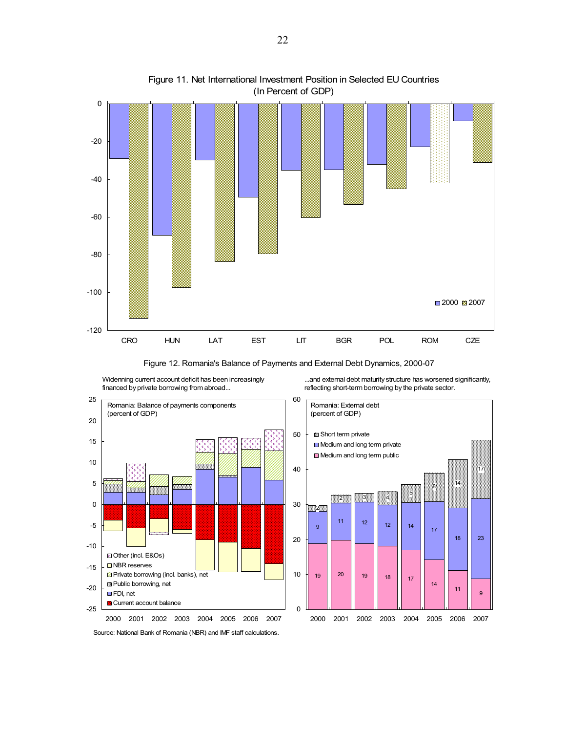Figure 11. Net International Investment Position in Selected EU Countries
(In Percent of GDP)

Figure 12. Romania's Balance of Payments and External Debt Dynamics, 2000-07

Widenning current account deficit has been increasingly financed by private borrowing from abroad...

...and external debt maturity structure has worsened significantly, reflecting short-term borrowing by the private sector.

Source: National Bank of Romania (NBR) and IMF staff calculations.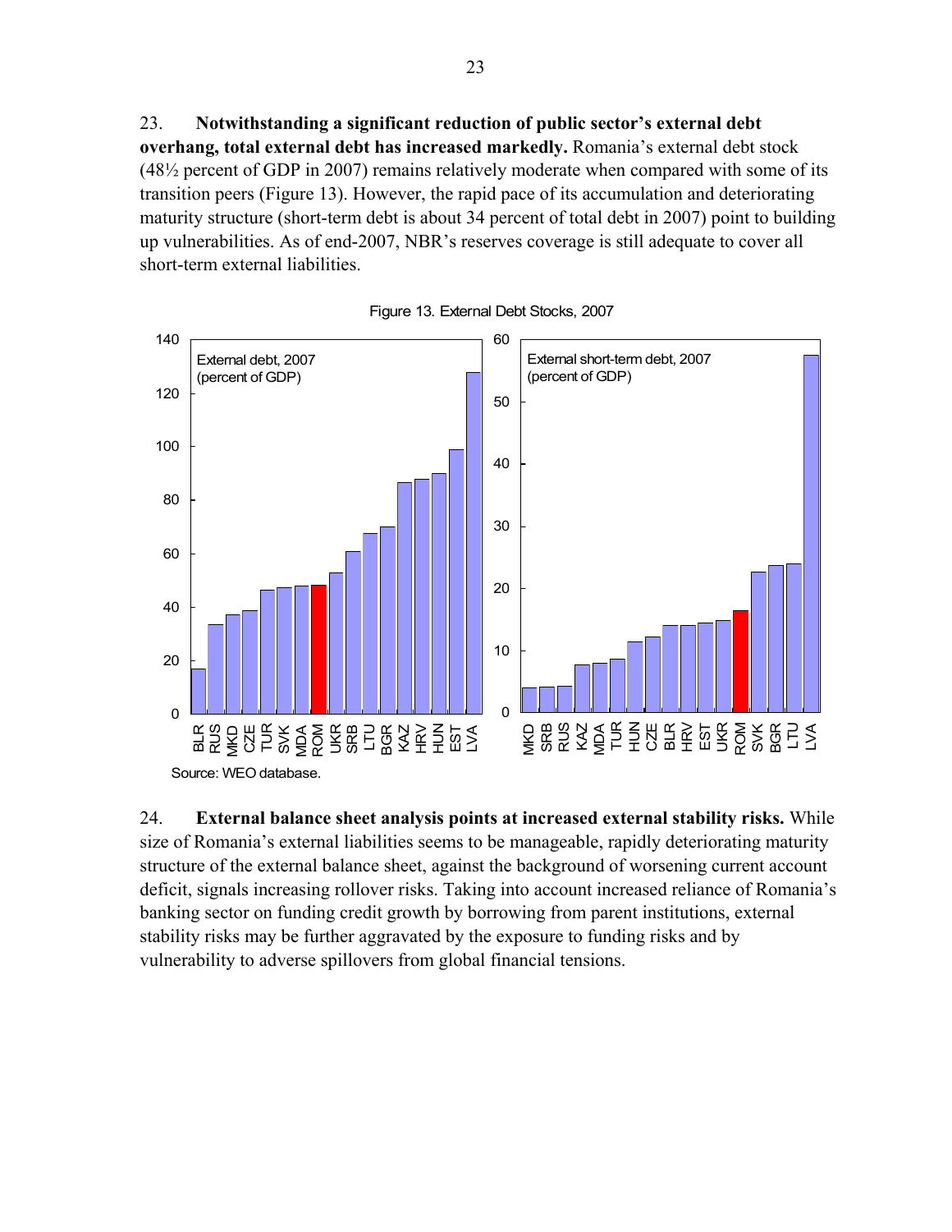23. **Notwithstanding a significant reduction of public sector's external debt overhang, total external debt has increased markedly.** Romania's external debt stock (48½ percent of GDP in 2007) remains relatively moderate when compared with some of its transition peers (Figure 13). However, the rapid pace of its accumulation and deteriorating maturity structure (short-term debt is about 34 percent of total debt in 2007) point to building up vulnerabilities. As of end-2007, NBR's reserves coverage is still adequate to cover all short-term external liabilities.

Figure 13. External Debt Stocks, 2007

Source: WEO database.

24. **External balance sheet analysis points at increased external stability risks.** While size of Romania's external liabilities seems to be manageable, rapidly deteriorating maturity structure of the external balance sheet, against the background of worsening current account deficit, signals increasing rollover risks. Taking into account increased reliance of Romania's banking sector on funding credit growth by borrowing from parent institutions, external stability risks may be further aggravated by the exposure to funding risks and by vulnerability to adverse spillovers from global financial tensions.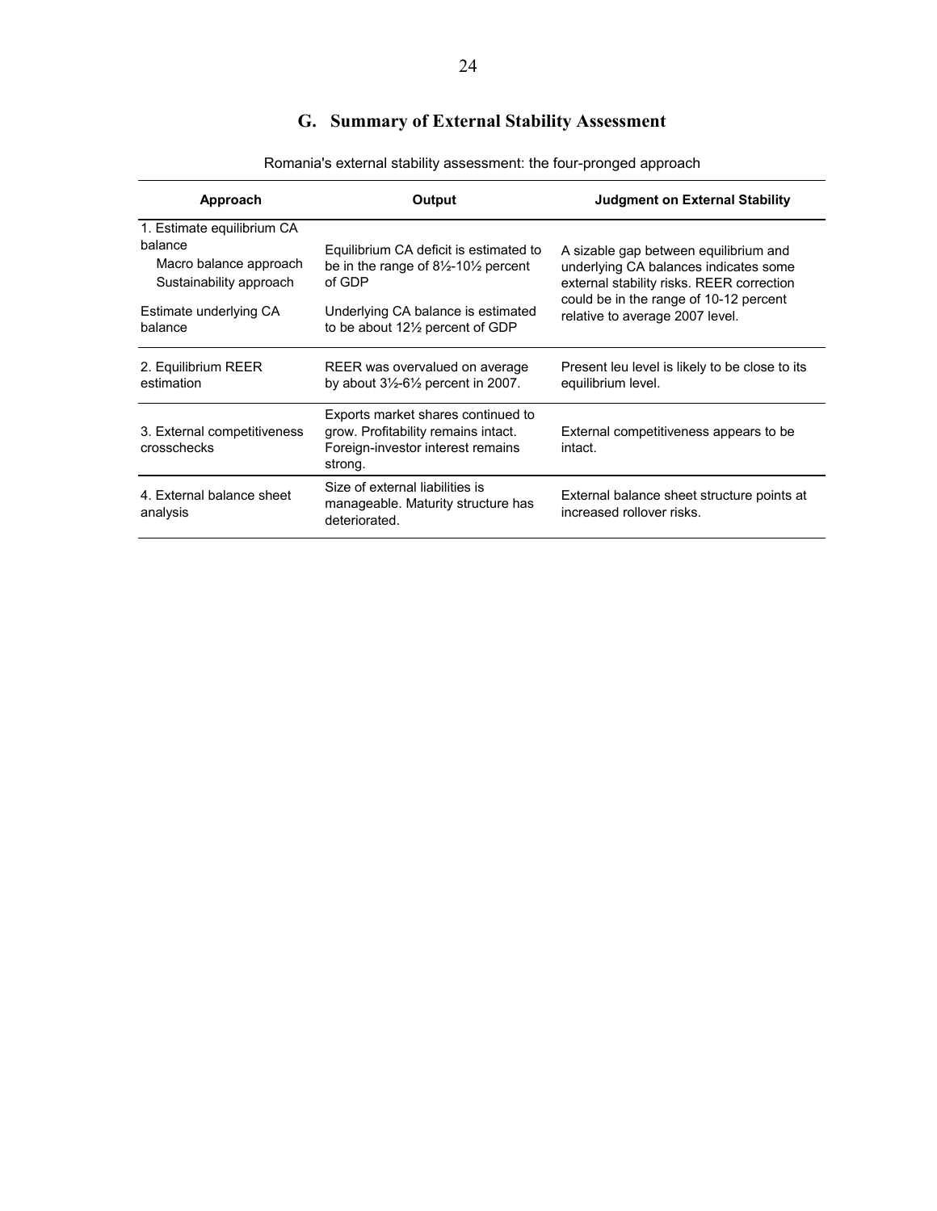## G. Summary of External Stability Assessment

Romania's external stability assessment: the four-pronged approach

| Approach | Output | Judgment on External Stability |
|---|---|---|
| 1. Estimate equilibrium CA balance<br>Macro balance approach<br>Sustainability approach | Equilibrium CA deficit is estimated to be in the range of 8½-10½ percent of GDP | A sizable gap between equilibrium and underlying CA balances indicates some external stability risks. REER correction could be in the range of 10-12 percent relative to average 2007 level. |
| Estimate underlying CA balance | Underlying CA balance is estimated to be about 12½ percent of GDP | |
| 2. Equilibrium REER estimation | REER was overvalued on average by about 3½-6½ percent in 2007. | Present leu level is likely to be close to its equilibrium level. |
| 3. External competitiveness crosschecks | Exports market shares continued to grow. Profitability remains intact. Foreign-investor interest remains strong. | External competitiveness appears to be intact. |
| 4. External balance sheet analysis | Size of external liabilities is manageable. Maturity structure has deteriorated. | External balance sheet structure points at increased rollover risks. |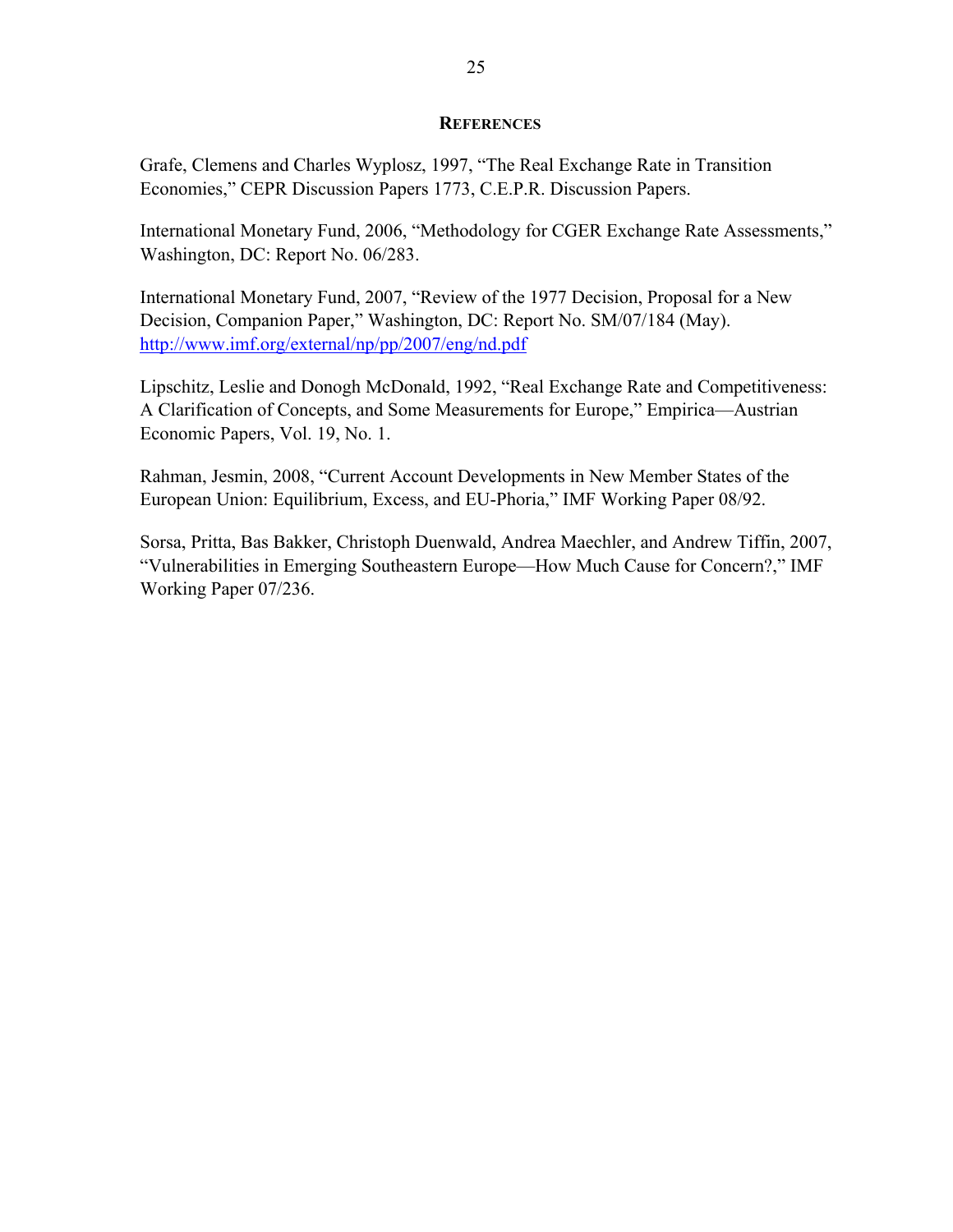## References

Grafe, Clemens and Charles Wyplosz, 1997, "The Real Exchange Rate in Transition Economies," CEPR Discussion Papers 1773, C.E.P.R. Discussion Papers.

International Monetary Fund, 2006, "Methodology for CGER Exchange Rate Assessments," Washington, DC: Report No. 06/283.

International Monetary Fund, 2007, "Review of the 1977 Decision, Proposal for a New Decision, Companion Paper," Washington, DC: Report No. SM/07/184 (May). http://www.imf.org/external/np/pp/2007/eng/nd.pdf

Lipschitz, Leslie and Donogh McDonald, 1992, "Real Exchange Rate and Competitiveness: A Clarification of Concepts, and Some Measurements for Europe," Empirica—Austrian Economic Papers, Vol. 19, No. 1.

Rahman, Jesmin, 2008, "Current Account Developments in New Member States of the European Union: Equilibrium, Excess, and EU-Phoria," IMF Working Paper 08/92.

Sorsa, Pritta, Bas Bakker, Christoph Duenwald, Andrea Maechler, and Andrew Tiffin, 2007, "Vulnerabilities in Emerging Southeastern Europe—How Much Cause for Concern?," IMF Working Paper 07/236.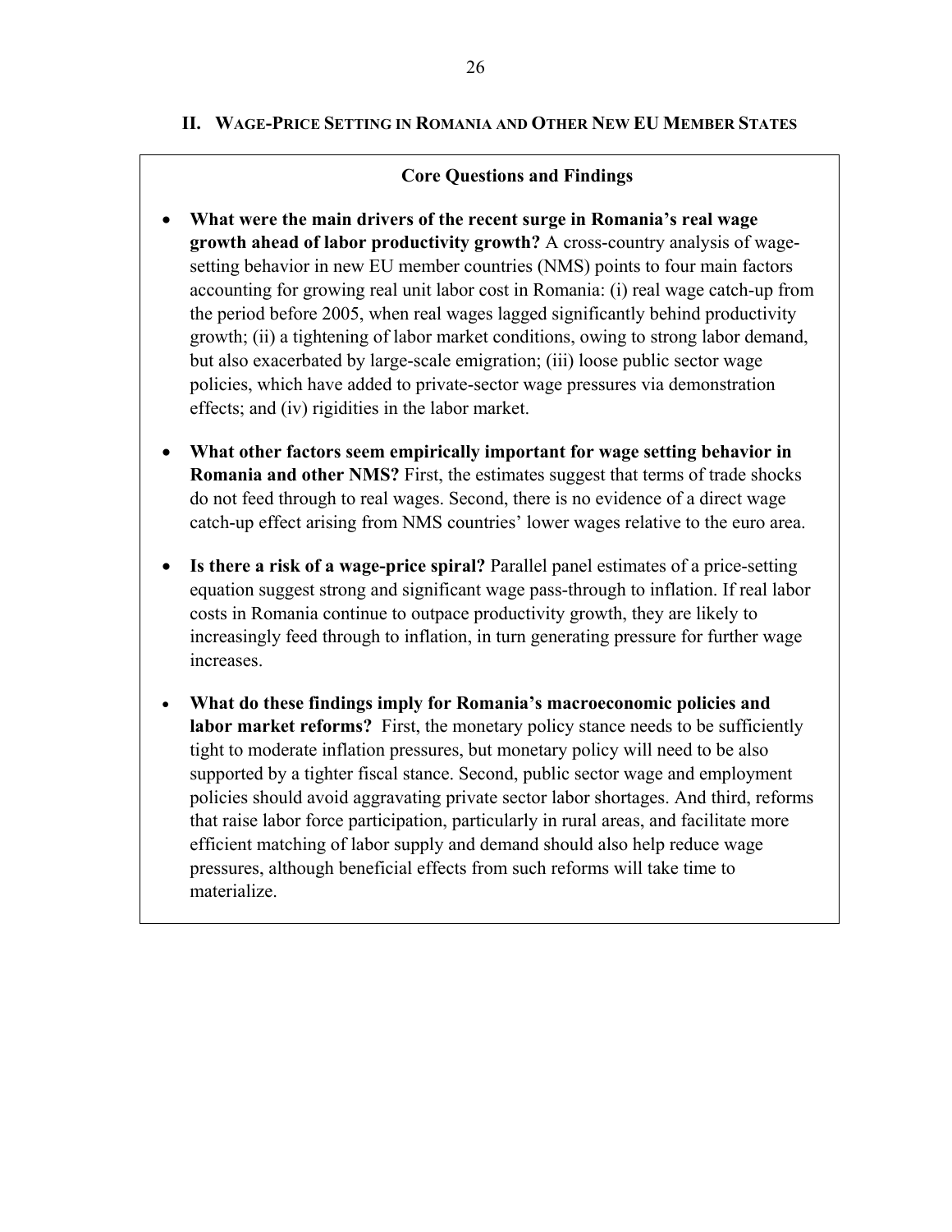## II. Wage-Price Setting in Romania and Other New EU Member States

**Core Questions and Findings**

- **What were the main drivers of the recent surge in Romania's real wage growth ahead of labor productivity growth?** A cross-country analysis of wage-setting behavior in new EU member countries (NMS) points to four main factors accounting for growing real unit labor cost in Romania: (i) real wage catch-up from the period before 2005, when real wages lagged significantly behind productivity growth; (ii) a tightening of labor market conditions, owing to strong labor demand, but also exacerbated by large-scale emigration; (iii) loose public sector wage policies, which have added to private-sector wage pressures via demonstration effects; and (iv) rigidities in the labor market.

- **What other factors seem empirically important for wage setting behavior in Romania and other NMS?** First, the estimates suggest that terms of trade shocks do not feed through to real wages. Second, there is no evidence of a direct wage catch-up effect arising from NMS countries' lower wages relative to the euro area.

- **Is there a risk of a wage-price spiral?** Parallel panel estimates of a price-setting equation suggest strong and significant wage pass-through to inflation. If real labor costs in Romania continue to outpace productivity growth, they are likely to increasingly feed through to inflation, in turn generating pressure for further wage increases.

- **What do these findings imply for Romania's macroeconomic policies and labor market reforms?** First, the monetary policy stance needs to be sufficiently tight to moderate inflation pressures, but monetary policy will need to be also supported by a tighter fiscal stance. Second, public sector wage and employment policies should avoid aggravating private sector labor shortages. And third, reforms that raise labor force participation, particularly in rural areas, and facilitate more efficient matching of labor supply and demand should also help reduce wage pressures, although beneficial effects from such reforms will take time to materialize.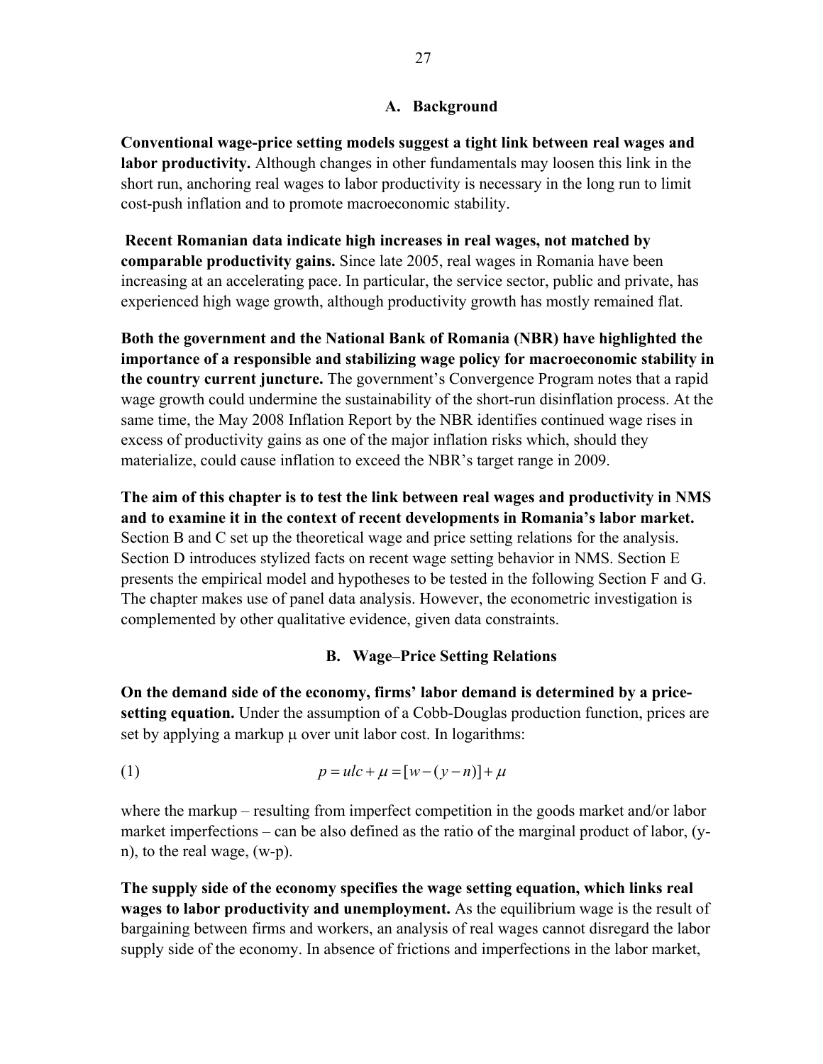### A. Background

**Conventional wage-price setting models suggest a tight link between real wages and labor productivity.** Although changes in other fundamentals may loosen this link in the short run, anchoring real wages to labor productivity is necessary in the long run to limit cost-push inflation and to promote macroeconomic stability.

**Recent Romanian data indicate high increases in real wages, not matched by comparable productivity gains.** Since late 2005, real wages in Romania have been increasing at an accelerating pace. In particular, the service sector, public and private, has experienced high wage growth, although productivity growth has mostly remained flat.

**Both the government and the National Bank of Romania (NBR) have highlighted the importance of a responsible and stabilizing wage policy for macroeconomic stability in the country current juncture.** The government's Convergence Program notes that a rapid wage growth could undermine the sustainability of the short-run disinflation process. At the same time, the May 2008 Inflation Report by the NBR identifies continued wage rises in excess of productivity gains as one of the major inflation risks which, should they materialize, could cause inflation to exceed the NBR's target range in 2009.

**The aim of this chapter is to test the link between real wages and productivity in NMS and to examine it in the context of recent developments in Romania's labor market.** Section B and C set up the theoretical wage and price setting relations for the analysis. Section D introduces stylized facts on recent wage setting behavior in NMS. Section E presents the empirical model and hypotheses to be tested in the following Section F and G. The chapter makes use of panel data analysis. However, the econometric investigation is complemented by other qualitative evidence, given data constraints.

### B. Wage–Price Setting Relations

**On the demand side of the economy, firms' labor demand is determined by a price-setting equation.** Under the assumption of a Cobb-Douglas production function, prices are set by applying a markup $\mu$ over unit labor cost. In logarithms:

$$p = ulc + \mu = [w - (y - n)] + \mu \tag{1}$$

where the markup – resulting from imperfect competition in the goods market and/or labor market imperfections – can be also defined as the ratio of the marginal product of labor, $(y-n)$, to the real wage, $(w-p)$.

**The supply side of the economy specifies the wage setting equation, which links real wages to labor productivity and unemployment.** As the equilibrium wage is the result of bargaining between firms and workers, an analysis of real wages cannot disregard the labor supply side of the economy. In absence of frictions and imperfections in the labor market,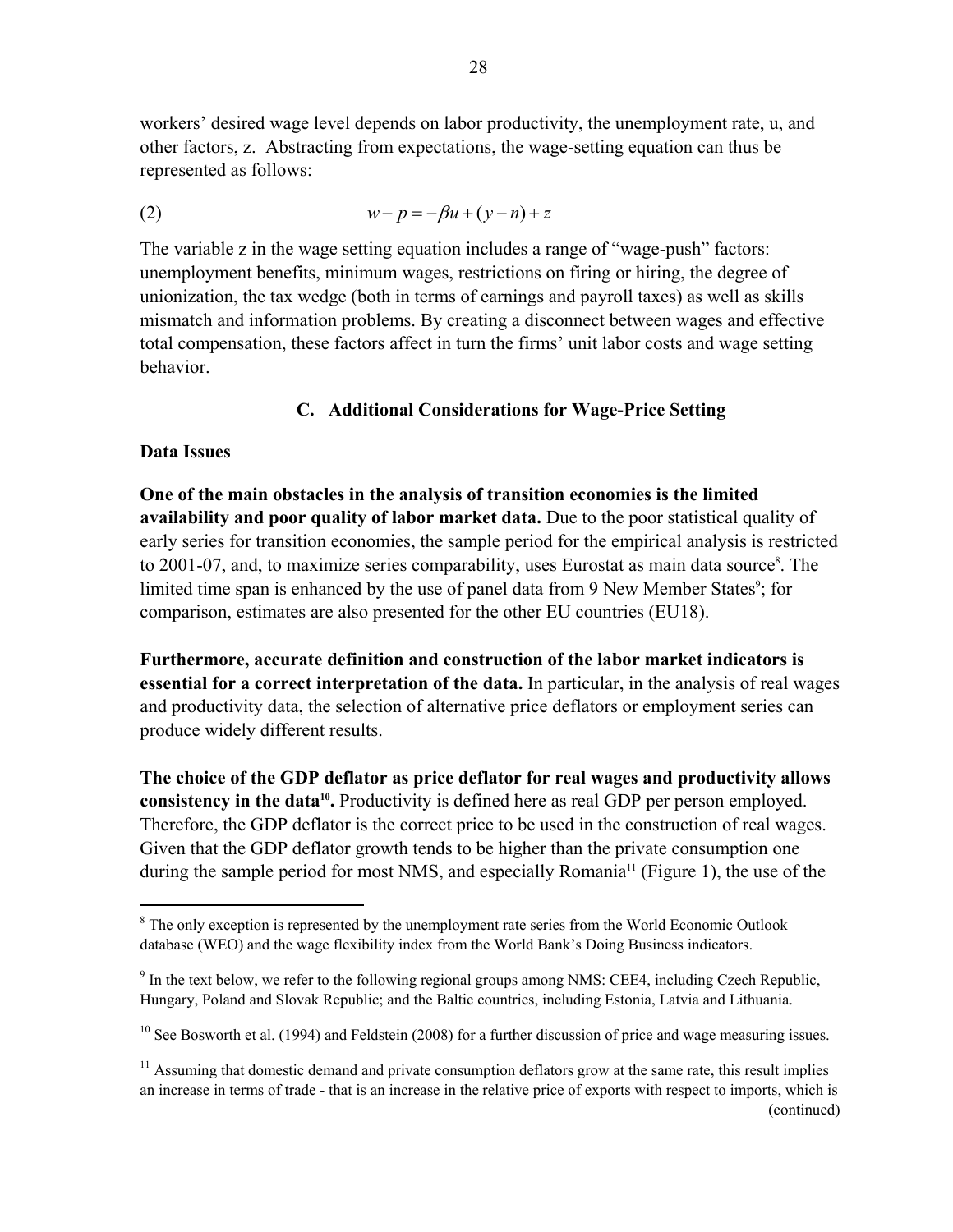workers' desired wage level depends on labor productivity, the unemployment rate, u, and other factors, z. Abstracting from expectations, the wage-setting equation can thus be represented as follows:

$$w - p = -\beta u + (y - n) + z \quad (2)$$

The variable z in the wage setting equation includes a range of "wage-push" factors: unemployment benefits, minimum wages, restrictions on firing or hiring, the degree of unionization, the tax wedge (both in terms of earnings and payroll taxes) as well as skills mismatch and information problems. By creating a disconnect between wages and effective total compensation, these factors affect in turn the firms' unit labor costs and wage setting behavior.

## C. Additional Considerations for Wage-Price Setting

**Data Issues**

**One of the main obstacles in the analysis of transition economies is the limited availability and poor quality of labor market data.** Due to the poor statistical quality of early series for transition economies, the sample period for the empirical analysis is restricted to 2001-07, and, to maximize series comparability, uses Eurostat as main data source[8]. The limited time span is enhanced by the use of panel data from 9 New Member States[9]; for comparison, estimates are also presented for the other EU countries (EU18).

**Furthermore, accurate definition and construction of the labor market indicators is essential for a correct interpretation of the data.** In particular, in the analysis of real wages and productivity data, the selection of alternative price deflators or employment series can produce widely different results.

**The choice of the GDP deflator as price deflator for real wages and productivity allows consistency in the data[10].** Productivity is defined here as real GDP per person employed. Therefore, the GDP deflator is the correct price to be used in the construction of real wages. Given that the GDP deflator growth tends to be higher than the private consumption one during the sample period for most NMS, and especially Romania[11] (Figure 1), the use of the

---

[8] The only exception is represented by the unemployment rate series from the World Economic Outlook database (WEO) and the wage flexibility index from the World Bank's Doing Business indicators.

[9] In the text below, we refer to the following regional groups among NMS: CEE4, including Czech Republic, Hungary, Poland and Slovak Republic; and the Baltic countries, including Estonia, Latvia and Lithuania.

[10] See Bosworth et al. (1994) and Feldstein (2008) for a further discussion of price and wage measuring issues.

[11] Assuming that domestic demand and private consumption deflators grow at the same rate, this result implies an increase in terms of trade - that is an increase in the relative price of exports with respect to imports, which is (continued)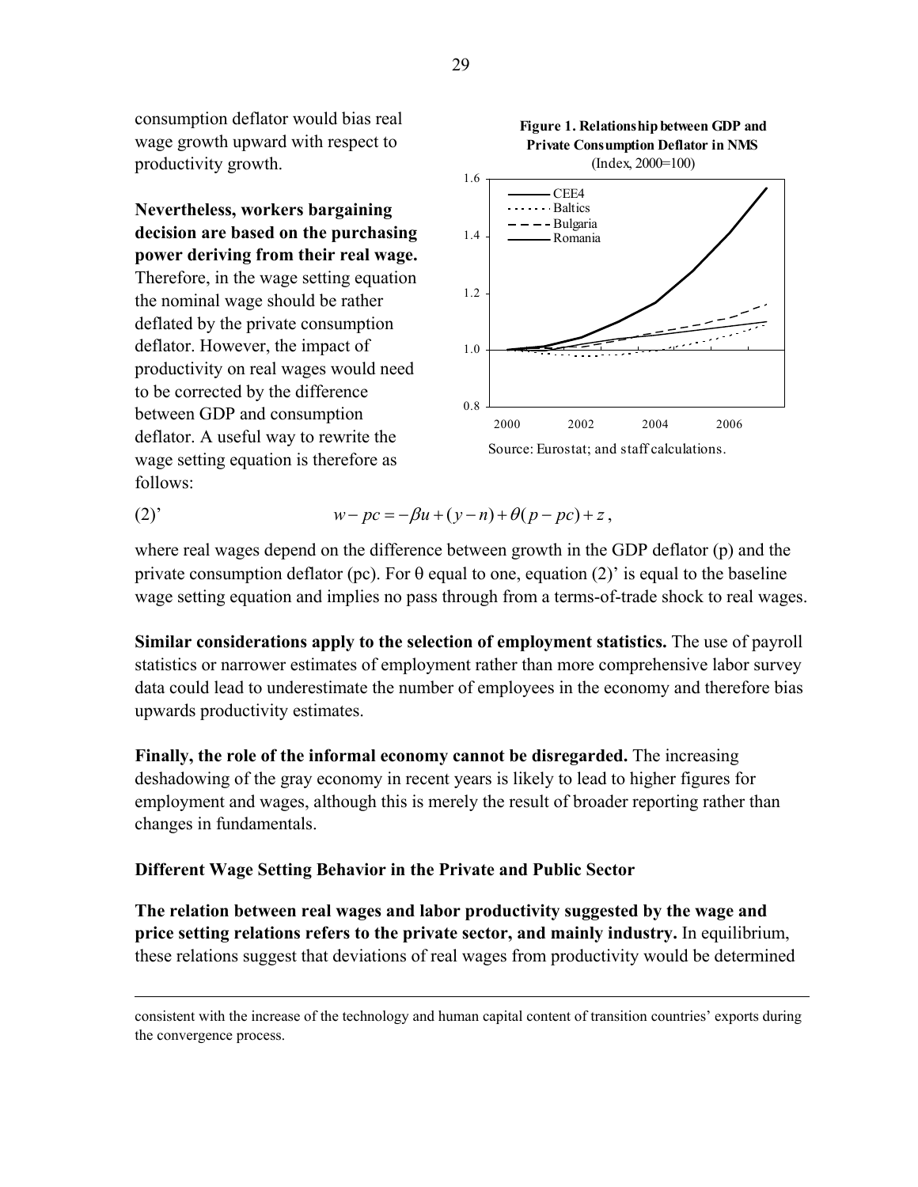consumption deflator would bias real wage growth upward with respect to productivity growth.

**Nevertheless, workers bargaining decision are based on the purchasing power deriving from their real wage.** Therefore, in the wage setting equation the nominal wage should be rather deflated by the private consumption deflator. However, the impact of productivity on real wages would need to be corrected by the difference between GDP and consumption deflator. A useful way to rewrite the wage setting equation is therefore as follows:

**Figure 1. Relationship between GDP and Private Consumption Deflator in NMS**
(Index, 2000=100)

Source: Eurostat; and staff calculations.

$$w - pc = -\beta u + (y - n) + \theta(p - pc) + z\,, \quad (2)'$$

where real wages depend on the difference between growth in the GDP deflator (p) and the private consumption deflator (pc). For θ equal to one, equation (2)' is equal to the baseline wage setting equation and implies no pass through from a terms-of-trade shock to real wages.

**Similar considerations apply to the selection of employment statistics.** The use of payroll statistics or narrower estimates of employment rather than more comprehensive labor survey data could lead to underestimate the number of employees in the economy and therefore bias upwards productivity estimates.

**Finally, the role of the informal economy cannot be disregarded.** The increasing deshadowing of the gray economy in recent years is likely to lead to higher figures for employment and wages, although this is merely the result of broader reporting rather than changes in fundamentals.

### Different Wage Setting Behavior in the Private and Public Sector

**The relation between real wages and labor productivity suggested by the wage and price setting relations refers to the private sector, and mainly industry.** In equilibrium, these relations suggest that deviations of real wages from productivity would be determined

---

consistent with the increase of the technology and human capital content of transition countries' exports during the convergence process.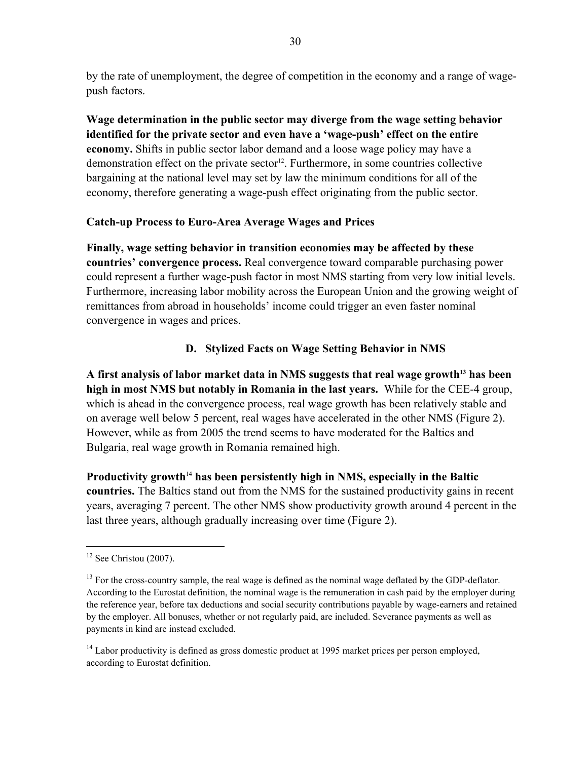by the rate of unemployment, the degree of competition in the economy and a range of wage-push factors.

**Wage determination in the public sector may diverge from the wage setting behavior identified for the private sector and even have a 'wage-push' effect on the entire economy.** Shifts in public sector labor demand and a loose wage policy may have a demonstration effect on the private sector[12]. Furthermore, in some countries collective bargaining at the national level may set by law the minimum conditions for all of the economy, therefore generating a wage-push effect originating from the public sector.

### Catch-up Process to Euro-Area Average Wages and Prices

**Finally, wage setting behavior in transition economies may be affected by these countries' convergence process.** Real convergence toward comparable purchasing power could represent a further wage-push factor in most NMS starting from very low initial levels. Furthermore, increasing labor mobility across the European Union and the growing weight of remittances from abroad in households' income could trigger an even faster nominal convergence in wages and prices.

## D. Stylized Facts on Wage Setting Behavior in NMS

**A first analysis of labor market data in NMS suggests that real wage growth[13] has been high in most NMS but notably in Romania in the last years.** While for the CEE-4 group, which is ahead in the convergence process, real wage growth has been relatively stable and on average well below 5 percent, real wages have accelerated in the other NMS (Figure 2). However, while as from 2005 the trend seems to have moderated for the Baltics and Bulgaria, real wage growth in Romania remained high.

**Productivity growth[14] has been persistently high in NMS, especially in the Baltic countries.** The Baltics stand out from the NMS for the sustained productivity gains in recent years, averaging 7 percent. The other NMS show productivity growth around 4 percent in the last three years, although gradually increasing over time (Figure 2).

---

[12] See Christou (2007).

[13] For the cross-country sample, the real wage is defined as the nominal wage deflated by the GDP-deflator. According to the Eurostat definition, the nominal wage is the remuneration in cash paid by the employer during the reference year, before tax deductions and social security contributions payable by wage-earners and retained by the employer. All bonuses, whether or not regularly paid, are included. Severance payments as well as payments in kind are instead excluded.

[14] Labor productivity is defined as gross domestic product at 1995 market prices per person employed, according to Eurostat definition.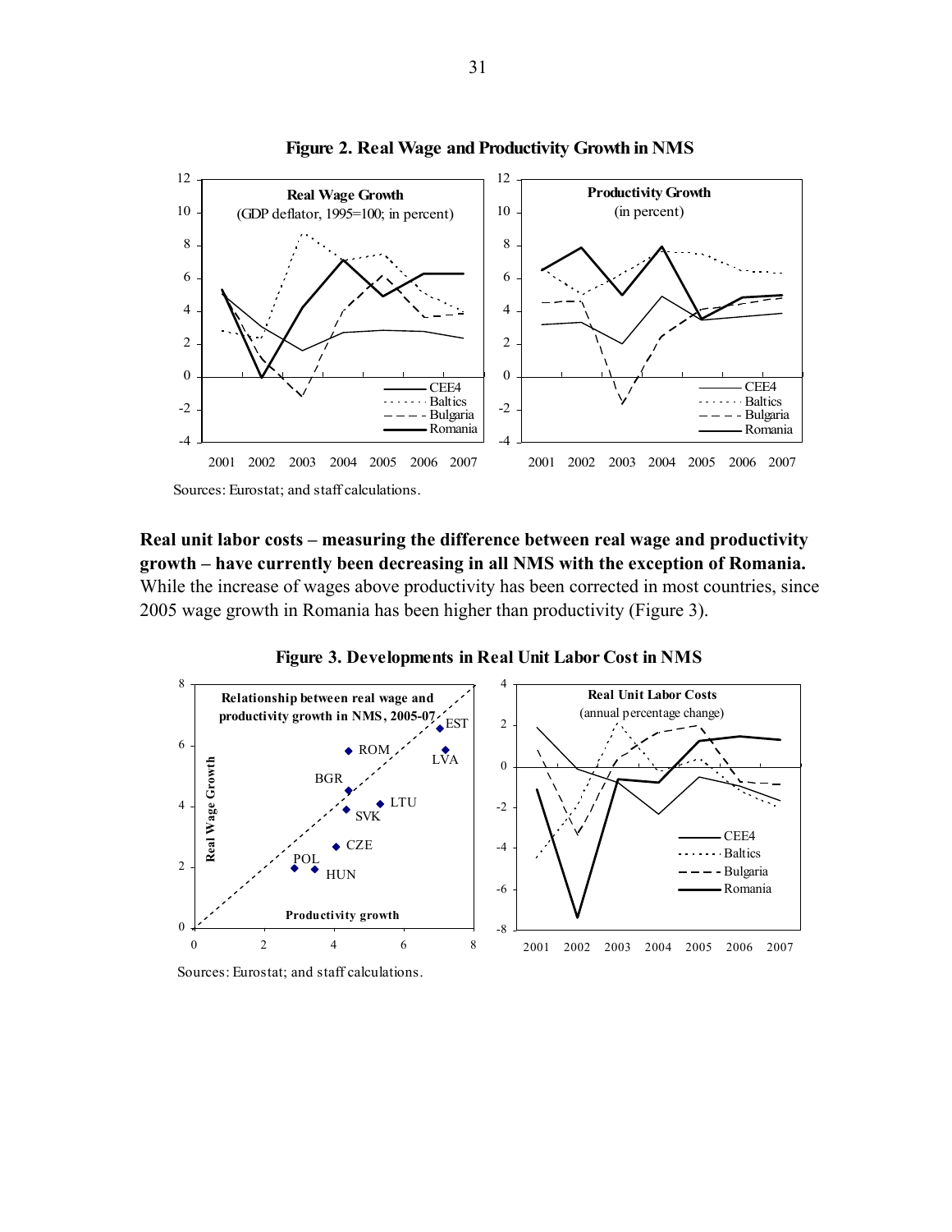**Figure 2. Real Wage and Productivity Growth in NMS**

Sources: Eurostat; and staff calculations.

**Real unit labor costs – measuring the difference between real wage and productivity growth – have currently been decreasing in all NMS with the exception of Romania.** While the increase of wages above productivity has been corrected in most countries, since 2005 wage growth in Romania has been higher than productivity (Figure 3).

**Figure 3. Developments in Real Unit Labor Cost in NMS**

Sources: Eurostat; and staff calculations.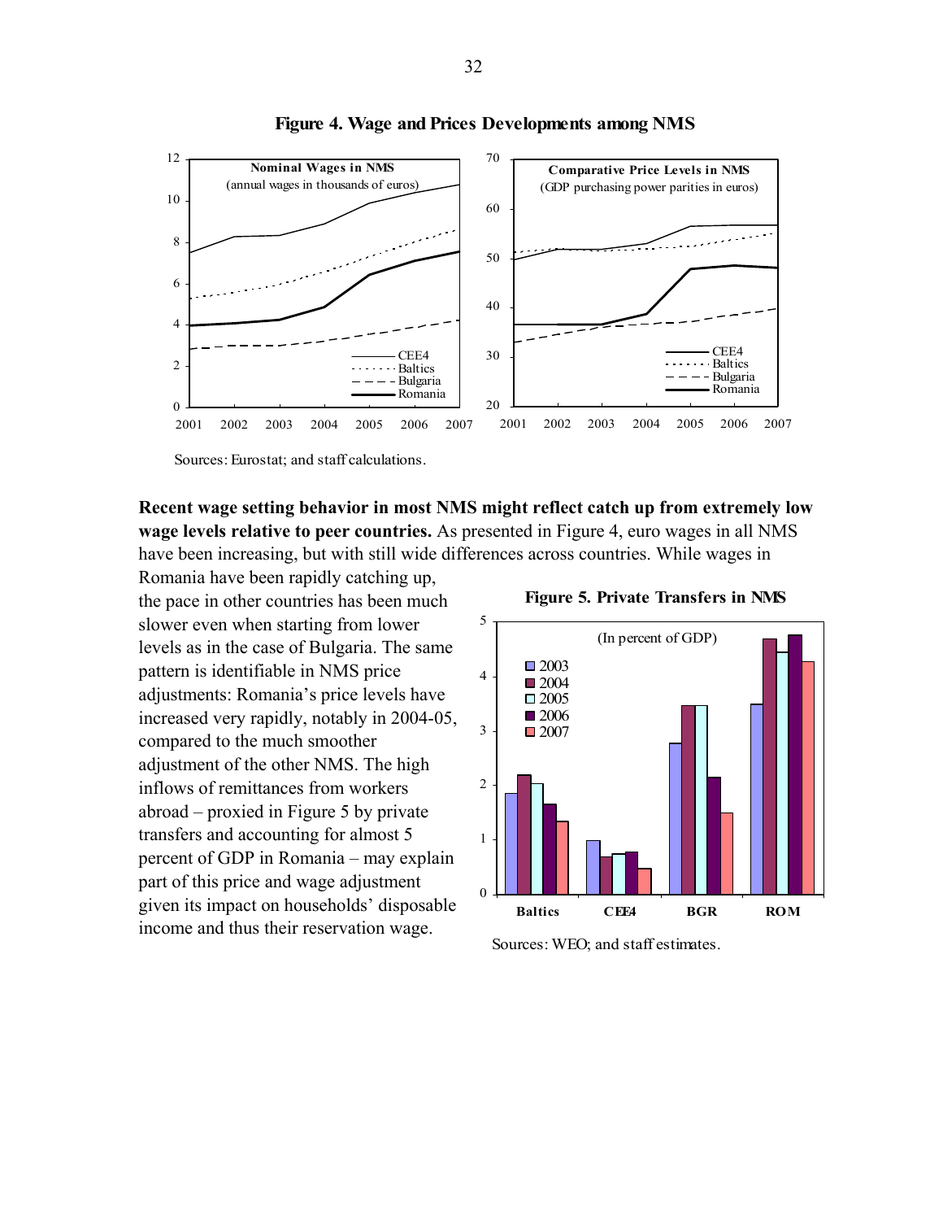**Figure 4. Wage and Prices Developments among NMS**

Sources: Eurostat; and staff calculations.

**Recent wage setting behavior in most NMS might reflect catch up from extremely low wage levels relative to peer countries.** As presented in Figure 4, euro wages in all NMS have been increasing, but with still wide differences across countries. While wages in Romania have been rapidly catching up, the pace in other countries has been much slower even when starting from lower levels as in the case of Bulgaria. The same pattern is identifiable in NMS price adjustments: Romania's price levels have increased very rapidly, notably in 2004-05, compared to the much smoother adjustment of the other NMS. The high inflows of remittances from workers abroad – proxied in Figure 5 by private transfers and accounting for almost 5 percent of GDP in Romania – may explain part of this price and wage adjustment given its impact on households' disposable income and thus their reservation wage.

**Figure 5. Private Transfers in NMS**

Sources: WEO; and staff estimates.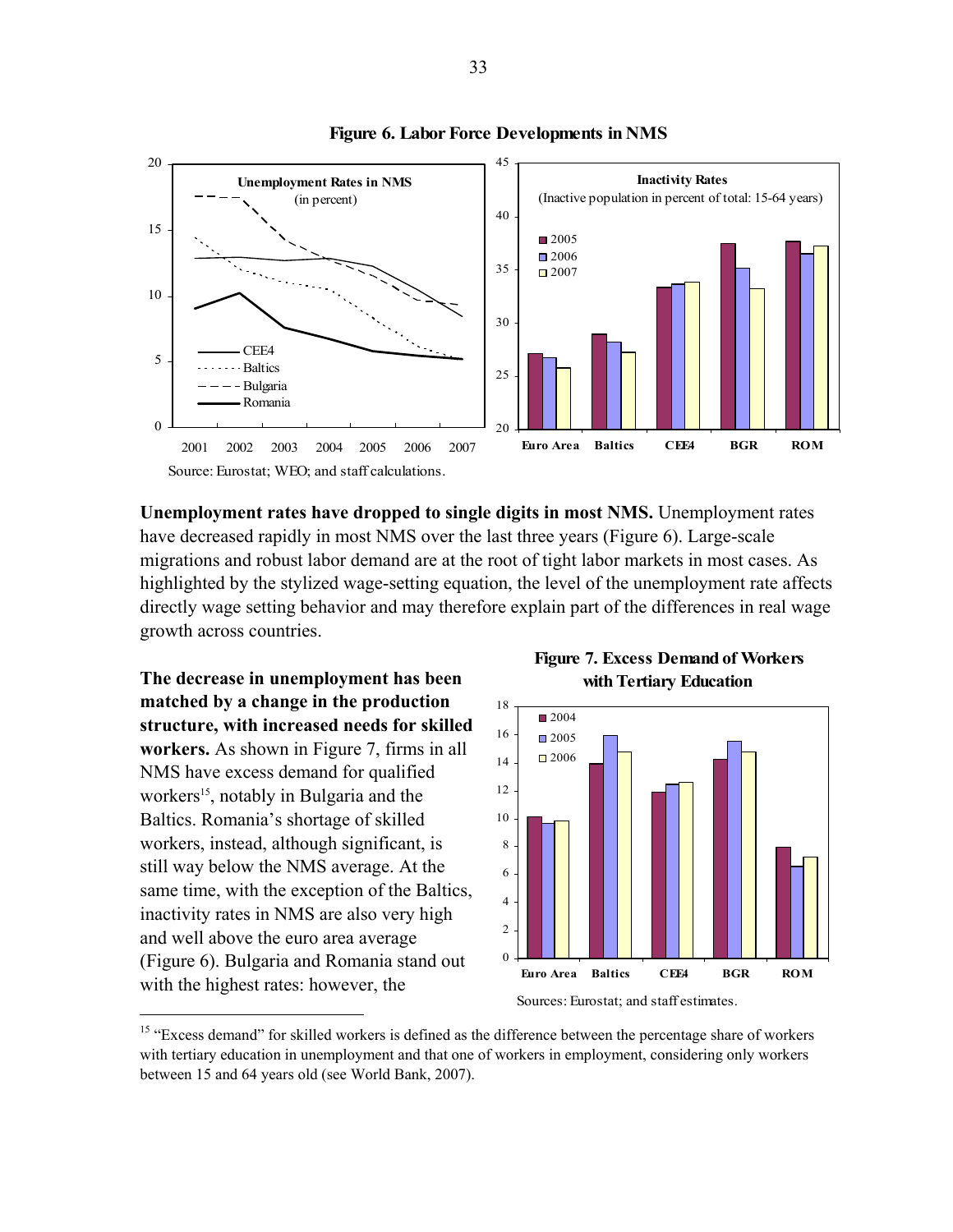**Figure 6. Labor Force Developments in NMS**

Source: Eurostat; WEO; and staff calculations.

**Unemployment rates have dropped to single digits in most NMS.** Unemployment rates have decreased rapidly in most NMS over the last three years (Figure 6). Large-scale migrations and robust labor demand are at the root of tight labor markets in most cases. As highlighted by the stylized wage-setting equation, the level of the unemployment rate affects directly wage setting behavior and may therefore explain part of the differences in real wage growth across countries.

**The decrease in unemployment has been matched by a change in the production structure, with increased needs for skilled workers.** As shown in Figure 7, firms in all NMS have excess demand for qualified workers[15], notably in Bulgaria and the Baltics. Romania's shortage of skilled workers, instead, although significant, is still way below the NMS average. At the same time, with the exception of the Baltics, inactivity rates in NMS are also very high and well above the euro area average (Figure 6). Bulgaria and Romania stand out with the highest rates: however, the

**Figure 7. Excess Demand of Workers with Tertiary Education**

Sources: Eurostat; and staff estimates.

[15] "Excess demand" for skilled workers is defined as the difference between the percentage share of workers with tertiary education in unemployment and that one of workers in employment, considering only workers between 15 and 64 years old (see World Bank, 2007).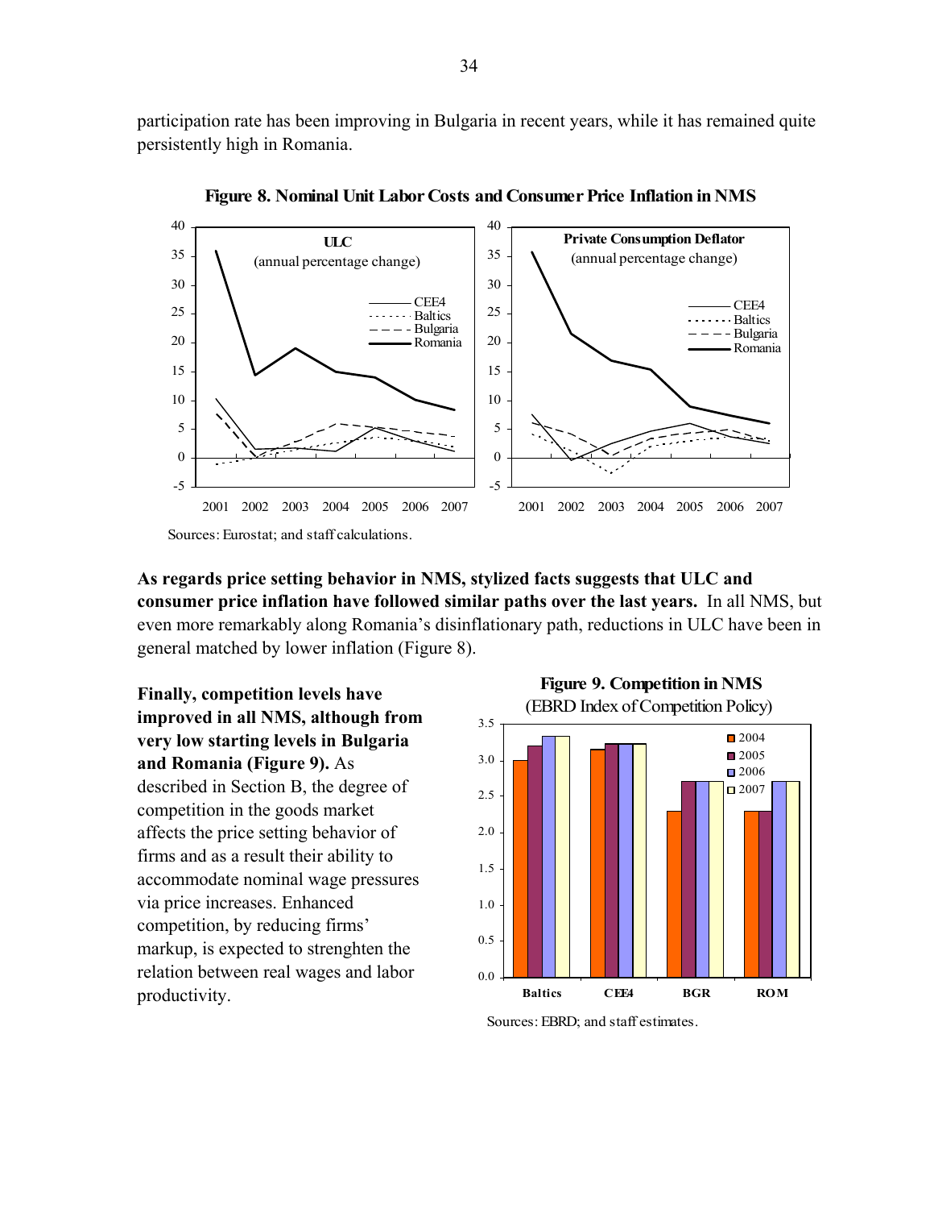participation rate has been improving in Bulgaria in recent years, while it has remained quite persistently high in Romania.

**Figure 8. Nominal Unit Labor Costs and Consumer Price Inflation in NMS**

Sources: Eurostat; and staff calculations.

**As regards price setting behavior in NMS, stylized facts suggests that ULC and consumer price inflation have followed similar paths over the last years.** In all NMS, but even more remarkably along Romania's disinflationary path, reductions in ULC have been in general matched by lower inflation (Figure 8).

**Finally, competition levels have improved in all NMS, although from very low starting levels in Bulgaria and Romania (Figure 9).** As described in Section B, the degree of competition in the goods market affects the price setting behavior of firms and as a result their ability to accommodate nominal wage pressures via price increases. Enhanced competition, by reducing firms' markup, is expected to strenghten the relation between real wages and labor productivity.

**Figure 9. Competition in NMS**
(EBRD Index of Competition Policy)

Sources: EBRD; and staff estimates.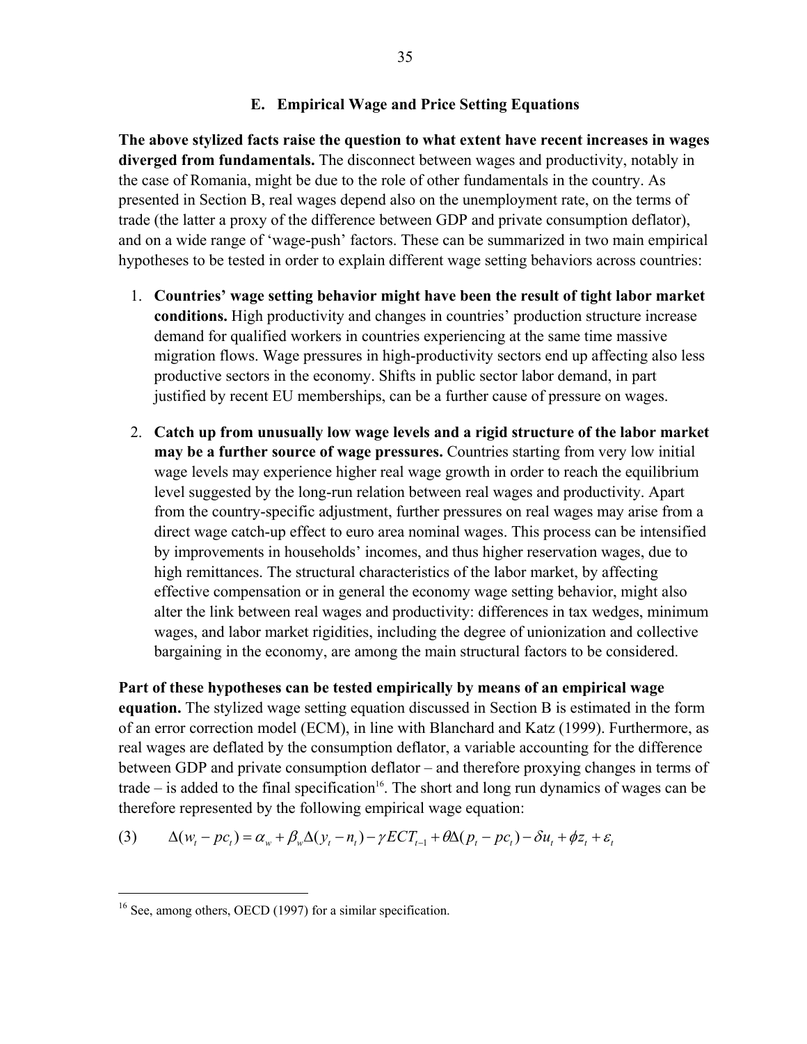### E. Empirical Wage and Price Setting Equations

**The above stylized facts raise the question to what extent have recent increases in wages diverged from fundamentals.** The disconnect between wages and productivity, notably in the case of Romania, might be due to the role of other fundamentals in the country. As presented in Section B, real wages depend also on the unemployment rate, on the terms of trade (the latter a proxy of the difference between GDP and private consumption deflator), and on a wide range of 'wage-push' factors. These can be summarized in two main empirical hypotheses to be tested in order to explain different wage setting behaviors across countries:

1. **Countries' wage setting behavior might have been the result of tight labor market conditions.** High productivity and changes in countries' production structure increase demand for qualified workers in countries experiencing at the same time massive migration flows. Wage pressures in high-productivity sectors end up affecting also less productive sectors in the economy. Shifts in public sector labor demand, in part justified by recent EU memberships, can be a further cause of pressure on wages.

2. **Catch up from unusually low wage levels and a rigid structure of the labor market may be a further source of wage pressures.** Countries starting from very low initial wage levels may experience higher real wage growth in order to reach the equilibrium level suggested by the long-run relation between real wages and productivity. Apart from the country-specific adjustment, further pressures on real wages may arise from a direct wage catch-up effect to euro area nominal wages. This process can be intensified by improvements in households' incomes, and thus higher reservation wages, due to high remittances. The structural characteristics of the labor market, by affecting effective compensation or in general the economy wage setting behavior, might also alter the link between real wages and productivity: differences in tax wedges, minimum wages, and labor market rigidities, including the degree of unionization and collective bargaining in the economy, are among the main structural factors to be considered.

**Part of these hypotheses can be tested empirically by means of an empirical wage equation.** The stylized wage setting equation discussed in Section B is estimated in the form of an error correction model (ECM), in line with Blanchard and Katz (1999). Furthermore, as real wages are deflated by the consumption deflator, a variable accounting for the difference between GDP and private consumption deflator – and therefore proxying changes in terms of trade – is added to the final specification[16]. The short and long run dynamics of wages can be therefore represented by the following empirical wage equation:

$$\Delta(w_t - pc_t) = \alpha_w + \beta_w \Delta(y_t - n_t) - \gamma ECT_{t-1} + \theta \Delta(p_t - pc_t) - \delta u_t + \phi z_t + \varepsilon_t \qquad (3)$$

---

[16] See, among others, OECD (1997) for a similar specification.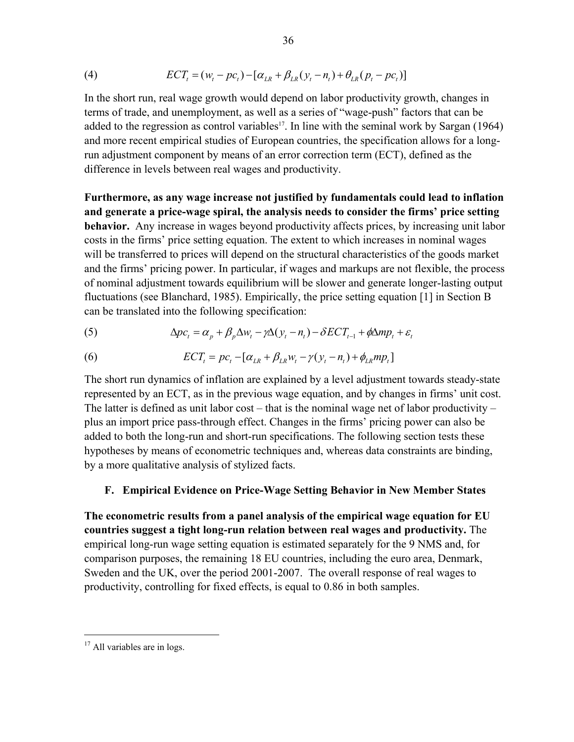$$ECT_t = (w_t - pc_t) - [\alpha_{LR} + \beta_{LR}(y_t - n_t) + \theta_{LR}(p_t - pc_t)] \quad (4)$$

In the short run, real wage growth would depend on labor productivity growth, changes in terms of trade, and unemployment, as well as a series of "wage-push" factors that can be added to the regression as control variables[17]. In line with the seminal work by Sargan (1964) and more recent empirical studies of European countries, the specification allows for a long-run adjustment component by means of an error correction term (ECT), defined as the difference in levels between real wages and productivity.

**Furthermore, as any wage increase not justified by fundamentals could lead to inflation and generate a price-wage spiral, the analysis needs to consider the firms' price setting behavior.** Any increase in wages beyond productivity affects prices, by increasing unit labor costs in the firms' price setting equation. The extent to which increases in nominal wages will be transferred to prices will depend on the structural characteristics of the goods market and the firms' pricing power. In particular, if wages and markups are not flexible, the process of nominal adjustment towards equilibrium will be slower and generate longer-lasting output fluctuations (see Blanchard, 1985). Empirically, the price setting equation [1] in Section B can be translated into the following specification:

$$\Delta pc_t = \alpha_p + \beta_p \Delta w_t - \gamma \Delta(y_t - n_t) - \delta ECT_{t-1} + \phi \Delta mp_t + \varepsilon_t \quad (5)$$

$$ECT_t = pc_t - [\alpha_{LR} + \beta_{LR} w_t - \gamma(y_t - n_t) + \phi_{LR} mp_t] \quad (6)$$

The short run dynamics of inflation are explained by a level adjustment towards steady-state represented by an ECT, as in the previous wage equation, and by changes in firms' unit cost. The latter is defined as unit labor cost – that is the nominal wage net of labor productivity – plus an import price pass-through effect. Changes in the firms' pricing power can also be added to both the long-run and short-run specifications. The following section tests these hypotheses by means of econometric techniques and, whereas data constraints are binding, by a more qualitative analysis of stylized facts.

## F. Empirical Evidence on Price-Wage Setting Behavior in New Member States

**The econometric results from a panel analysis of the empirical wage equation for EU countries suggest a tight long-run relation between real wages and productivity.** The empirical long-run wage setting equation is estimated separately for the 9 NMS and, for comparison purposes, the remaining 18 EU countries, including the euro area, Denmark, Sweden and the UK, over the period 2001-2007. The overall response of real wages to productivity, controlling for fixed effects, is equal to 0.86 in both samples.

---

[17] All variables are in logs.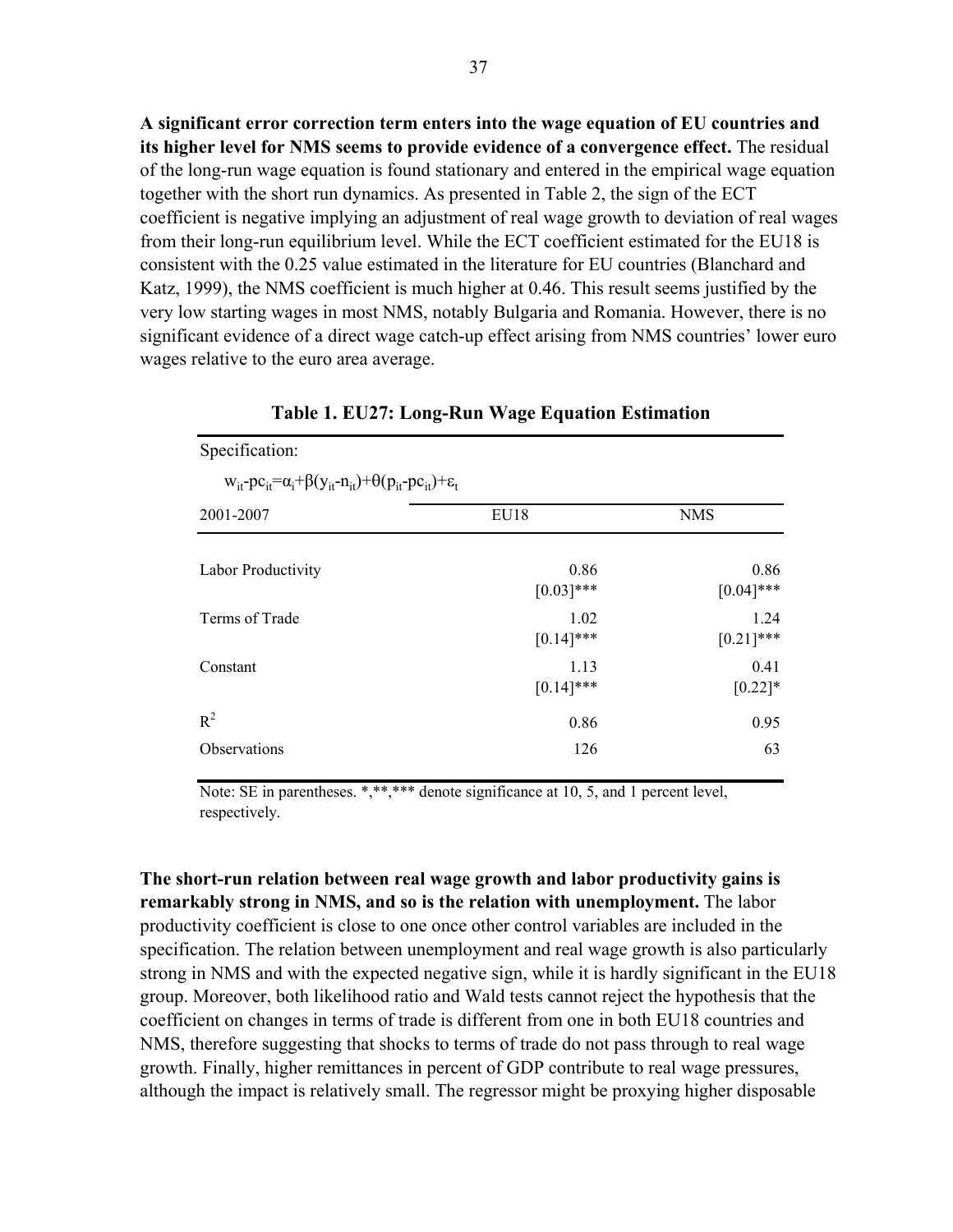**A significant error correction term enters into the wage equation of EU countries and its higher level for NMS seems to provide evidence of a convergence effect.** The residual of the long-run wage equation is found stationary and entered in the empirical wage equation together with the short run dynamics. As presented in Table 2, the sign of the ECT coefficient is negative implying an adjustment of real wage growth to deviation of real wages from their long-run equilibrium level. While the ECT coefficient estimated for the EU18 is consistent with the 0.25 value estimated in the literature for EU countries (Blanchard and Katz, 1999), the NMS coefficient is much higher at 0.46. This result seems justified by the very low starting wages in most NMS, notably Bulgaria and Romania. However, there is no significant evidence of a direct wage catch-up effect arising from NMS countries' lower euro wages relative to the euro area average.

**Table 1. EU27: Long-Run Wage Equation Estimation**

| Specification: $w_{it}-pc_{it}=\alpha_i+\beta(y_{it}-n_{it})+\theta(p_{it}-pc_{it})+\varepsilon_t$ | | |
|---|---|---|
| 2001-2007 | EU18 | NMS |
| Labor Productivity | 0.86 | 0.86 |
| | [0.03]*** | [0.04]*** |
| Terms of Trade | 1.02 | 1.24 |
| | [0.14]*** | [0.21]*** |
| Constant | 1.13 | 0.41 |
| | [0.14]*** | [0.22]* |
| $R^2$ | 0.86 | 0.95 |
| Observations | 126 | 63 |

Note: SE in parentheses. *,**,*** denote significance at 10, 5, and 1 percent level, respectively.

**The short-run relation between real wage growth and labor productivity gains is remarkably strong in NMS, and so is the relation with unemployment.** The labor productivity coefficient is close to one once other control variables are included in the specification. The relation between unemployment and real wage growth is also particularly strong in NMS and with the expected negative sign, while it is hardly significant in the EU18 group. Moreover, both likelihood ratio and Wald tests cannot reject the hypothesis that the coefficient on changes in terms of trade is different from one in both EU18 countries and NMS, therefore suggesting that shocks to terms of trade do not pass through to real wage growth. Finally, higher remittances in percent of GDP contribute to real wage pressures, although the impact is relatively small. The regressor might be proxying higher disposable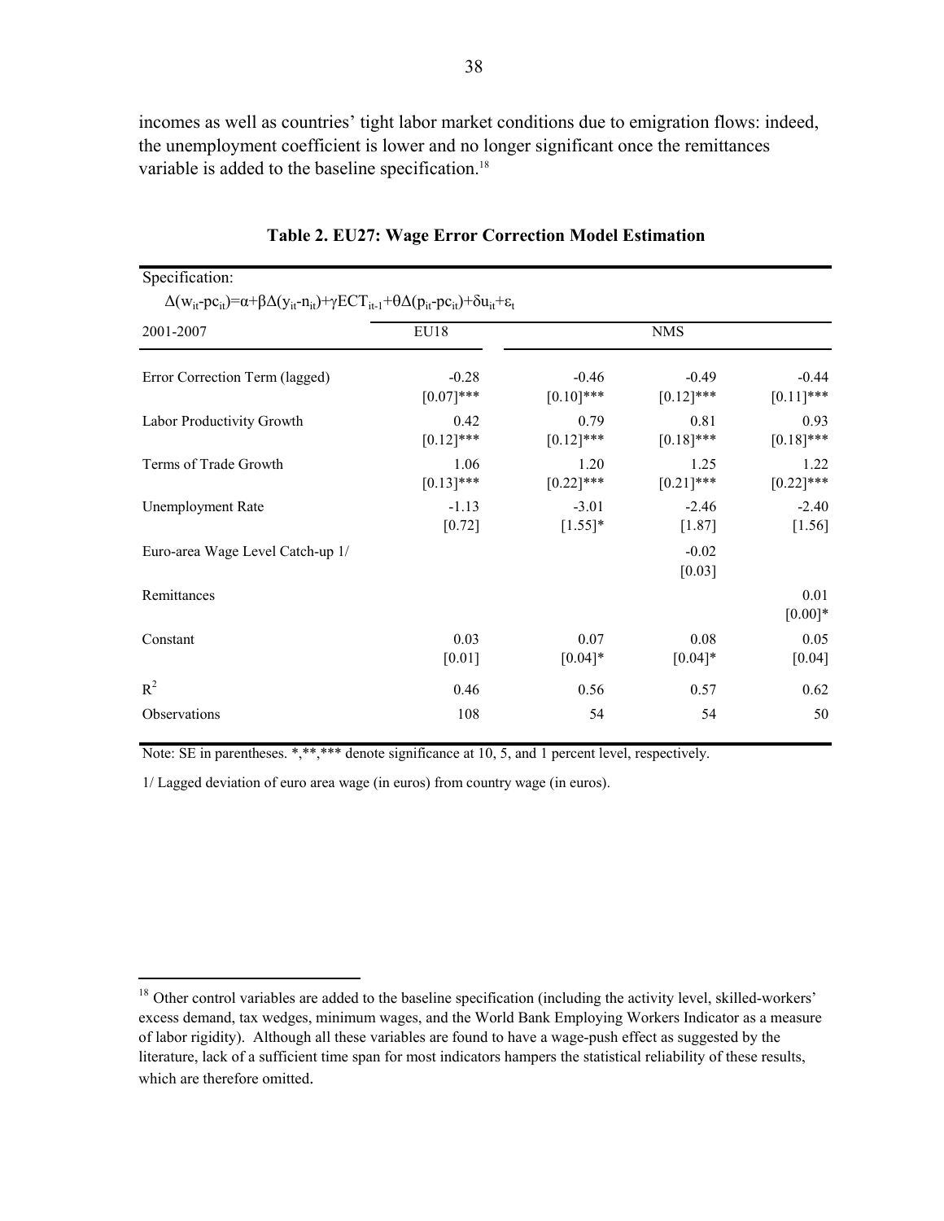incomes as well as countries' tight labor market conditions due to emigration flows: indeed, the unemployment coefficient is lower and no longer significant once the remittances variable is added to the baseline specification.[18]

**Table 2. EU27: Wage Error Correction Model Estimation**

| Specification: $\Delta(w_{it}\text{-}pc_{it})=\alpha+\beta\Delta(y_{it}\text{-}n_{it})+\gamma ECT_{it\text{-}1}+\theta\Delta(p_{it}\text{-}pc_{it})+\delta u_{it}+\varepsilon_t$ | | | | |
|---|---|---|---|---|
| 2001-2007 | EU18 | NMS | | |
| Error Correction Term (lagged) | -0.28<br>[0.07]*** | -0.46<br>[0.10]*** | -0.49<br>[0.12]*** | -0.44<br>[0.11]*** |
| Labor Productivity Growth | 0.42<br>[0.12]*** | 0.79<br>[0.12]*** | 0.81<br>[0.18]*** | 0.93<br>[0.18]*** |
| Terms of Trade Growth | 1.06<br>[0.13]*** | 1.20<br>[0.22]*** | 1.25<br>[0.21]*** | 1.22<br>[0.22]*** |
| Unemployment Rate | -1.13<br>[0.72] | -3.01<br>[1.55]* | -2.46<br>[1.87] | -2.40<br>[1.56] |
| Euro-area Wage Level Catch-up 1/ | | | -0.02<br>[0.03] | |
| Remittances | | | | 0.01<br>[0.00]* |
| Constant | 0.03<br>[0.01] | 0.07<br>[0.04]* | 0.08<br>[0.04]* | 0.05<br>[0.04] |
| $R^2$ | 0.46 | 0.56 | 0.57 | 0.62 |
| Observations | 108 | 54 | 54 | 50 |

Note: SE in parentheses. *,**,*** denote significance at 10, 5, and 1 percent level, respectively.

1/ Lagged deviation of euro area wage (in euros) from country wage (in euros).

[18] Other control variables are added to the baseline specification (including the activity level, skilled-workers' excess demand, tax wedges, minimum wages, and the World Bank Employing Workers Indicator as a measure of labor rigidity). Although all these variables are found to have a wage-push effect as suggested by the literature, lack of a sufficient time span for most indicators hampers the statistical reliability of these results, which are therefore omitted.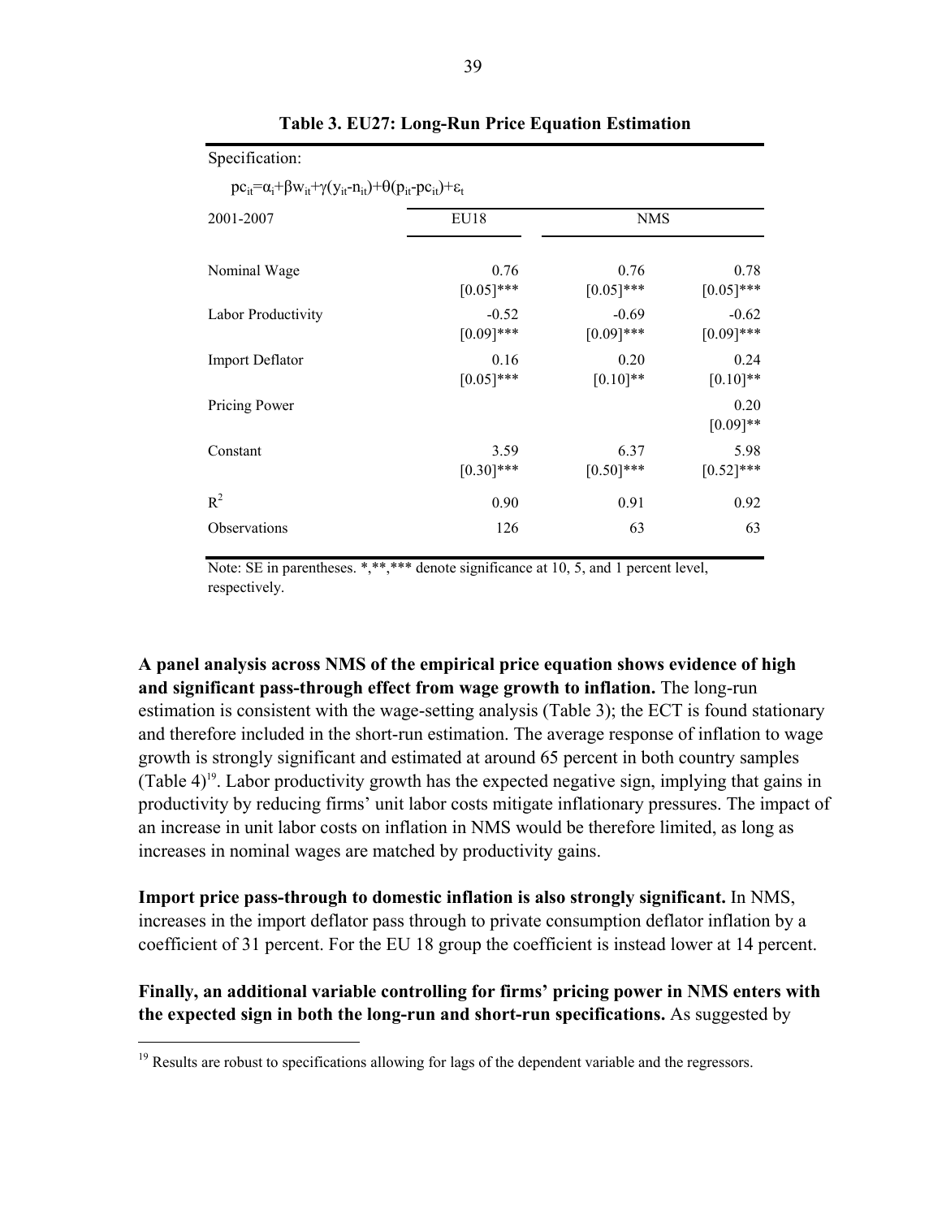**Table 3. EU27: Long-Run Price Equation Estimation**

| Specification: | | | |
|---|---|---|---|
| $pc_{it}=\alpha_i+\beta w_{it}+\gamma(y_{it}-n_{it})+\theta(p_{it}-pc_{it})+\varepsilon_t$ | | | |
| 2001-2007 | EU18 | NMS | |
| Nominal Wage | 0.76<br>[0.05]*** | 0.76<br>[0.05]*** | 0.78<br>[0.05]*** |
| Labor Productivity | -0.52<br>[0.09]*** | -0.69<br>[0.09]*** | -0.62<br>[0.09]*** |
| Import Deflator | 0.16<br>[0.05]*** | 0.20<br>[0.10]** | 0.24<br>[0.10]** |
| Pricing Power | | | 0.20<br>[0.09]** |
| Constant | 3.59<br>[0.30]*** | 6.37<br>[0.50]*** | 5.98<br>[0.52]*** |
| $R^2$ | 0.90 | 0.91 | 0.92 |
| Observations | 126 | 63 | 63 |

Note: SE in parentheses. *,**,*** denote significance at 10, 5, and 1 percent level, respectively.

**A panel analysis across NMS of the empirical price equation shows evidence of high and significant pass-through effect from wage growth to inflation.** The long-run estimation is consistent with the wage-setting analysis (Table 3); the ECT is found stationary and therefore included in the short-run estimation. The average response of inflation to wage growth is strongly significant and estimated at around 65 percent in both country samples (Table 4)[19]. Labor productivity growth has the expected negative sign, implying that gains in productivity by reducing firms' unit labor costs mitigate inflationary pressures. The impact of an increase in unit labor costs on inflation in NMS would be therefore limited, as long as increases in nominal wages are matched by productivity gains.

**Import price pass-through to domestic inflation is also strongly significant.** In NMS, increases in the import deflator pass through to private consumption deflator inflation by a coefficient of 31 percent. For the EU 18 group the coefficient is instead lower at 14 percent.

**Finally, an additional variable controlling for firms' pricing power in NMS enters with the expected sign in both the long-run and short-run specifications.** As suggested by

[19] Results are robust to specifications allowing for lags of the dependent variable and the regressors.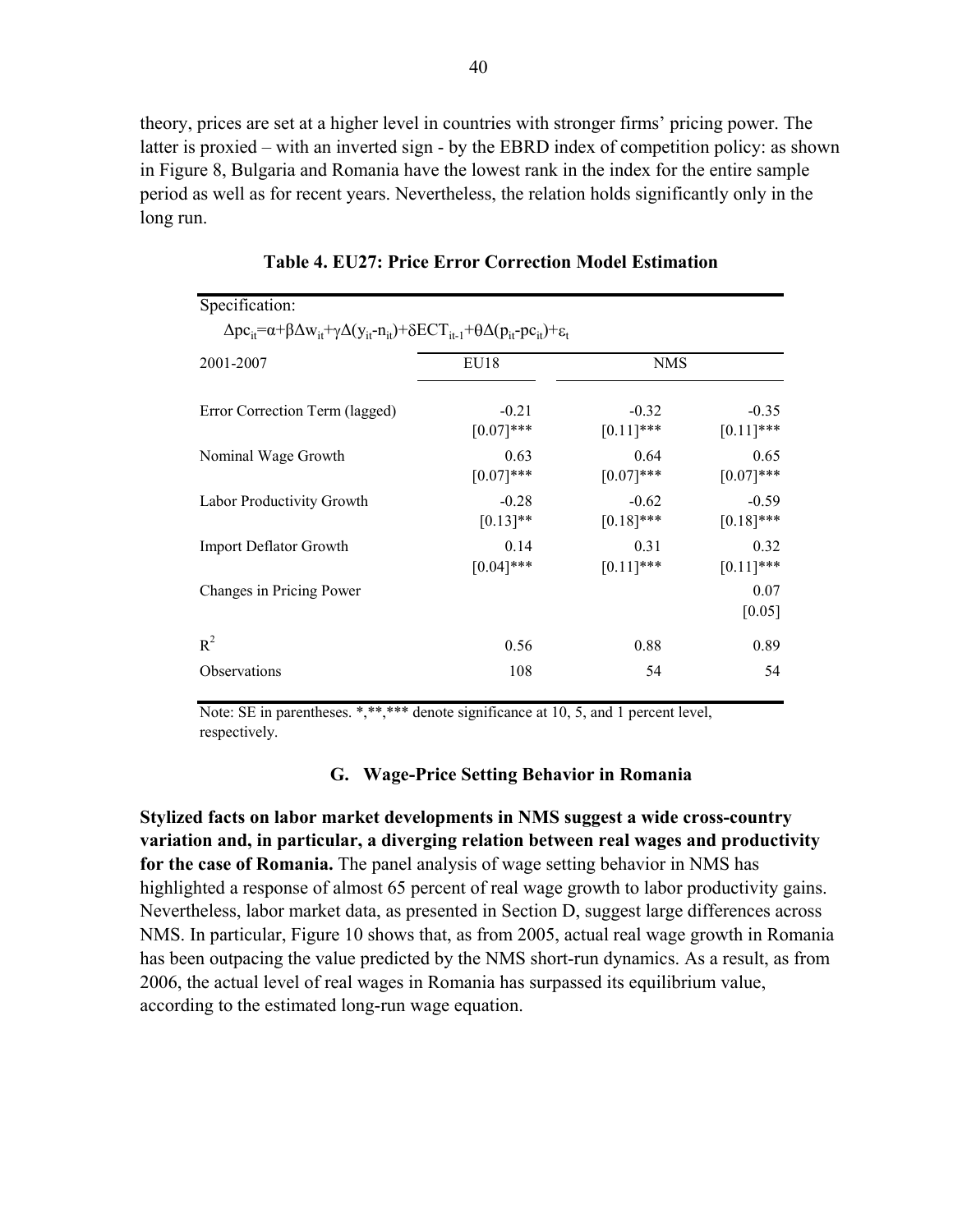theory, prices are set at a higher level in countries with stronger firms' pricing power. The latter is proxied – with an inverted sign - by the EBRD index of competition policy: as shown in Figure 8, Bulgaria and Romania have the lowest rank in the index for the entire sample period as well as for recent years. Nevertheless, the relation holds significantly only in the long run.

**Table 4. EU27: Price Error Correction Model Estimation**

| Specification: $\Delta pc_{it}=\alpha+\beta\Delta w_{it}+\gamma\Delta(y_{it}-n_{it})+\delta ECT_{it-1}+\theta\Delta(p_{it}-pc_{it})+\varepsilon_t$ | | | |
|---|---|---|---|
| 2001-2007 | EU18 | NMS | |
| Error Correction Term (lagged) | -0.21 [0.07]*** | -0.32 [0.11]*** | -0.35 [0.11]*** |
| Nominal Wage Growth | 0.63 [0.07]*** | 0.64 [0.07]*** | 0.65 [0.07]*** |
| Labor Productivity Growth | -0.28 [0.13]** | -0.62 [0.18]*** | -0.59 [0.18]*** |
| Import Deflator Growth | 0.14 [0.04]*** | 0.31 [0.11]*** | 0.32 [0.11]*** |
| Changes in Pricing Power | | | 0.07 [0.05] |
| $R^2$ | 0.56 | 0.88 | 0.89 |
| Observations | 108 | 54 | 54 |

Note: SE in parentheses. *,**,*** denote significance at 10, 5, and 1 percent level, respectively.

### G. Wage-Price Setting Behavior in Romania

**Stylized facts on labor market developments in NMS suggest a wide cross-country variation and, in particular, a diverging relation between real wages and productivity for the case of Romania.** The panel analysis of wage setting behavior in NMS has highlighted a response of almost 65 percent of real wage growth to labor productivity gains. Nevertheless, labor market data, as presented in Section D, suggest large differences across NMS. In particular, Figure 10 shows that, as from 2005, actual real wage growth in Romania has been outpacing the value predicted by the NMS short-run dynamics. As a result, as from 2006, the actual level of real wages in Romania has surpassed its equilibrium value, according to the estimated long-run wage equation.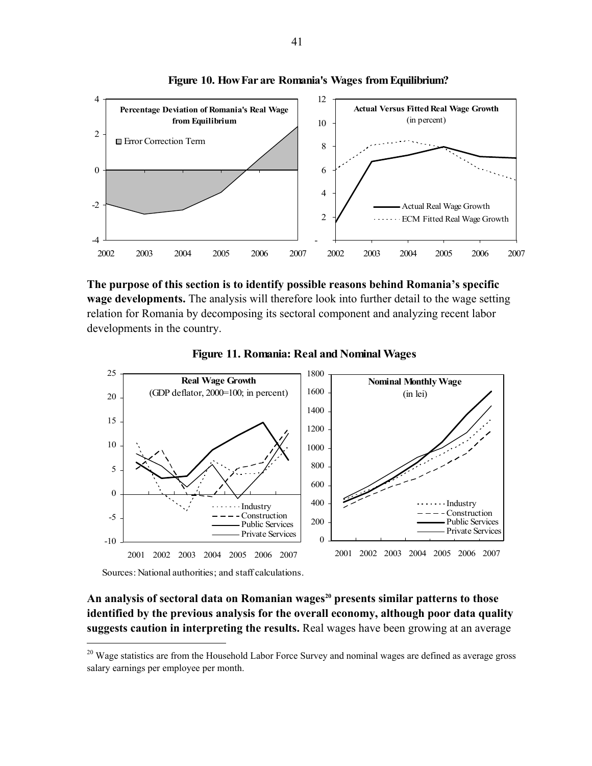**Figure 10. How Far are Romania's Wages from Equilibrium?**

**The purpose of this section is to identify possible reasons behind Romania's specific wage developments.** The analysis will therefore look into further detail to the wage setting relation for Romania by decomposing its sectoral component and analyzing recent labor developments in the country.

**Figure 11. Romania: Real and Nominal Wages**

Sources: National authorities; and staff calculations.

**An analysis of sectoral data on Romanian wages[20] presents similar patterns to those identified by the previous analysis for the overall economy, although poor data quality suggests caution in interpreting the results.** Real wages have been growing at an average

[20] Wage statistics are from the Household Labor Force Survey and nominal wages are defined as average gross salary earnings per employee per month.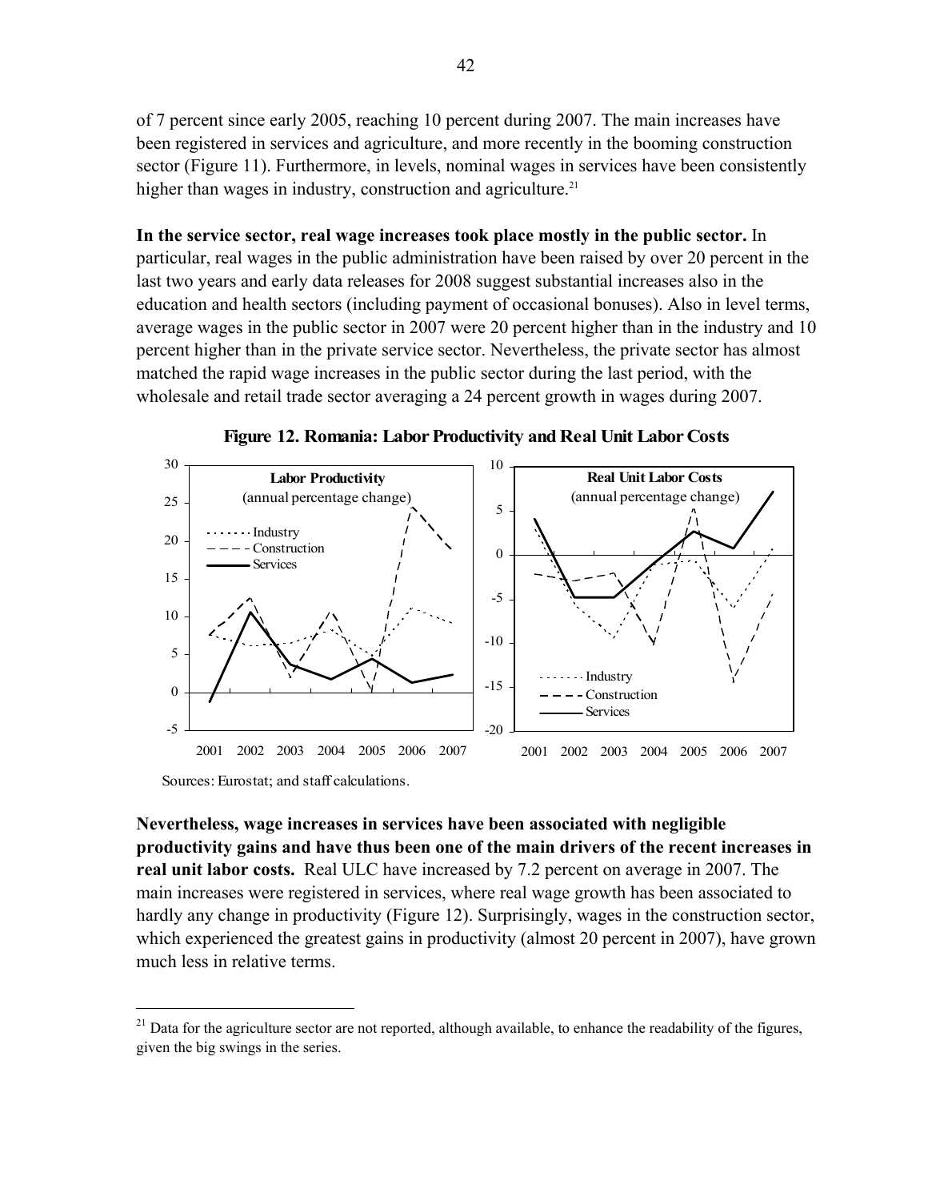of 7 percent since early 2005, reaching 10 percent during 2007. The main increases have been registered in services and agriculture, and more recently in the booming construction sector (Figure 11). Furthermore, in levels, nominal wages in services have been consistently higher than wages in industry, construction and agriculture.[21]

**In the service sector, real wage increases took place mostly in the public sector.** In particular, real wages in the public administration have been raised by over 20 percent in the last two years and early data releases for 2008 suggest substantial increases also in the education and health sectors (including payment of occasional bonuses). Also in level terms, average wages in the public sector in 2007 were 20 percent higher than in the industry and 10 percent higher than in the private service sector. Nevertheless, the private sector has almost matched the rapid wage increases in the public sector during the last period, with the wholesale and retail trade sector averaging a 24 percent growth in wages during 2007.

**Figure 12. Romania: Labor Productivity and Real Unit Labor Costs**

Sources: Eurostat; and staff calculations.

**Nevertheless, wage increases in services have been associated with negligible productivity gains and have thus been one of the main drivers of the recent increases in real unit labor costs.** Real ULC have increased by 7.2 percent on average in 2007. The main increases were registered in services, where real wage growth has been associated to hardly any change in productivity (Figure 12). Surprisingly, wages in the construction sector, which experienced the greatest gains in productivity (almost 20 percent in 2007), have grown much less in relative terms.

[21] Data for the agriculture sector are not reported, although available, to enhance the readability of the figures, given the big swings in the series.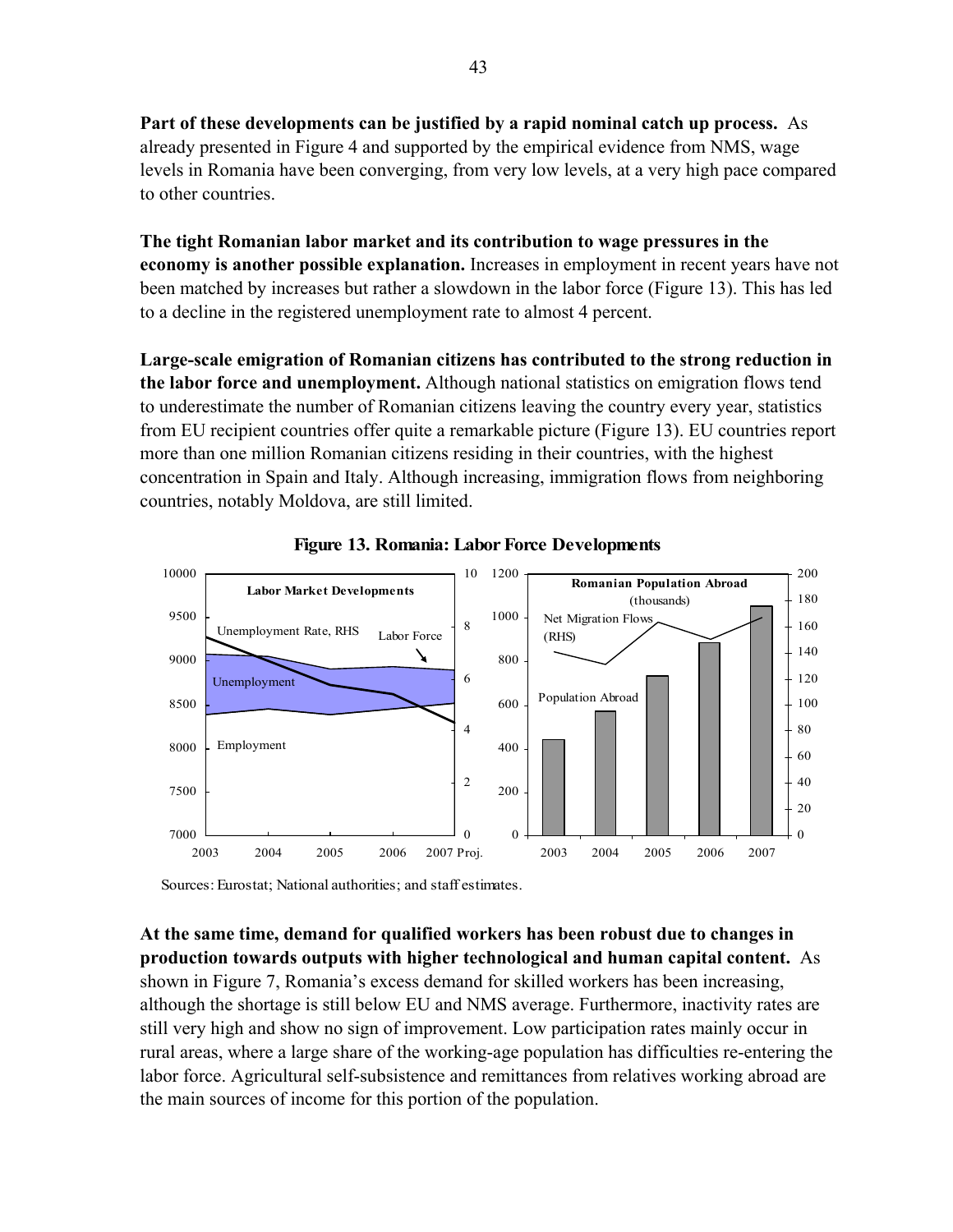**Part of these developments can be justified by a rapid nominal catch up process.** As already presented in Figure 4 and supported by the empirical evidence from NMS, wage levels in Romania have been converging, from very low levels, at a very high pace compared to other countries.

**The tight Romanian labor market and its contribution to wage pressures in the economy is another possible explanation.** Increases in employment in recent years have not been matched by increases but rather a slowdown in the labor force (Figure 13). This has led to a decline in the registered unemployment rate to almost 4 percent.

**Large-scale emigration of Romanian citizens has contributed to the strong reduction in the labor force and unemployment.** Although national statistics on emigration flows tend to underestimate the number of Romanian citizens leaving the country every year, statistics from EU recipient countries offer quite a remarkable picture (Figure 13). EU countries report more than one million Romanian citizens residing in their countries, with the highest concentration in Spain and Italy. Although increasing, immigration flows from neighboring countries, notably Moldova, are still limited.

**Figure 13. Romania: Labor Force Developments**

Sources: Eurostat; National authorities; and staff estimates.

**At the same time, demand for qualified workers has been robust due to changes in production towards outputs with higher technological and human capital content.** As shown in Figure 7, Romania's excess demand for skilled workers has been increasing, although the shortage is still below EU and NMS average. Furthermore, inactivity rates are still very high and show no sign of improvement. Low participation rates mainly occur in rural areas, where a large share of the working-age population has difficulties re-entering the labor force. Agricultural self-subsistence and remittances from relatives working abroad are the main sources of income for this portion of the population.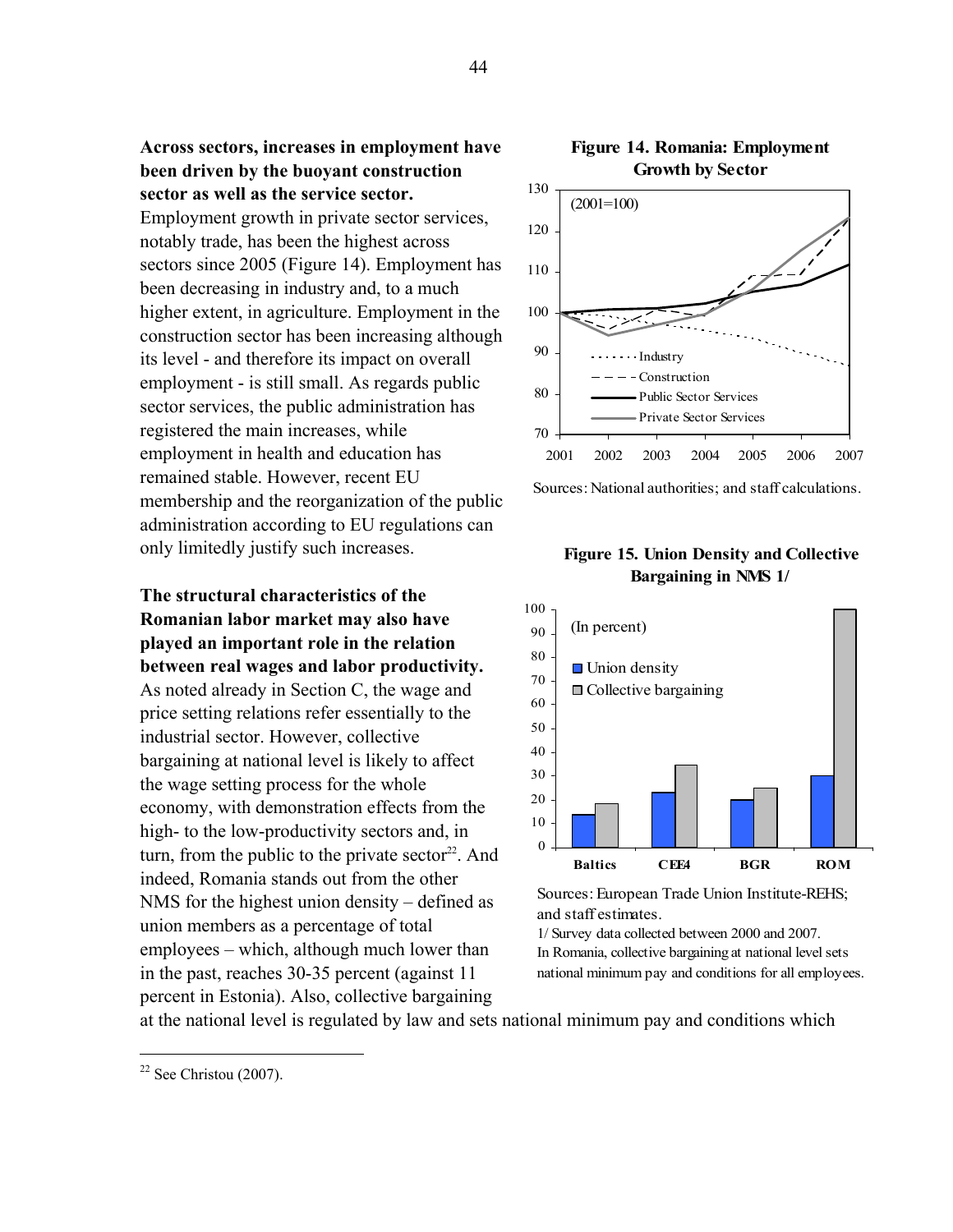**Across sectors, increases in employment have been driven by the buoyant construction sector as well as the service sector.** Employment growth in private sector services, notably trade, has been the highest across sectors since 2005 (Figure 14). Employment has been decreasing in industry and, to a much higher extent, in agriculture. Employment in the construction sector has been increasing although its level - and therefore its impact on overall employment - is still small. As regards public sector services, the public administration has registered the main increases, while employment in health and education has remained stable. However, recent EU membership and the reorganization of the public administration according to EU regulations can only limitedly justify such increases.

**Figure 14. Romania: Employment Growth by Sector**

Sources: National authorities; and staff calculations.

**The structural characteristics of the Romanian labor market may also have played an important role in the relation between real wages and labor productivity.** As noted already in Section C, the wage and price setting relations refer essentially to the industrial sector. However, collective bargaining at national level is likely to affect the wage setting process for the whole economy, with demonstration effects from the high- to the low-productivity sectors and, in turn, from the public to the private sector[22]. And indeed, Romania stands out from the other NMS for the highest union density – defined as union members as a percentage of total employees – which, although much lower than in the past, reaches 30-35 percent (against 11 percent in Estonia). Also, collective bargaining at the national level is regulated by law and sets national minimum pay and conditions which

**Figure 15. Union Density and Collective Bargaining in NMS 1/**

Sources: European Trade Union Institute-REHS; and staff estimates.

1/ Survey data collected between 2000 and 2007. In Romania, collective bargaining at national level sets national minimum pay and conditions for all employees.

[22] See Christou (2007).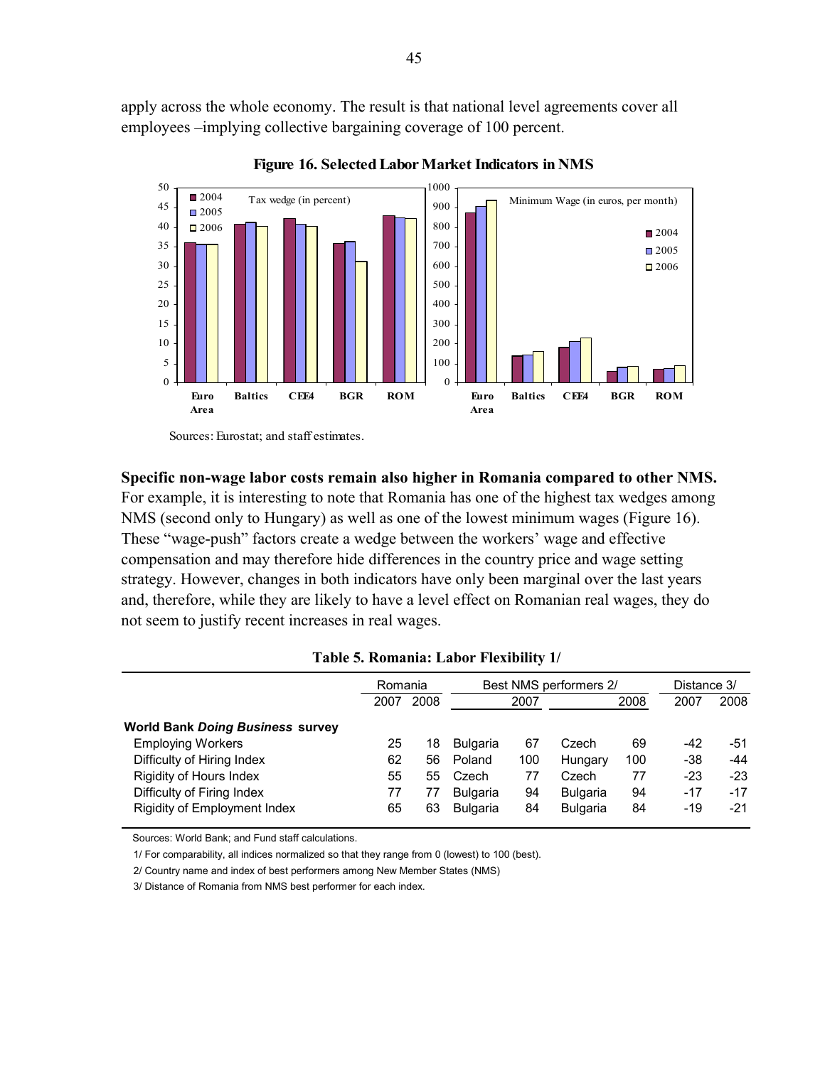apply across the whole economy. The result is that national level agreements cover all employees –implying collective bargaining coverage of 100 percent.

**Figure 16. Selected Labor Market Indicators in NMS**

Sources: Eurostat; and staff estimates.

**Specific non-wage labor costs remain also higher in Romania compared to other NMS.** For example, it is interesting to note that Romania has one of the highest tax wedges among NMS (second only to Hungary) as well as one of the lowest minimum wages (Figure 16). These "wage-push" factors create a wedge between the workers' wage and effective compensation and may therefore hide differences in the country price and wage setting strategy. However, changes in both indicators have only been marginal over the last years and, therefore, while they are likely to have a level effect on Romanian real wages, they do not seem to justify recent increases in real wages.

**Table 5. Romania: Labor Flexibility 1/**

| | Romania | | Best NMS performers 2/ | | | | Distance 3/ | |
|---|---|---|---|---|---|---|---|---|
| | 2007 | 2008 | 2007 | | 2008 | | 2007 | 2008 |
| **World Bank *Doing Business* survey** | | | | | | | | |
| Employing Workers | 25 | 18 | Bulgaria | 67 | Czech | 69 | -42 | -51 |
| Difficulty of Hiring Index | 62 | 56 | Poland | 100 | Hungary | 100 | -38 | -44 |
| Rigidity of Hours Index | 55 | 55 | Czech | 77 | Czech | 77 | -23 | -23 |
| Difficulty of Firing Index | 77 | 77 | Bulgaria | 94 | Bulgaria | 94 | -17 | -17 |
| Rigidity of Employment Index | 65 | 63 | Bulgaria | 84 | Bulgaria | 84 | -19 | -21 |

Sources: World Bank; and Fund staff calculations.

1/ For comparability, all indices normalized so that they range from 0 (lowest) to 100 (best).

2/ Country name and index of best performers among New Member States (NMS)

3/ Distance of Romania from NMS best performer for each index.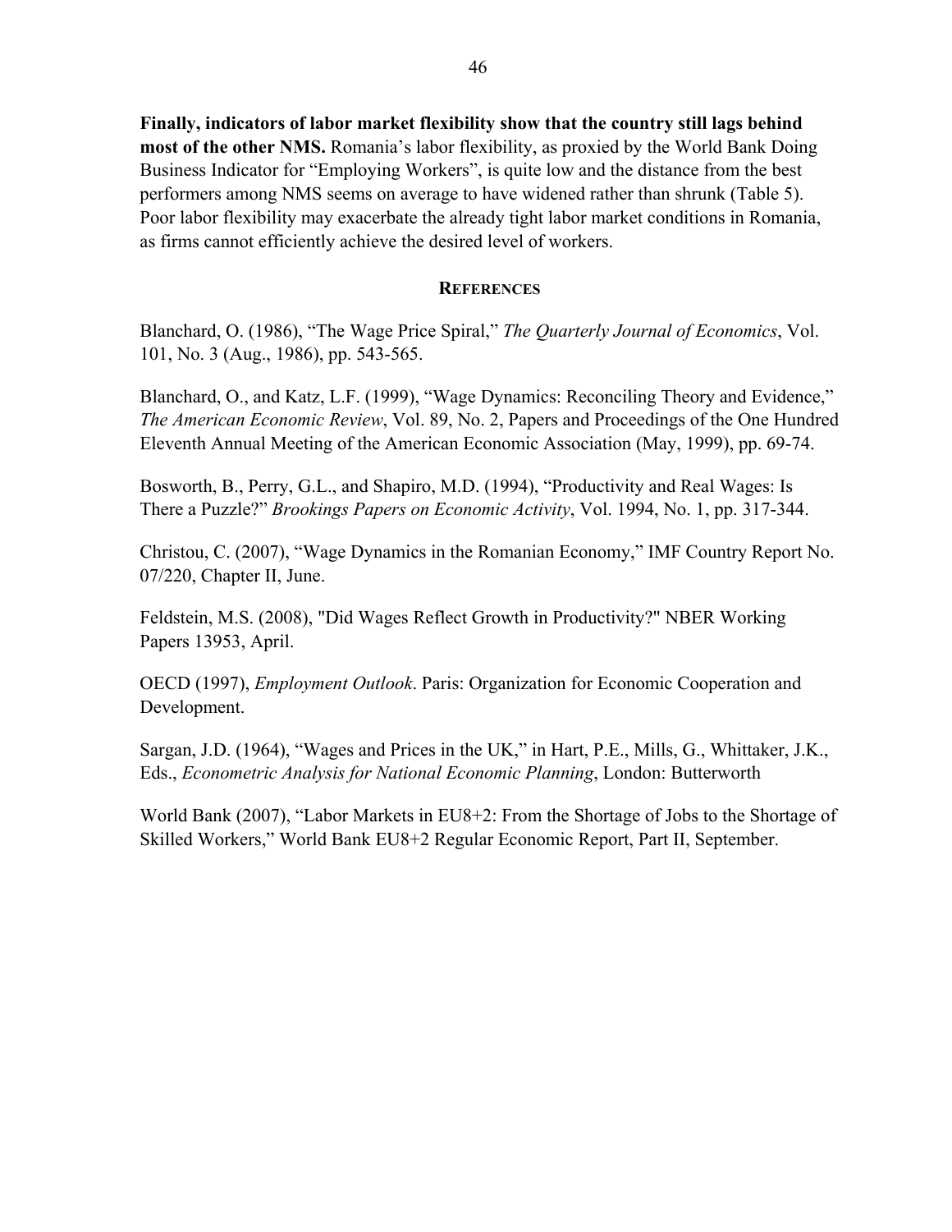**Finally, indicators of labor market flexibility show that the country still lags behind most of the other NMS.** Romania's labor flexibility, as proxied by the World Bank Doing Business Indicator for "Employing Workers", is quite low and the distance from the best performers among NMS seems on average to have widened rather than shrunk (Table 5). Poor labor flexibility may exacerbate the already tight labor market conditions in Romania, as firms cannot efficiently achieve the desired level of workers.

## References

Blanchard, O. (1986), "The Wage Price Spiral," *The Quarterly Journal of Economics*, Vol. 101, No. 3 (Aug., 1986), pp. 543-565.

Blanchard, O., and Katz, L.F. (1999), "Wage Dynamics: Reconciling Theory and Evidence," *The American Economic Review*, Vol. 89, No. 2, Papers and Proceedings of the One Hundred Eleventh Annual Meeting of the American Economic Association (May, 1999), pp. 69-74.

Bosworth, B., Perry, G.L., and Shapiro, M.D. (1994), "Productivity and Real Wages: Is There a Puzzle?" *Brookings Papers on Economic Activity*, Vol. 1994, No. 1, pp. 317-344.

Christou, C. (2007), "Wage Dynamics in the Romanian Economy," IMF Country Report No. 07/220, Chapter II, June.

Feldstein, M.S. (2008), "Did Wages Reflect Growth in Productivity?" NBER Working Papers 13953, April.

OECD (1997), *Employment Outlook*. Paris: Organization for Economic Cooperation and Development.

Sargan, J.D. (1964), "Wages and Prices in the UK," in Hart, P.E., Mills, G., Whittaker, J.K., Eds., *Econometric Analysis for National Economic Planning*, London: Butterworth

World Bank (2007), "Labor Markets in EU8+2: From the Shortage of Jobs to the Shortage of Skilled Workers," World Bank EU8+2 Regular Economic Report, Part II, September.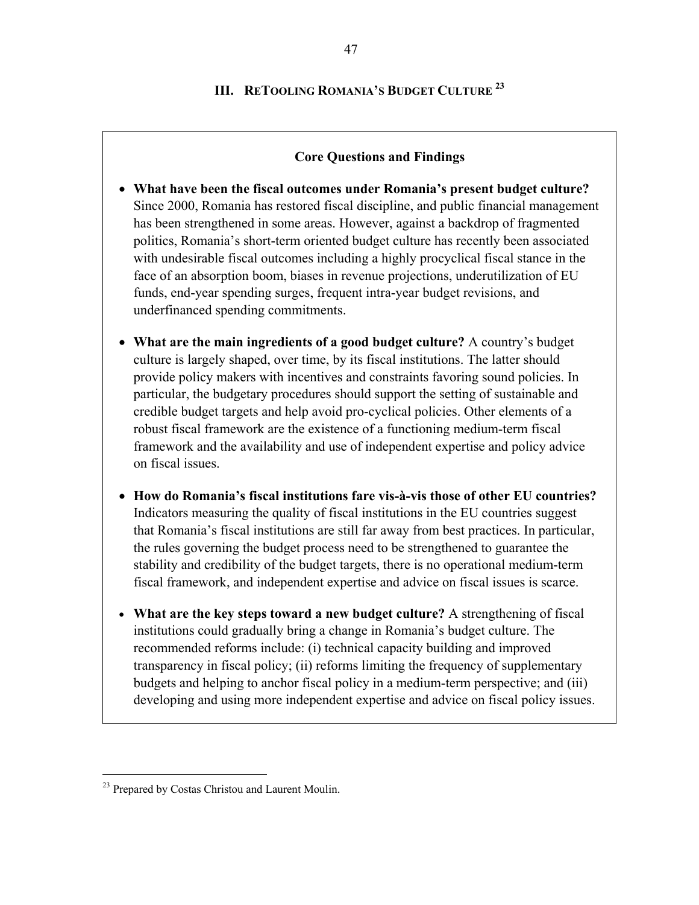# III. ReTooling Romania's Budget Culture[23]

**Core Questions and Findings**

- **What have been the fiscal outcomes under Romania's present budget culture?** Since 2000, Romania has restored fiscal discipline, and public financial management has been strengthened in some areas. However, against a backdrop of fragmented politics, Romania's short-term oriented budget culture has recently been associated with undesirable fiscal outcomes including a highly procyclical fiscal stance in the face of an absorption boom, biases in revenue projections, underutilization of EU funds, end-year spending surges, frequent intra-year budget revisions, and underfinanced spending commitments.

- **What are the main ingredients of a good budget culture?** A country's budget culture is largely shaped, over time, by its fiscal institutions. The latter should provide policy makers with incentives and constraints favoring sound policies. In particular, the budgetary procedures should support the setting of sustainable and credible budget targets and help avoid pro-cyclical policies. Other elements of a robust fiscal framework are the existence of a functioning medium-term fiscal framework and the availability and use of independent expertise and policy advice on fiscal issues.

- **How do Romania's fiscal institutions fare vis-à-vis those of other EU countries?** Indicators measuring the quality of fiscal institutions in the EU countries suggest that Romania's fiscal institutions are still far away from best practices. In particular, the rules governing the budget process need to be strengthened to guarantee the stability and credibility of the budget targets, there is no operational medium-term fiscal framework, and independent expertise and advice on fiscal issues is scarce.

- **What are the key steps toward a new budget culture?** A strengthening of fiscal institutions could gradually bring a change in Romania's budget culture. The recommended reforms include: (i) technical capacity building and improved transparency in fiscal policy; (ii) reforms limiting the frequency of supplementary budgets and helping to anchor fiscal policy in a medium-term perspective; and (iii) developing and using more independent expertise and advice on fiscal policy issues.

---

[23] Prepared by Costas Christou and Laurent Moulin.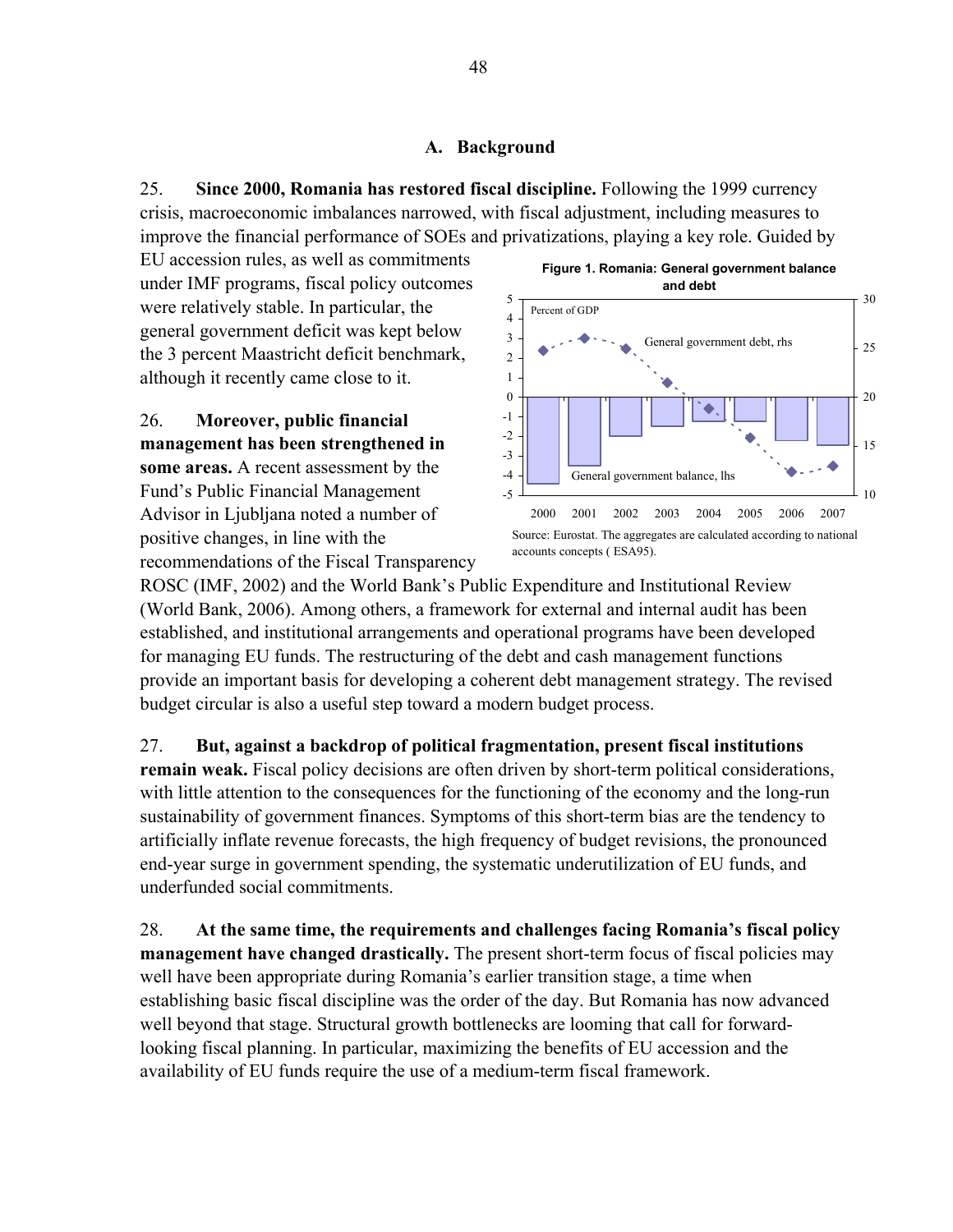### A. Background

25. **Since 2000, Romania has restored fiscal discipline.** Following the 1999 currency crisis, macroeconomic imbalances narrowed, with fiscal adjustment, including measures to improve the financial performance of SOEs and privatizations, playing a key role. Guided by EU accession rules, as well as commitments under IMF programs, fiscal policy outcomes were relatively stable. In particular, the general government deficit was kept below the 3 percent Maastricht deficit benchmark, although it recently came close to it.

**Figure 1. Romania: General government balance and debt**

Source: Eurostat. The aggregates are calculated according to national accounts concepts ( ESA95).

26. **Moreover, public financial management has been strengthened in some areas.** A recent assessment by the Fund's Public Financial Management Advisor in Ljubljana noted a number of positive changes, in line with the recommendations of the Fiscal Transparency ROSC (IMF, 2002) and the World Bank's Public Expenditure and Institutional Review (World Bank, 2006). Among others, a framework for external and internal audit has been established, and institutional arrangements and operational programs have been developed for managing EU funds. The restructuring of the debt and cash management functions provide an important basis for developing a coherent debt management strategy. The revised budget circular is also a useful step toward a modern budget process.

27. **But, against a backdrop of political fragmentation, present fiscal institutions remain weak.** Fiscal policy decisions are often driven by short-term political considerations, with little attention to the consequences for the functioning of the economy and the long-run sustainability of government finances. Symptoms of this short-term bias are the tendency to artificially inflate revenue forecasts, the high frequency of budget revisions, the pronounced end-year surge in government spending, the systematic underutilization of EU funds, and underfunded social commitments.

28. **At the same time, the requirements and challenges facing Romania's fiscal policy management have changed drastically.** The present short-term focus of fiscal policies may well have been appropriate during Romania's earlier transition stage, a time when establishing basic fiscal discipline was the order of the day. But Romania has now advanced well beyond that stage. Structural growth bottlenecks are looming that call for forward-looking fiscal planning. In particular, maximizing the benefits of EU accession and the availability of EU funds require the use of a medium-term fiscal framework.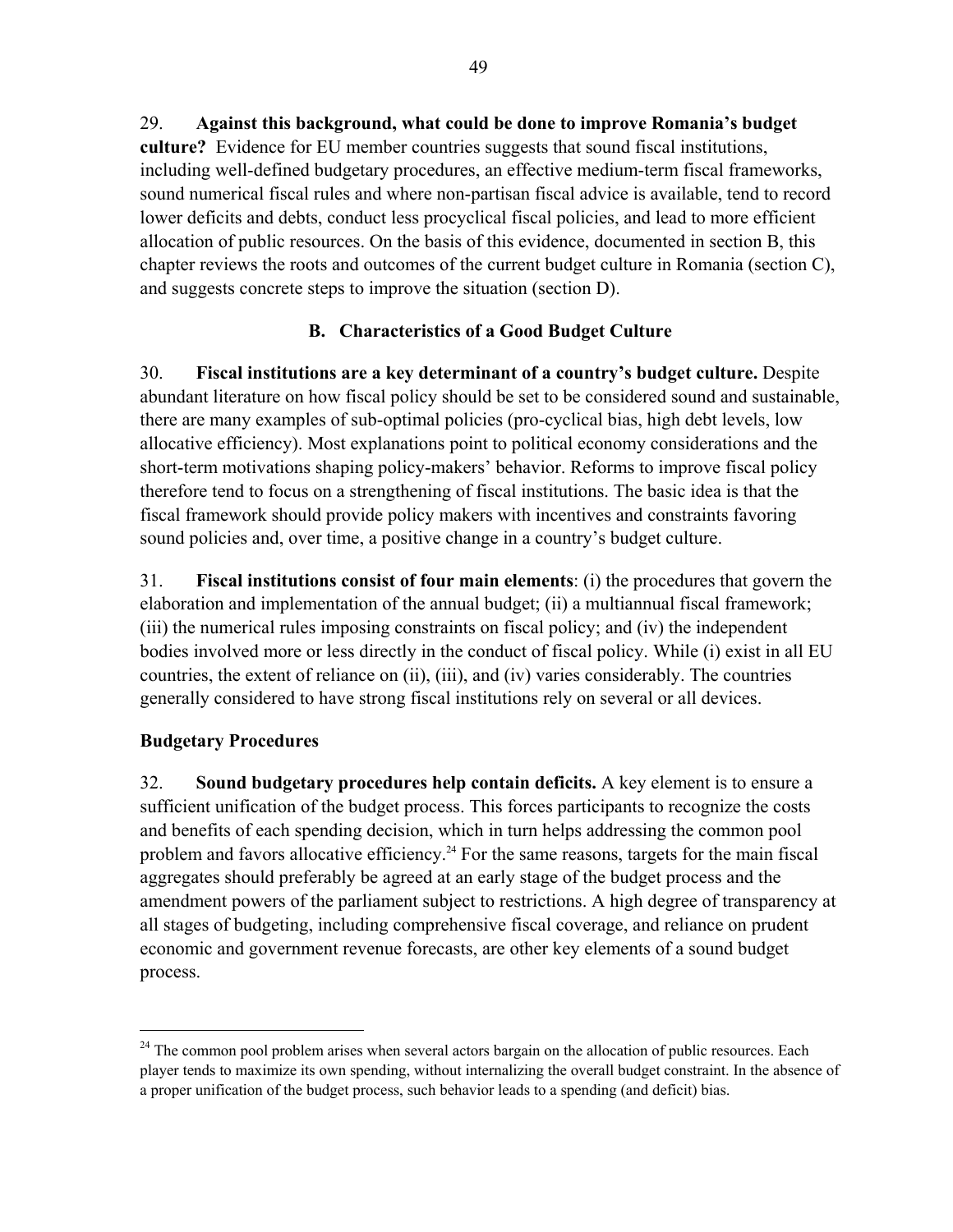29. **Against this background, what could be done to improve Romania's budget culture?** Evidence for EU member countries suggests that sound fiscal institutions, including well-defined budgetary procedures, an effective medium-term fiscal frameworks, sound numerical fiscal rules and where non-partisan fiscal advice is available, tend to record lower deficits and debts, conduct less procyclical fiscal policies, and lead to more efficient allocation of public resources. On the basis of this evidence, documented in section B, this chapter reviews the roots and outcomes of the current budget culture in Romania (section C), and suggests concrete steps to improve the situation (section D).

## B. Characteristics of a Good Budget Culture

30. **Fiscal institutions are a key determinant of a country's budget culture.** Despite abundant literature on how fiscal policy should be set to be considered sound and sustainable, there are many examples of sub-optimal policies (pro-cyclical bias, high debt levels, low allocative efficiency). Most explanations point to political economy considerations and the short-term motivations shaping policy-makers' behavior. Reforms to improve fiscal policy therefore tend to focus on a strengthening of fiscal institutions. The basic idea is that the fiscal framework should provide policy makers with incentives and constraints favoring sound policies and, over time, a positive change in a country's budget culture.

31. **Fiscal institutions consist of four main elements**: (i) the procedures that govern the elaboration and implementation of the annual budget; (ii) a multiannual fiscal framework; (iii) the numerical rules imposing constraints on fiscal policy; and (iv) the independent bodies involved more or less directly in the conduct of fiscal policy. While (i) exist in all EU countries, the extent of reliance on (ii), (iii), and (iv) varies considerably. The countries generally considered to have strong fiscal institutions rely on several or all devices.

### Budgetary Procedures

32. **Sound budgetary procedures help contain deficits.** A key element is to ensure a sufficient unification of the budget process. This forces participants to recognize the costs and benefits of each spending decision, which in turn helps addressing the common pool problem and favors allocative efficiency.[24] For the same reasons, targets for the main fiscal aggregates should preferably be agreed at an early stage of the budget process and the amendment powers of the parliament subject to restrictions. A high degree of transparency at all stages of budgeting, including comprehensive fiscal coverage, and reliance on prudent economic and government revenue forecasts, are other key elements of a sound budget process.

---

[24] The common pool problem arises when several actors bargain on the allocation of public resources. Each player tends to maximize its own spending, without internalizing the overall budget constraint. In the absence of a proper unification of the budget process, such behavior leads to a spending (and deficit) bias.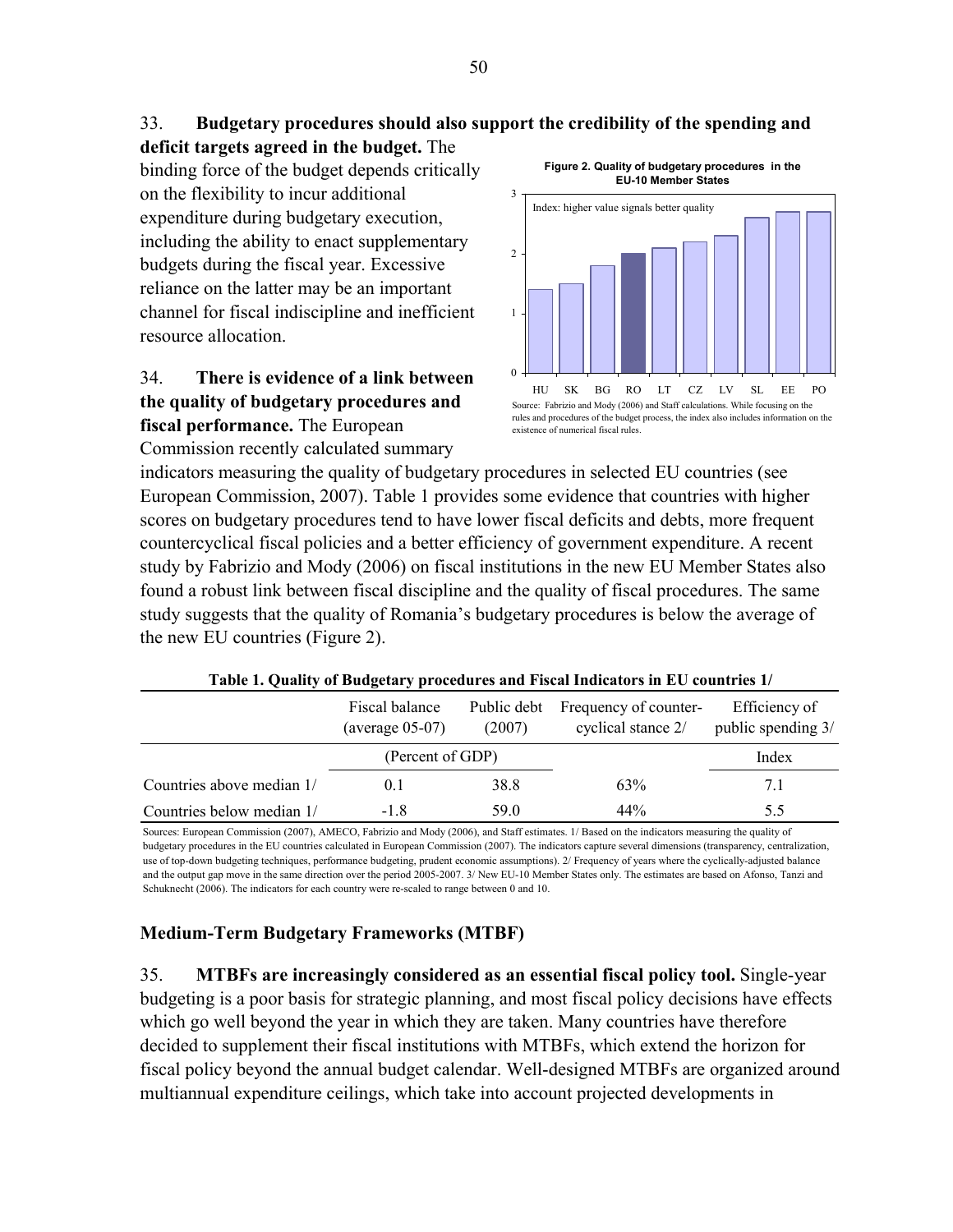33. **Budgetary procedures should also support the credibility of the spending and deficit targets agreed in the budget.** The binding force of the budget depends critically on the flexibility to incur additional expenditure during budgetary execution, including the ability to enact supplementary budgets during the fiscal year. Excessive reliance on the latter may be an important channel for fiscal indiscipline and inefficient resource allocation.

**Figure 2. Quality of budgetary procedures in the EU-10 Member States**

Index: higher value signals better quality

Source: Fabrizio and Mody (2006) and Staff calculations. While focusing on the rules and procedures of the budget process, the index also includes information on the existence of numerical fiscal rules.

34. **There is evidence of a link between the quality of budgetary procedures and fiscal performance.** The European Commission recently calculated summary indicators measuring the quality of budgetary procedures in selected EU countries (see European Commission, 2007). Table 1 provides some evidence that countries with higher scores on budgetary procedures tend to have lower fiscal deficits and debts, more frequent countercyclical fiscal policies and a better efficiency of government expenditure. A recent study by Fabrizio and Mody (2006) on fiscal institutions in the new EU Member States also found a robust link between fiscal discipline and the quality of fiscal procedures. The same study suggests that the quality of Romania's budgetary procedures is below the average of the new EU countries (Figure 2).

**Table 1. Quality of Budgetary procedures and Fiscal Indicators in EU countries 1/**

| | Fiscal balance (average 05-07) | Public debt (2007) | Frequency of counter-cyclical stance 2/ | Efficiency of public spending 3/ |
|---|---|---|---|---|
| | (Percent of GDP) | | | Index |
| Countries above median 1/ | 0.1 | 38.8 | 63% | 7.1 |
| Countries below median 1/ | -1.8 | 59.0 | 44% | 5.5 |

Sources: European Commission (2007), AMECO, Fabrizio and Mody (2006), and Staff estimates. 1/ Based on the indicators measuring the quality of budgetary procedures in the EU countries calculated in European Commission (2007). The indicators capture several dimensions (transparency, centralization, use of top-down budgeting techniques, performance budgeting, prudent economic assumptions). 2/ Frequency of years where the cyclically-adjusted balance and the output gap move in the same direction over the period 2005-2007. 3/ New EU-10 Member States only. The estimates are based on Afonso, Tanzi and Schuknecht (2006). The indicators for each country were re-scaled to range between 0 and 10.

## Medium-Term Budgetary Frameworks (MTBF)

35. **MTBFs are increasingly considered as an essential fiscal policy tool.** Single-year budgeting is a poor basis for strategic planning, and most fiscal policy decisions have effects which go well beyond the year in which they are taken. Many countries have therefore decided to supplement their fiscal institutions with MTBFs, which extend the horizon for fiscal policy beyond the annual budget calendar. Well-designed MTBFs are organized around multiannual expenditure ceilings, which take into account projected developments in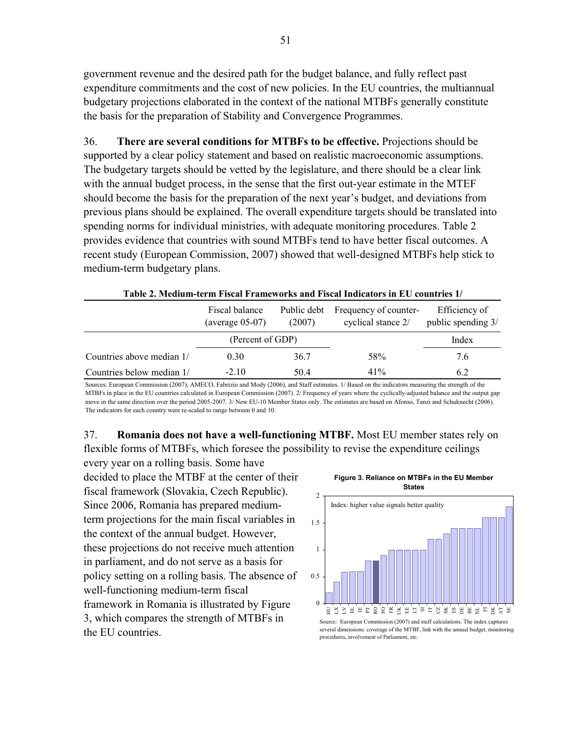government revenue and the desired path for the budget balance, and fully reflect past expenditure commitments and the cost of new policies. In the EU countries, the multiannual budgetary projections elaborated in the context of the national MTBFs generally constitute the basis for the preparation of Stability and Convergence Programmes.

36. **There are several conditions for MTBFs to be effective.** Projections should be supported by a clear policy statement and based on realistic macroeconomic assumptions. The budgetary targets should be vetted by the legislature, and there should be a clear link with the annual budget process, in the sense that the first out-year estimate in the MTEF should become the basis for the preparation of the next year's budget, and deviations from previous plans should be explained. The overall expenditure targets should be translated into spending norms for individual ministries, with adequate monitoring procedures. Table 2 provides evidence that countries with sound MTBFs tend to have better fiscal outcomes. A recent study (European Commission, 2007) showed that well-designed MTBFs help stick to medium-term budgetary plans.

**Table 2. Medium-term Fiscal Frameworks and Fiscal Indicators in EU countries 1/**

| | Fiscal balance (average 05-07) | Public debt (2007) | Frequency of counter-cyclical stance 2/ | Efficiency of public spending 3/ |
|---|---|---|---|---|
| | (Percent of GDP) | | | Index |
| Countries above median 1/ | 0.30 | 36.7 | 58% | 7.6 |
| Countries below median 1/ | -2.10 | 50.4 | 41% | 6.2 |

Sources: European Commission (2007), AMECO, Fabrizio and Mody (2006), and Staff estimates. 1/ Based on the indicators measuring the strength of the MTBFs in place in the EU countries calculated in European Commission (2007). 2/ Frequency of years where the cyclically-adjusted balance and the output gap move in the same direction over the period 2005-2007. 3/ New EU-10 Member States only. The estimates are based on Afonso, Tanzi and Schuknecht (2006). The indicators for each country were re-scaled to range between 0 and 10.

37. **Romania does not have a well-functioning MTBF.** Most EU member states rely on flexible forms of MTBFs, which foresee the possibility to revise the expenditure ceilings every year on a rolling basis. Some have decided to place the MTBF at the center of their fiscal framework (Slovakia, Czech Republic). Since 2006, Romania has prepared medium-term projections for the main fiscal variables in the context of the annual budget. However, these projections do not receive much attention in parliament, and do not serve as a basis for policy setting on a rolling basis. The absence of well-functioning medium-term fiscal framework in Romania is illustrated by Figure 3, which compares the strength of MTBFs in the EU countries.

**Figure 3. Reliance on MTBFs in the EU Member States**

Index: higher value signals better quality

| Country | Index |
|---|---|
| HU | 0.2 |
| LX | 0.4 |
| LV | 0.6 |
| EL | 0.6 |
| IE | 0.6 |
| PT | 0.8 |
| RO | 0.8 |
| PO | 0.9 |
| FR | 1.0 |
| UK | 1.0 |
| EE | 1.0 |
| LT | 1.0 |
| SI | 1.0 |
| IT | 1.2 |
| CZ | 1.2 |
| SK | 1.3 |
| ES | 1.4 |
| DE | 1.4 |
| BE | 1.4 |
| NL | 1.4 |
| FI | 1.6 |
| DK | 1.6 |
| AT | 1.6 |
| SE | 1.8 |

Source: European Commission (2007) and staff calculations. The index captures several dimensions: coverage of the MTBF, link with the annual budget, monitoring procedures, involvement of Parliament, etc.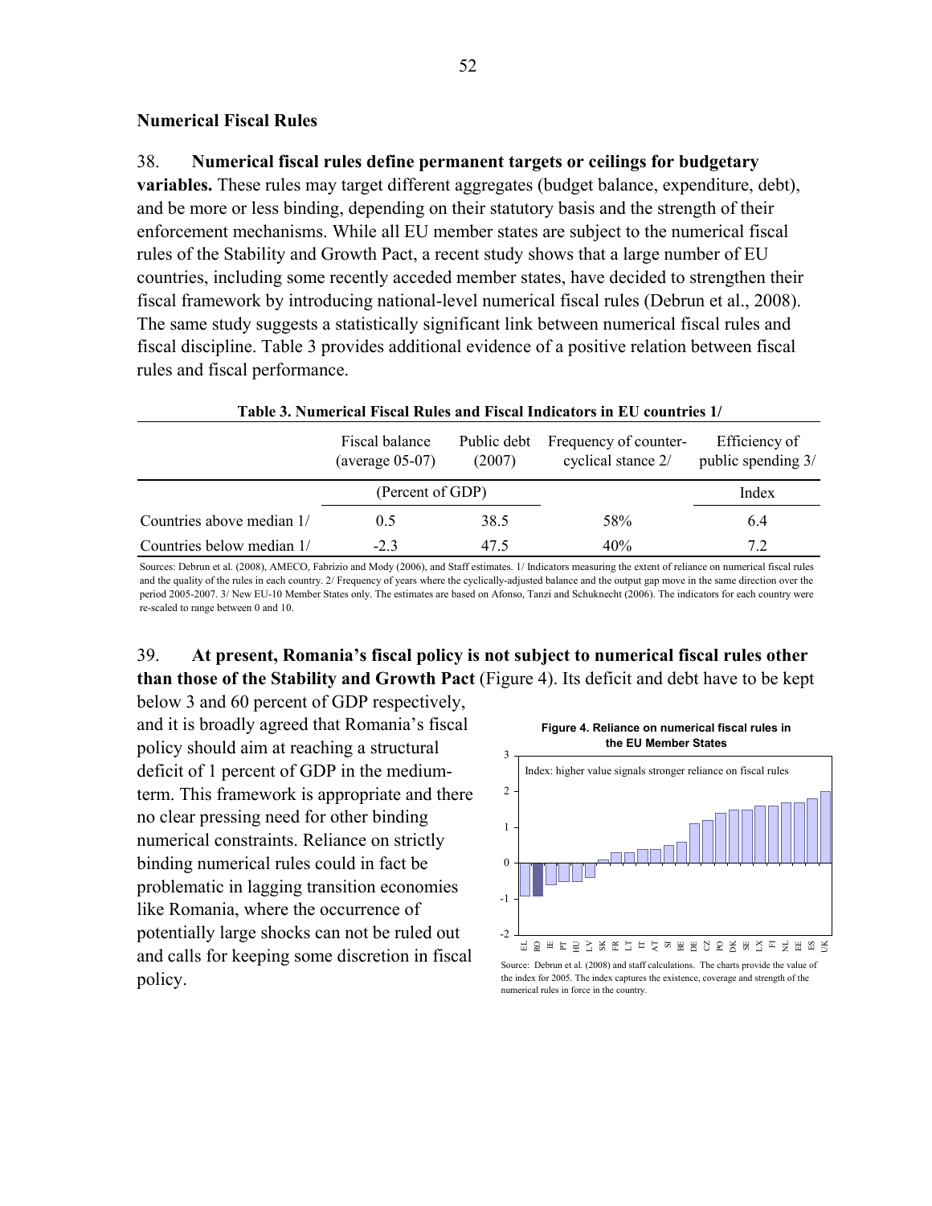### Numerical Fiscal Rules

38. **Numerical fiscal rules define permanent targets or ceilings for budgetary variables.** These rules may target different aggregates (budget balance, expenditure, debt), and be more or less binding, depending on their statutory basis and the strength of their enforcement mechanisms. While all EU member states are subject to the numerical fiscal rules of the Stability and Growth Pact, a recent study shows that a large number of EU countries, including some recently acceded member states, have decided to strengthen their fiscal framework by introducing national-level numerical fiscal rules (Debrun et al., 2008). The same study suggests a statistically significant link between numerical fiscal rules and fiscal discipline. Table 3 provides additional evidence of a positive relation between fiscal rules and fiscal performance.

**Table 3. Numerical Fiscal Rules and Fiscal Indicators in EU countries 1/**

| | Fiscal balance (average 05-07) | Public debt (2007) | Frequency of counter-cyclical stance 2/ | Efficiency of public spending 3/ |
|---|---|---|---|---|
| | (Percent of GDP) | | | Index |
| Countries above median 1/ | 0.5 | 38.5 | 58% | 6.4 |
| Countries below median 1/ | -2.3 | 47.5 | 40% | 7.2 |

Sources: Debrun et al. (2008), AMECO, Fabrizio and Mody (2006), and Staff estimates. 1/ Indicators measuring the extent of reliance on numerical fiscal rules and the quality of the rules in each country. 2/ Frequency of years where the cyclically-adjusted balance and the output gap move in the same direction over the period 2005-2007. 3/ New EU-10 Member States only. The estimates are based on Afonso, Tanzi and Schuknecht (2006). The indicators for each country were re-scaled to range between 0 and 10.

39. **At present, Romania's fiscal policy is not subject to numerical fiscal rules other than those of the Stability and Growth Pact** (Figure 4). Its deficit and debt have to be kept below 3 and 60 percent of GDP respectively, and it is broadly agreed that Romania's fiscal policy should aim at reaching a structural deficit of 1 percent of GDP in the medium-term. This framework is appropriate and there no clear pressing need for other binding numerical constraints. Reliance on strictly binding numerical rules could in fact be problematic in lagging transition economies like Romania, where the occurrence of potentially large shocks can not be ruled out and calls for keeping some discretion in fiscal policy.

**Figure 4. Reliance on numerical fiscal rules in the EU Member States**

Source: Debrun et al. (2008) and staff calculations. The charts provide the value of the index for 2005. The index captures the existence, coverage and strength of the numerical rules in force in the country.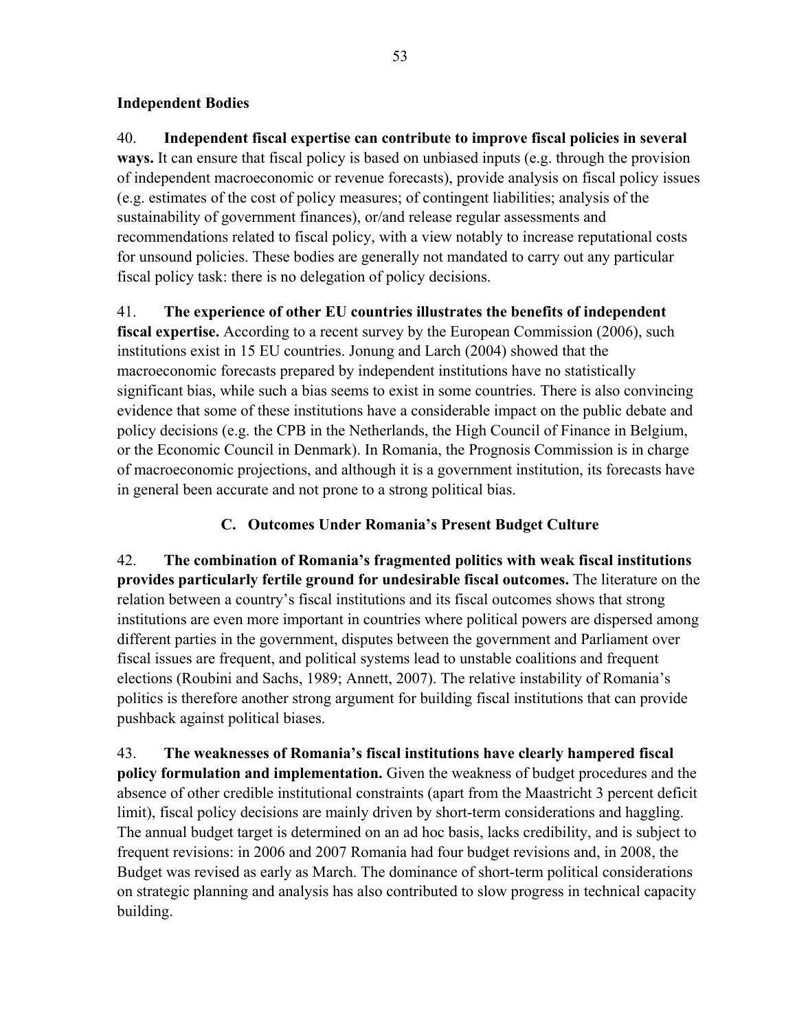**Independent Bodies**

40. **Independent fiscal expertise can contribute to improve fiscal policies in several ways.** It can ensure that fiscal policy is based on unbiased inputs (e.g. through the provision of independent macroeconomic or revenue forecasts), provide analysis on fiscal policy issues (e.g. estimates of the cost of policy measures; of contingent liabilities; analysis of the sustainability of government finances), or/and release regular assessments and recommendations related to fiscal policy, with a view notably to increase reputational costs for unsound policies. These bodies are generally not mandated to carry out any particular fiscal policy task: there is no delegation of policy decisions.

41. **The experience of other EU countries illustrates the benefits of independent fiscal expertise.** According to a recent survey by the European Commission (2006), such institutions exist in 15 EU countries. Jonung and Larch (2004) showed that the macroeconomic forecasts prepared by independent institutions have no statistically significant bias, while such a bias seems to exist in some countries. There is also convincing evidence that some of these institutions have a considerable impact on the public debate and policy decisions (e.g. the CPB in the Netherlands, the High Council of Finance in Belgium, or the Economic Council in Denmark). In Romania, the Prognosis Commission is in charge of macroeconomic projections, and although it is a government institution, its forecasts have in general been accurate and not prone to a strong political bias.

## C. Outcomes Under Romania's Present Budget Culture

42. **The combination of Romania's fragmented politics with weak fiscal institutions provides particularly fertile ground for undesirable fiscal outcomes.** The literature on the relation between a country's fiscal institutions and its fiscal outcomes shows that strong institutions are even more important in countries where political powers are dispersed among different parties in the government, disputes between the government and Parliament over fiscal issues are frequent, and political systems lead to unstable coalitions and frequent elections (Roubini and Sachs, 1989; Annett, 2007). The relative instability of Romania's politics is therefore another strong argument for building fiscal institutions that can provide pushback against political biases.

43. **The weaknesses of Romania's fiscal institutions have clearly hampered fiscal policy formulation and implementation.** Given the weakness of budget procedures and the absence of other credible institutional constraints (apart from the Maastricht 3 percent deficit limit), fiscal policy decisions are mainly driven by short-term considerations and haggling. The annual budget target is determined on an ad hoc basis, lacks credibility, and is subject to frequent revisions: in 2006 and 2007 Romania had four budget revisions and, in 2008, the Budget was revised as early as March. The dominance of short-term political considerations on strategic planning and analysis has also contributed to slow progress in technical capacity building.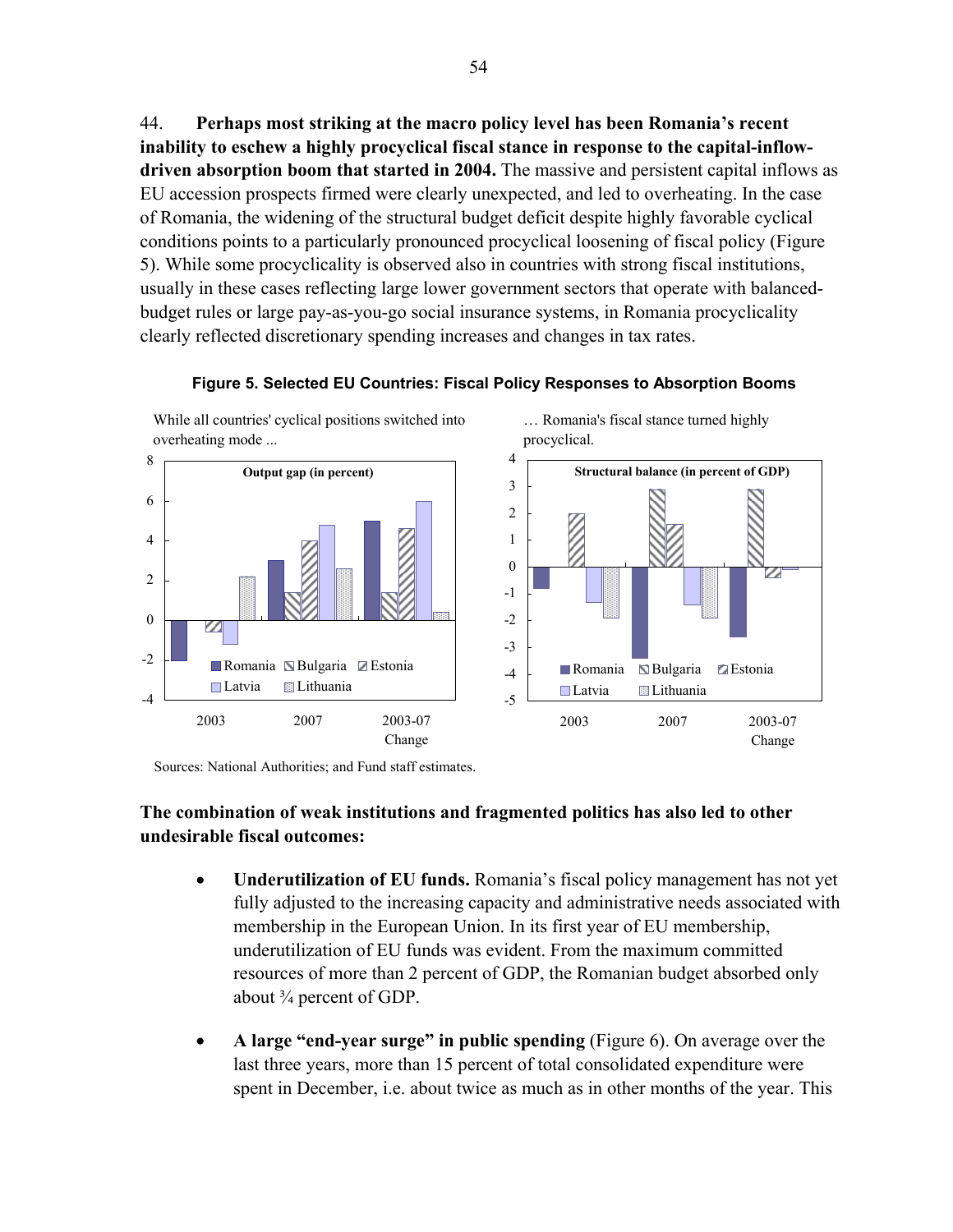44. **Perhaps most striking at the macro policy level has been Romania's recent inability to eschew a highly procyclical fiscal stance in response to the capital-inflow-driven absorption boom that started in 2004.** The massive and persistent capital inflows as EU accession prospects firmed were clearly unexpected, and led to overheating. In the case of Romania, the widening of the structural budget deficit despite highly favorable cyclical conditions points to a particularly pronounced procyclical loosening of fiscal policy (Figure 5). While some procyclicality is observed also in countries with strong fiscal institutions, usually in these cases reflecting large lower government sectors that operate with balanced-budget rules or large pay-as-you-go social insurance systems, in Romania procyclicality clearly reflected discretionary spending increases and changes in tax rates.

**Figure 5. Selected EU Countries: Fiscal Policy Responses to Absorption Booms**

While all countries' cyclical positions switched into overheating mode ...

**Output gap (in percent)**

Romania, Bulgaria, Estonia, Latvia, Lithuania

2003 | 2007 | 2003-07 Change

… Romania's fiscal stance turned highly procyclical.

**Structural balance (in percent of GDP)**

Romania, Bulgaria, Estonia, Latvia, Lithuania

2003 | 2007 | 2003-07 Change

Sources: National Authorities; and Fund staff estimates.

**The combination of weak institutions and fragmented politics has also led to other undesirable fiscal outcomes:**

- **Underutilization of EU funds.** Romania's fiscal policy management has not yet fully adjusted to the increasing capacity and administrative needs associated with membership in the European Union. In its first year of EU membership, underutilization of EU funds was evident. From the maximum committed resources of more than 2 percent of GDP, the Romanian budget absorbed only about ¾ percent of GDP.

- **A large "end-year surge" in public spending** (Figure 6). On average over the last three years, more than 15 percent of total consolidated expenditure were spent in December, i.e. about twice as much as in other months of the year. This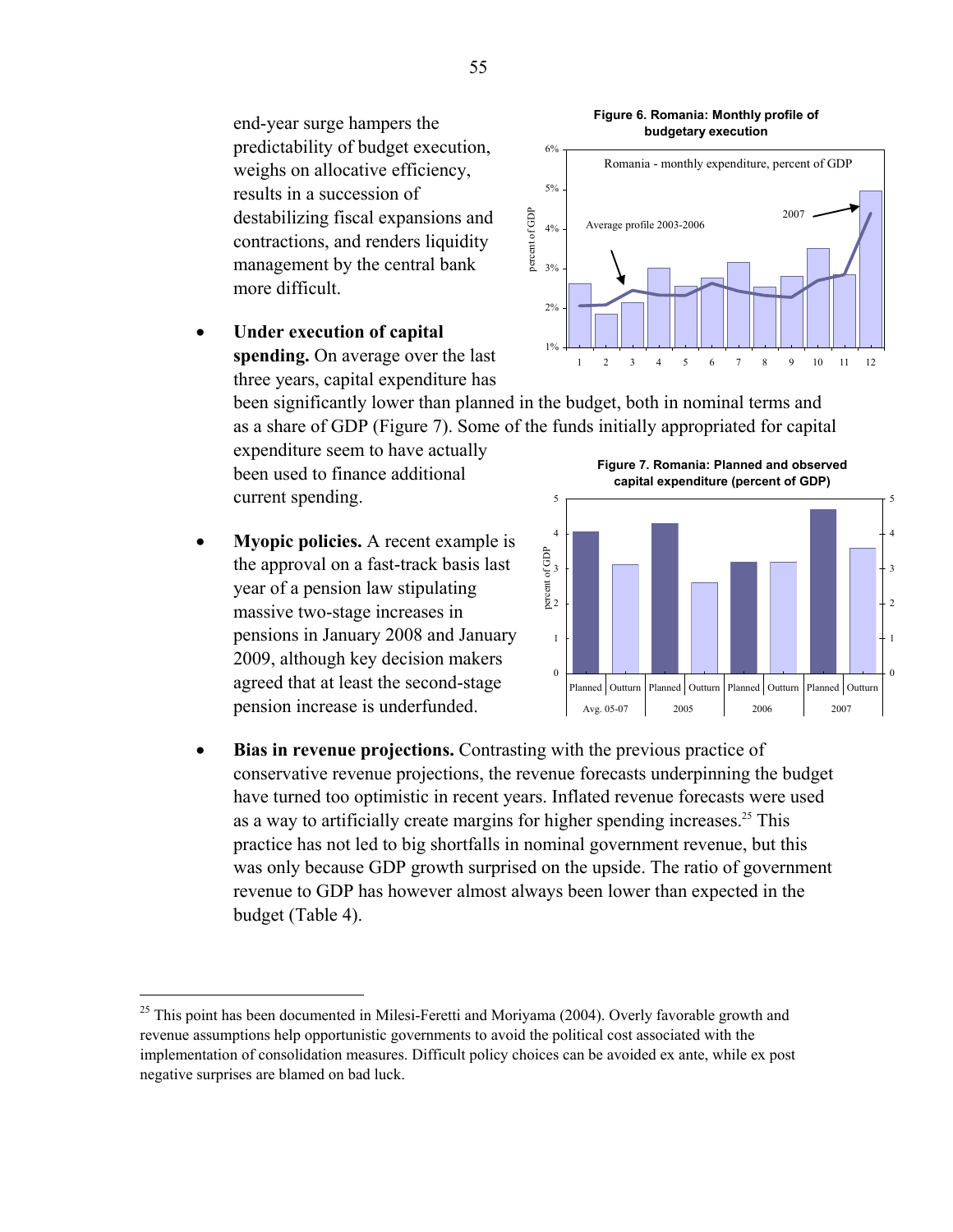end-year surge hampers the predictability of budget execution, weighs on allocative efficiency, results in a succession of destabilizing fiscal expansions and contractions, and renders liquidity management by the central bank more difficult.

**Figure 6. Romania: Monthly profile of budgetary execution**

**Figure 7. Romania: Planned and observed capital expenditure (percent of GDP)**

- **Under execution of capital spending.** On average over the last three years, capital expenditure has been significantly lower than planned in the budget, both in nominal terms and as a share of GDP (Figure 7). Some of the funds initially appropriated for capital expenditure seem to have actually been used to finance additional current spending.

- **Myopic policies.** A recent example is the approval on a fast-track basis last year of a pension law stipulating massive two-stage increases in pensions in January 2008 and January 2009, although key decision makers agreed that at least the second-stage pension increase is underfunded.

- **Bias in revenue projections.** Contrasting with the previous practice of conservative revenue projections, the revenue forecasts underpinning the budget have turned too optimistic in recent years. Inflated revenue forecasts were used as a way to artificially create margins for higher spending increases.[25] This practice has not led to big shortfalls in nominal government revenue, but this was only because GDP growth surprised on the upside. The ratio of government revenue to GDP has however almost always been lower than expected in the budget (Table 4).

---

[25] This point has been documented in Milesi-Feretti and Moriyama (2004). Overly favorable growth and revenue assumptions help opportunistic governments to avoid the political cost associated with the implementation of consolidation measures. Difficult policy choices can be avoided ex ante, while ex post negative surprises are blamed on bad luck.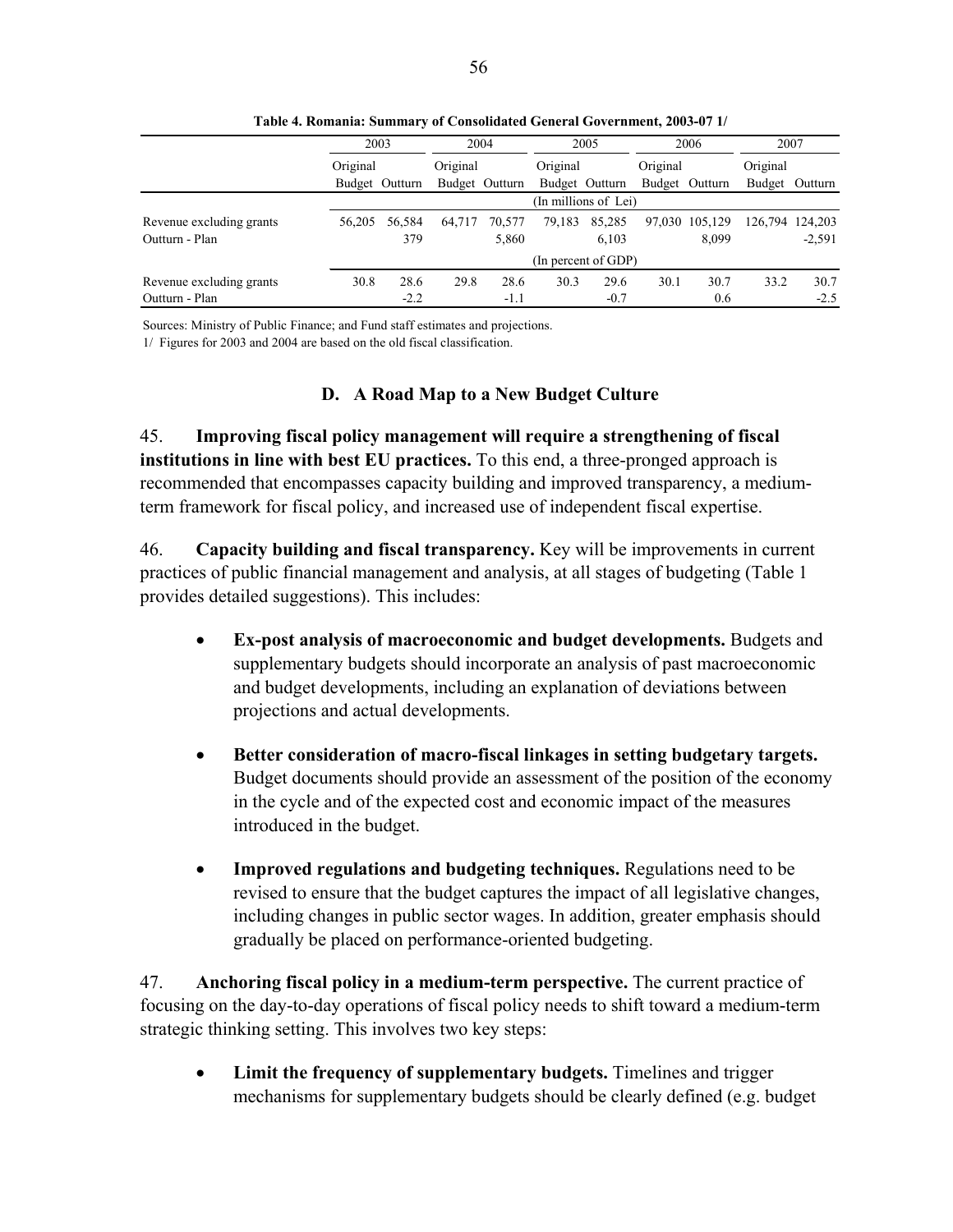**Table 4. Romania: Summary of Consolidated General Government, 2003-07 1/**

| | 2003 | | 2004 | | 2005 | | 2006 | | 2007 | |
|---|---|---|---|---|---|---|---|---|---|---|
| | Original Budget | Outturn | Original Budget | Outturn | Original Budget | Outturn | Original Budget | Outturn | Original Budget | Outturn |
| | (In millions of Lei) | | | | | | | | | |
| Revenue excluding grants | 56,205 | 56,584 | 64,717 | 70,577 | 79,183 | 85,285 | 97,030 | 105,129 | 126,794 | 124,203 |
| Outturn - Plan | | 379 | | 5,860 | | 6,103 | | 8,099 | | -2,591 |
| | (In percent of GDP) | | | | | | | | | |
| Revenue excluding grants | 30.8 | 28.6 | 29.8 | 28.6 | 30.3 | 29.6 | 30.1 | 30.7 | 33.2 | 30.7 |
| Outturn - Plan | | -2.2 | | -1.1 | | -0.7 | | 0.6 | | -2.5 |

Sources: Ministry of Public Finance; and Fund staff estimates and projections.

1/ Figures for 2003 and 2004 are based on the old fiscal classification.

## D. A Road Map to a New Budget Culture

45. **Improving fiscal policy management will require a strengthening of fiscal institutions in line with best EU practices.** To this end, a three-pronged approach is recommended that encompasses capacity building and improved transparency, a medium-term framework for fiscal policy, and increased use of independent fiscal expertise.

46. **Capacity building and fiscal transparency.** Key will be improvements in current practices of public financial management and analysis, at all stages of budgeting (Table 1 provides detailed suggestions). This includes:

- **Ex-post analysis of macroeconomic and budget developments.** Budgets and supplementary budgets should incorporate an analysis of past macroeconomic and budget developments, including an explanation of deviations between projections and actual developments.
- **Better consideration of macro-fiscal linkages in setting budgetary targets.** Budget documents should provide an assessment of the position of the economy in the cycle and of the expected cost and economic impact of the measures introduced in the budget.
- **Improved regulations and budgeting techniques.** Regulations need to be revised to ensure that the budget captures the impact of all legislative changes, including changes in public sector wages. In addition, greater emphasis should gradually be placed on performance-oriented budgeting.

47. **Anchoring fiscal policy in a medium-term perspective.** The current practice of focusing on the day-to-day operations of fiscal policy needs to shift toward a medium-term strategic thinking setting. This involves two key steps:

- **Limit the frequency of supplementary budgets.** Timelines and trigger mechanisms for supplementary budgets should be clearly defined (e.g. budget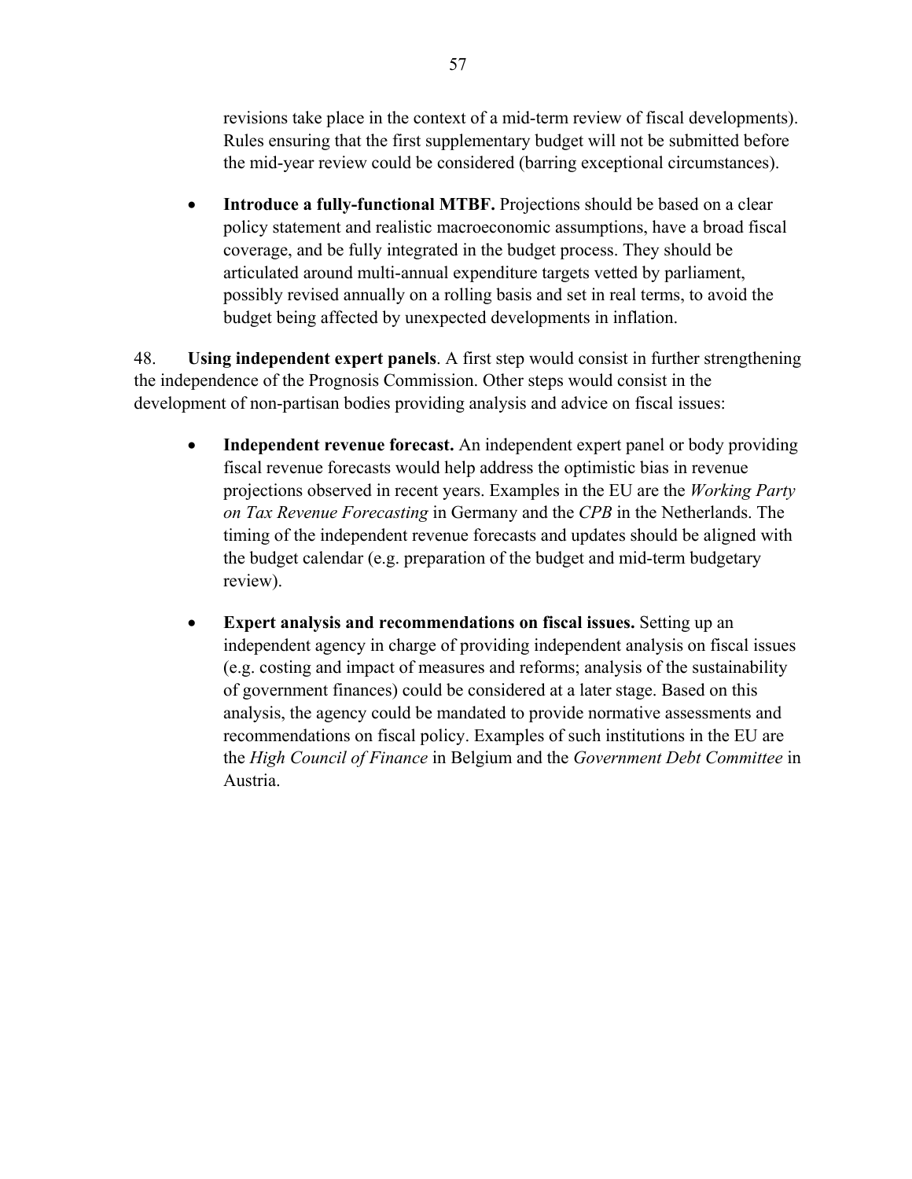revisions take place in the context of a mid-term review of fiscal developments). Rules ensuring that the first supplementary budget will not be submitted before the mid-year review could be considered (barring exceptional circumstances).

- **Introduce a fully-functional MTBF.** Projections should be based on a clear policy statement and realistic macroeconomic assumptions, have a broad fiscal coverage, and be fully integrated in the budget process. They should be articulated around multi-annual expenditure targets vetted by parliament, possibly revised annually on a rolling basis and set in real terms, to avoid the budget being affected by unexpected developments in inflation.

48. **Using independent expert panels**. A first step would consist in further strengthening the independence of the Prognosis Commission. Other steps would consist in the development of non-partisan bodies providing analysis and advice on fiscal issues:

- **Independent revenue forecast.** An independent expert panel or body providing fiscal revenue forecasts would help address the optimistic bias in revenue projections observed in recent years. Examples in the EU are the *Working Party on Tax Revenue Forecasting* in Germany and the *CPB* in the Netherlands. The timing of the independent revenue forecasts and updates should be aligned with the budget calendar (e.g. preparation of the budget and mid-term budgetary review).

- **Expert analysis and recommendations on fiscal issues.** Setting up an independent agency in charge of providing independent analysis on fiscal issues (e.g. costing and impact of measures and reforms; analysis of the sustainability of government finances) could be considered at a later stage. Based on this analysis, the agency could be mandated to provide normative assessments and recommendations on fiscal policy. Examples of such institutions in the EU are the *High Council of Finance* in Belgium and the *Government Debt Committee* in Austria.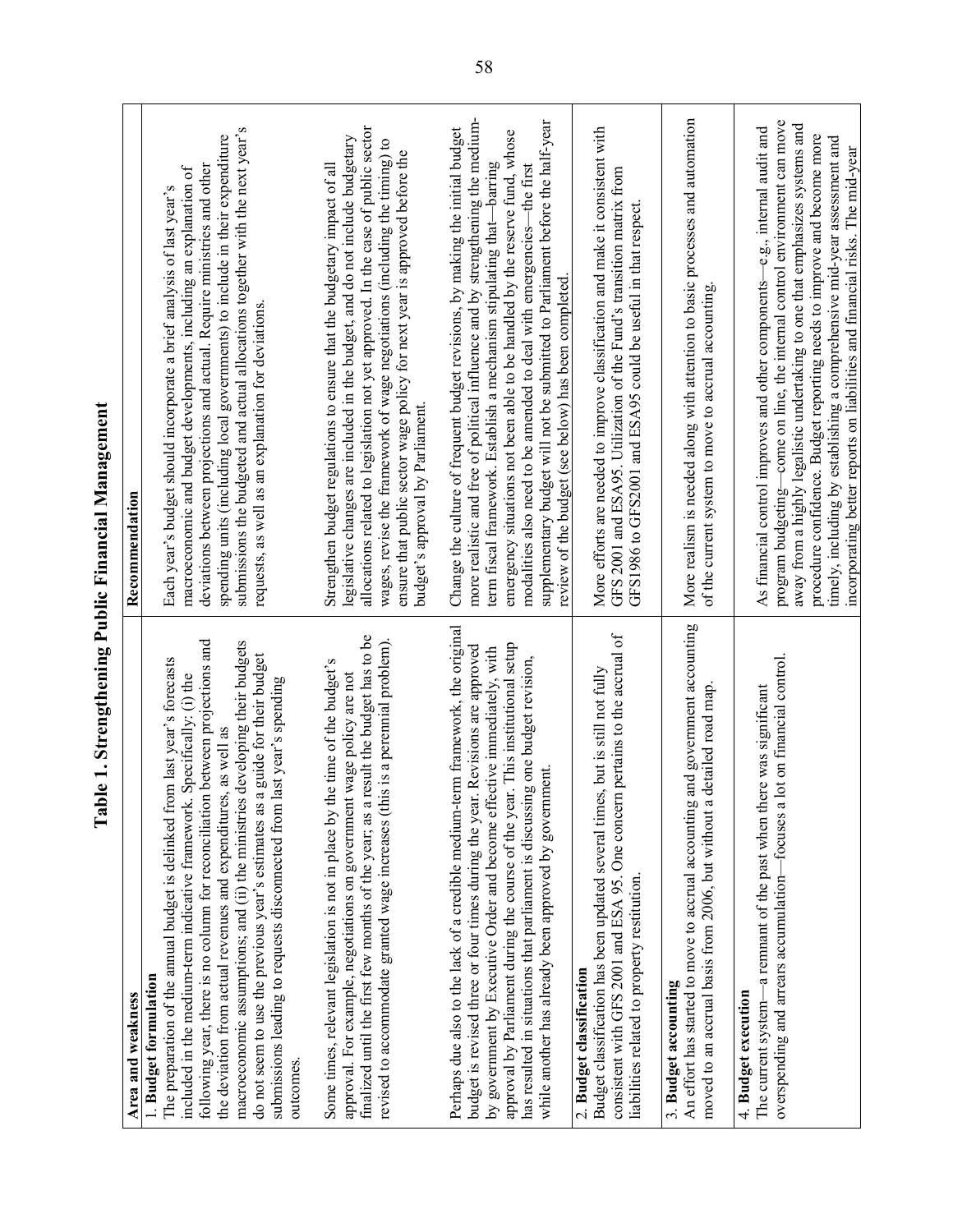# Table 1. Strengthening Public Financial Management

| Area and weakness | Recommendation |
| --- | --- |
| 1. **Budget formulation**<br>The preparation of the annual budget is delinked from last year's forecasts included in the medium-term indicative framework. Specifically: (i) the following year, there is no column for reconciliation between projections and the deviation from actual revenues and expenditures, as well as macroeconomic assumptions; and (ii) the ministries developing their budgets do not seem to use the previous year's estimates as a guide for their budget submissions leading to requests disconnected from last year's spending outcomes. | Each year's budget should incorporate a brief analysis of last year's macroeconomic and budget developments, including an explanation of deviations between projections and actual. Require ministries and other spending units (including local governments) to include in their expenditure submissions the budgeted and actual allocations together with the next year's requests, as well as an explanation for deviations. |
| Some times, relevant legislation is not in place by the time of the budget's approval. For example, negotiations on government wage policy are not finalized until the first few months of the year; as a result the budget has to be revised to accommodate granted wage increases (this is a perennial problem). | Strengthen budget regulations to ensure that the budgetary impact of all legislative changes are included in the budget, and do not include budgetary allocations related to legislation not yet approved. In the case of public sector wages, revise the framework of wage negotiations (including the timing) to ensure that public sector wage policy for next year is approved before the budget's approval by Parliament. |
| Perhaps due also to the lack of a credible medium-term framework, the original budget is revised three or four times during the year. Revisions are approved by government by Executive Order and become effective immediately, with approval by Parliament during the course of the year. This institutional setup has resulted in situations that parliament is discussing one budget revision, while another has already been approved by government. | Change the culture of frequent budget revisions, by making the initial budget more realistic and free of political influence and by strengthening the medium-term fiscal framework. Establish a mechanism stipulating that—barring emergency situations not been able to be handled by the reserve fund, whose modalities also need to be amended to deal with emergencies—the first supplementary budget will not be submitted to Parliament before the half-year review of the budget (see below) has been completed. |
| 2. **Budget classification**<br>Budget classification has been updated several times, but is still not fully consistent with GFS 2001 and ESA 95. One concern pertains to the accrual of liabilities related to property restitution. | More efforts are needed to improve classification and make it consistent with GFS 2001 and ESA95. Utilization of the Fund's transition matrix from GFS1986 to GFS2001 and ESA95 could be useful in that respect. |
| 3. **Budget accounting**<br>An effort has started to move to accrual accounting and government accounting moved to an accrual basis from 2006, but without a detailed road map. | More realism is needed along with attention to basic processes and automation of the current system to move to accrual accounting. |
| 4. **Budget execution**<br>The current system—a remnant of the past when there was significant overspending and arrears accumulation—focuses a lot on financial control. | As financial control improves and other components—e.g., internal audit and program budgeting—come on line, the internal control environment can move away from a highly legalistic undertaking to one that emphasizes systems and procedure confidence. Budget reporting needs to improve and become more timely, including by establishing a comprehensive mid-year assessment and incorporating better reports on liabilities and financial risks. The mid-year |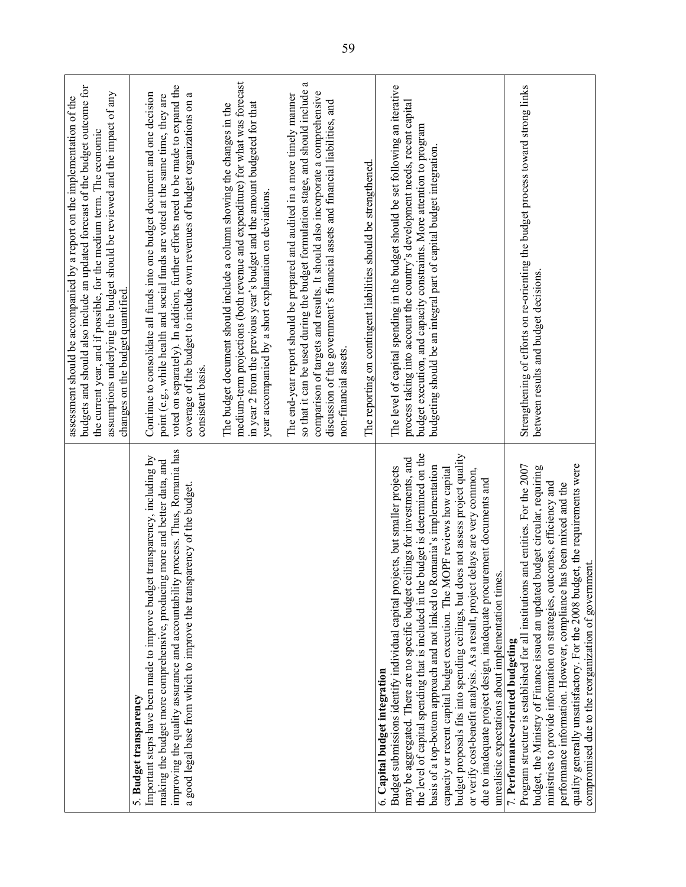| | |
|---|---|
| | assessment should be accompanied by a report on the implementation of the budgets and should also include an updated forecast of the budget outcome for the current year, and if possible, for the medium term. The economic assumptions underlying the budget should be reviewed and the impact of any changes on the budget quantified. |
| 5. **Budget transparency**<br>Important steps have been made to improve budget transparency, including by making the budget more comprehensive, producing more and better data, and improving the quality assurance and accountability process. Thus, Romania has a good legal base from which to improve the transparency of the budget. | Continue to consolidate all funds into one budget document and one decision point (e.g., while health and social funds are voted at the same time, they are voted on separately). In addition, further efforts need to be made to expand the coverage of the budget to include own revenues of budget organizations on a consistent basis.<br><br>The budget document should include a column showing the changes in the medium-term projections (both revenue and expenditure) for what was forecast in year 2 from the previous year's budget and the amount budgeted for that year accompanied by a short explanation on deviations.<br><br>The end-year report should be prepared and audited in a more timely manner so that it can be used during the budget formulation stage, and should include a comparison of targets and results. It should also incorporate a comprehensive discussion of the government's financial assets and financial liabilities, and non-financial assets.<br><br>The reporting on contingent liabilities should be strengthened. |
| 6. **Capital budget integration**<br>Budget submissions identify individual capital projects, but smaller projects may be aggregated. There are no specific budget ceilings for investments, and the level of capital spending that is included in the budget is determined on the basis of a top-bottom approach and not linked to Romania's implementation capacity or recent capital budget execution. The MOPF reviews how capital budget proposals fits into spending ceilings, but does not assess project quality or verify cost-benefit analysis. As a result, project delays are very common, due to inadequate project design, inadequate procurement documents and unrealistic expectations about implementation times. | The level of capital spending in the budget should be set following an iterative process taking into account the country's development needs, recent capital budget execution, and capacity constraints. More attention to program budgeting should be an integral part of capital budget integration. |
| 7. **Performance-oriented budgeting**<br>Program structure is established for all institutions and entities. For the 2007 budget, the Ministry of Finance issued an updated budget circular, requiring ministries to provide information on strategies, outcomes, efficiency and performance information. However, compliance has been mixed and the quality generally unsatisfactory. For the 2008 budget, the requirements were compromised due to the reorganization of government. | Strengthening of efforts on re-orienting the budget process toward strong links between results and budget decisions. |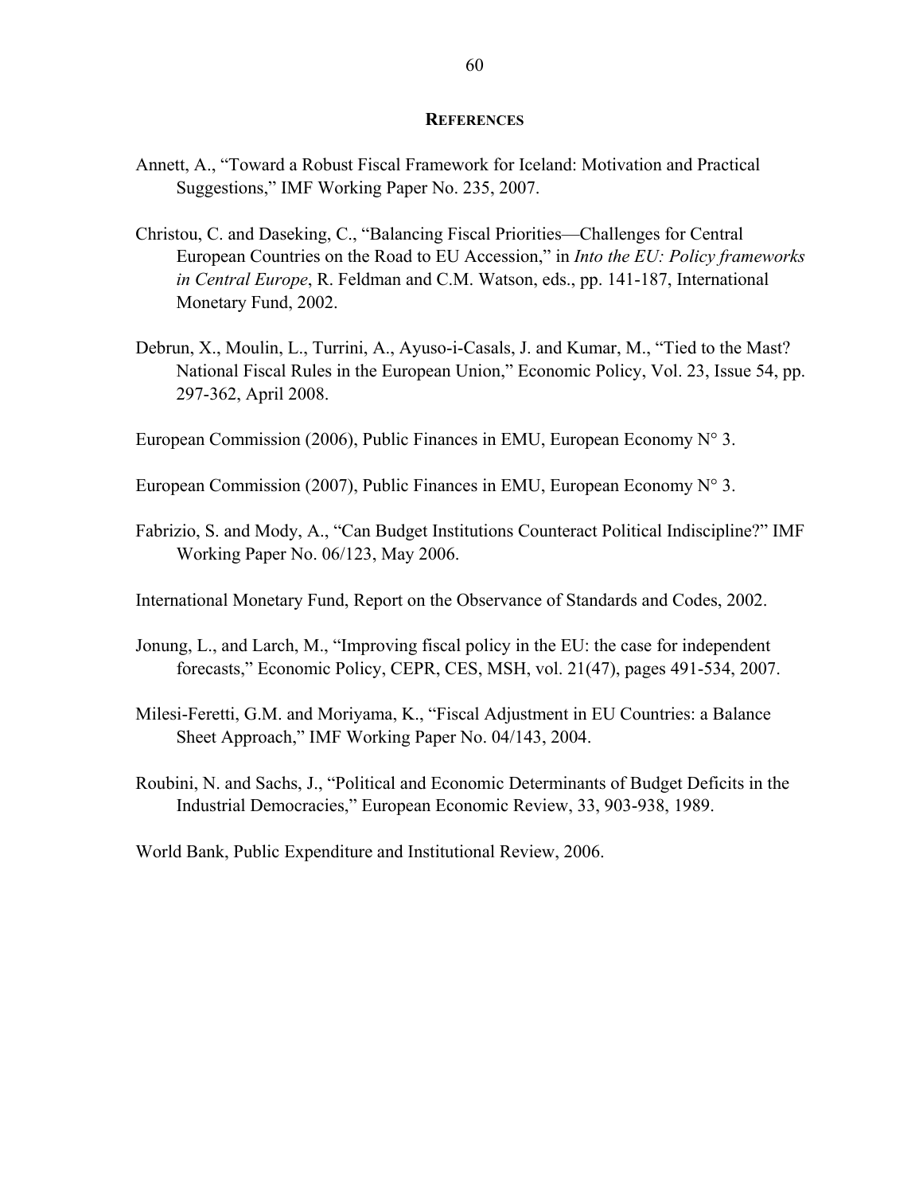## References

Annett, A., "Toward a Robust Fiscal Framework for Iceland: Motivation and Practical Suggestions," IMF Working Paper No. 235, 2007.

Christou, C. and Daseking, C., "Balancing Fiscal Priorities—Challenges for Central European Countries on the Road to EU Accession," in *Into the EU: Policy frameworks in Central Europe*, R. Feldman and C.M. Watson, eds., pp. 141-187, International Monetary Fund, 2002.

Debrun, X., Moulin, L., Turrini, A., Ayuso-i-Casals, J. and Kumar, M., "Tied to the Mast? National Fiscal Rules in the European Union," Economic Policy, Vol. 23, Issue 54, pp. 297-362, April 2008.

European Commission (2006), Public Finances in EMU, European Economy N° 3.

European Commission (2007), Public Finances in EMU, European Economy N° 3.

Fabrizio, S. and Mody, A., "Can Budget Institutions Counteract Political Indiscipline?" IMF Working Paper No. 06/123, May 2006.

International Monetary Fund, Report on the Observance of Standards and Codes, 2002.

Jonung, L., and Larch, M., "Improving fiscal policy in the EU: the case for independent forecasts," Economic Policy, CEPR, CES, MSH, vol. 21(47), pages 491-534, 2007.

Milesi-Feretti, G.M. and Moriyama, K., "Fiscal Adjustment in EU Countries: a Balance Sheet Approach," IMF Working Paper No. 04/143, 2004.

Roubini, N. and Sachs, J., "Political and Economic Determinants of Budget Deficits in the Industrial Democracies," European Economic Review, 33, 903-938, 1989.

World Bank, Public Expenditure and Institutional Review, 2006.